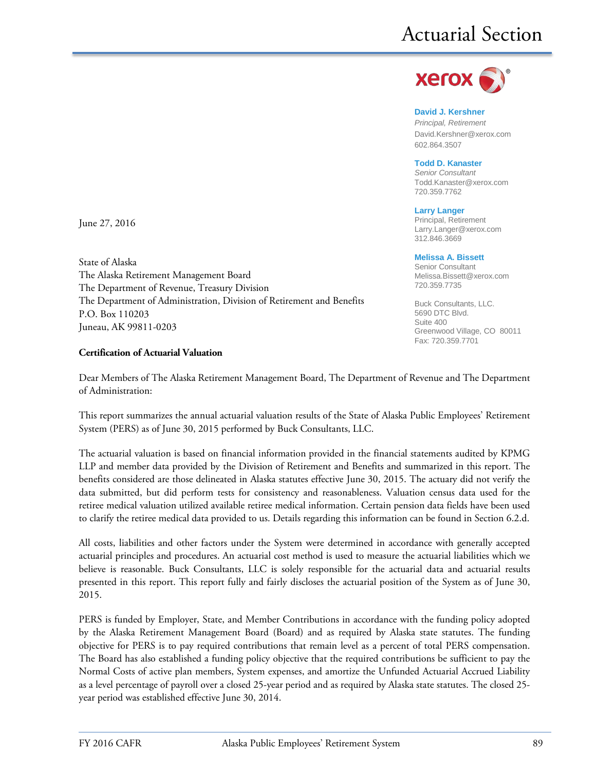# Actuarial Section

**David J. Kershner**
*Principal, Retirement*
David.Kershner@xerox.com
602.864.3507

**Todd D. Kanaster**
*Senior Consultant*
Todd.Kanaster@xerox.com
720.359.7762

**Larry Langer**
Principal, Retirement
Larry.Langer@xerox.com
312.846.3669

**Melissa A. Bissett**
Senior Consultant
Melissa.Bissett@xerox.com
720.359.7735

Buck Consultants, LLC.
5690 DTC Blvd.
Suite 400
Greenwood Village, CO 80011
Fax: 720.359.7701

June 27, 2016

State of Alaska
The Alaska Retirement Management Board
The Department of Revenue, Treasury Division
The Department of Administration, Division of Retirement and Benefits
P.O. Box 110203
Juneau, AK 99811-0203

**Certification of Actuarial Valuation**

Dear Members of The Alaska Retirement Management Board, The Department of Revenue and The Department of Administration:

This report summarizes the annual actuarial valuation results of the State of Alaska Public Employees' Retirement System (PERS) as of June 30, 2015 performed by Buck Consultants, LLC.

The actuarial valuation is based on financial information provided in the financial statements audited by KPMG LLP and member data provided by the Division of Retirement and Benefits and summarized in this report. The benefits considered are those delineated in Alaska statutes effective June 30, 2015. The actuary did not verify the data submitted, but did perform tests for consistency and reasonableness. Valuation census data used for the retiree medical valuation utilized available retiree medical information. Certain pension data fields have been used to clarify the retiree medical data provided to us. Details regarding this information can be found in Section 6.2.d.

All costs, liabilities and other factors under the System were determined in accordance with generally accepted actuarial principles and procedures. An actuarial cost method is used to measure the actuarial liabilities which we believe is reasonable. Buck Consultants, LLC is solely responsible for the actuarial data and actuarial results presented in this report. This report fully and fairly discloses the actuarial position of the System as of June 30, 2015.

PERS is funded by Employer, State, and Member Contributions in accordance with the funding policy adopted by the Alaska Retirement Management Board (Board) and as required by Alaska state statutes. The funding objective for PERS is to pay required contributions that remain level as a percent of total PERS compensation. The Board has also established a funding policy objective that the required contributions be sufficient to pay the Normal Costs of active plan members, System expenses, and amortize the Unfunded Actuarial Accrued Liability as a level percentage of payroll over a closed 25-year period and as required by Alaska state statutes. The closed 25-year period was established effective June 30, 2014.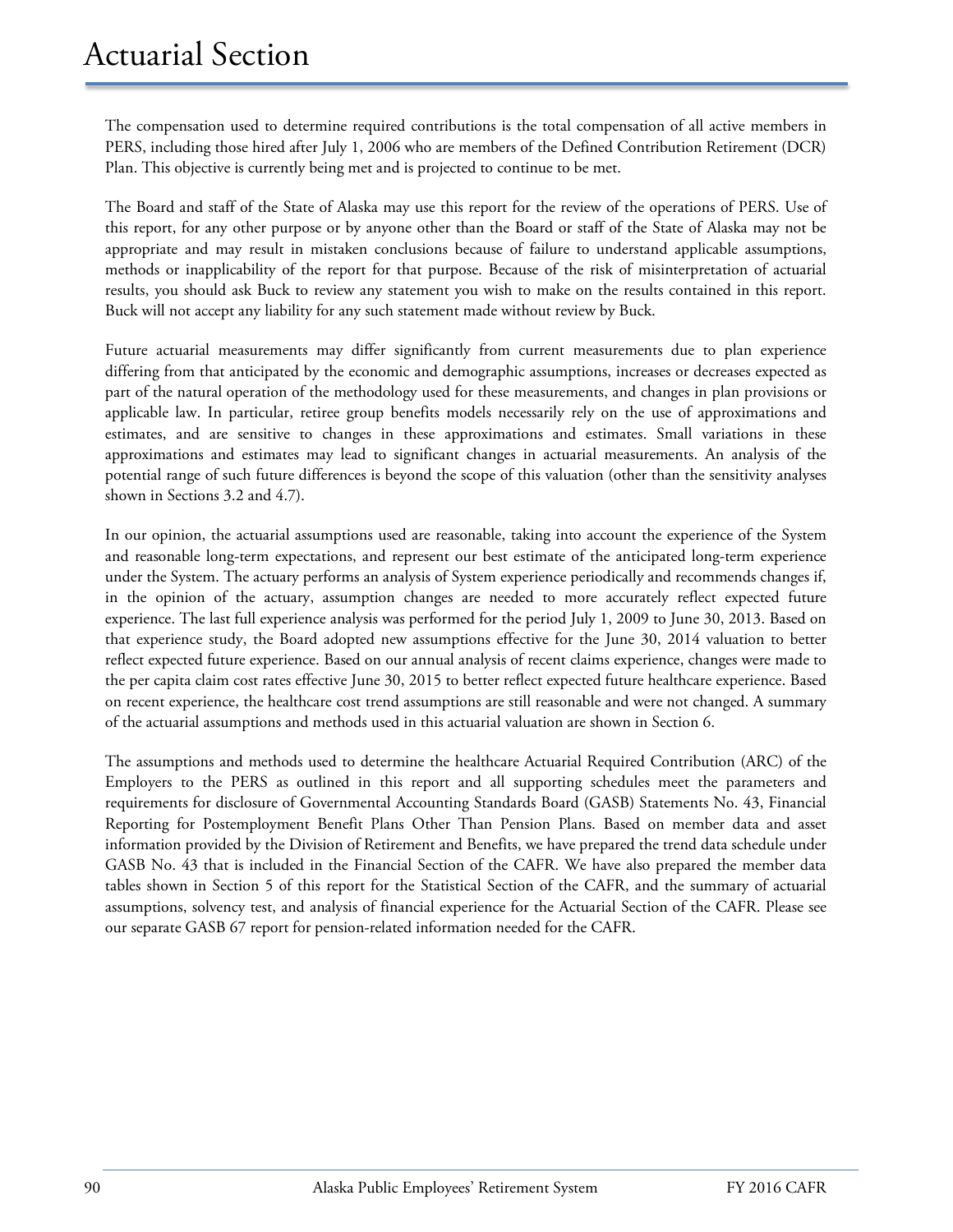# Actuarial Section

The compensation used to determine required contributions is the total compensation of all active members in PERS, including those hired after July 1, 2006 who are members of the Defined Contribution Retirement (DCR) Plan. This objective is currently being met and is projected to continue to be met.

The Board and staff of the State of Alaska may use this report for the review of the operations of PERS. Use of this report, for any other purpose or by anyone other than the Board or staff of the State of Alaska may not be appropriate and may result in mistaken conclusions because of failure to understand applicable assumptions, methods or inapplicability of the report for that purpose. Because of the risk of misinterpretation of actuarial results, you should ask Buck to review any statement you wish to make on the results contained in this report. Buck will not accept any liability for any such statement made without review by Buck.

Future actuarial measurements may differ significantly from current measurements due to plan experience differing from that anticipated by the economic and demographic assumptions, increases or decreases expected as part of the natural operation of the methodology used for these measurements, and changes in plan provisions or applicable law. In particular, retiree group benefits models necessarily rely on the use of approximations and estimates, and are sensitive to changes in these approximations and estimates. Small variations in these approximations and estimates may lead to significant changes in actuarial measurements. An analysis of the potential range of such future differences is beyond the scope of this valuation (other than the sensitivity analyses shown in Sections 3.2 and 4.7).

In our opinion, the actuarial assumptions used are reasonable, taking into account the experience of the System and reasonable long-term expectations, and represent our best estimate of the anticipated long-term experience under the System. The actuary performs an analysis of System experience periodically and recommends changes if, in the opinion of the actuary, assumption changes are needed to more accurately reflect expected future experience. The last full experience analysis was performed for the period July 1, 2009 to June 30, 2013. Based on that experience study, the Board adopted new assumptions effective for the June 30, 2014 valuation to better reflect expected future experience. Based on our annual analysis of recent claims experience, changes were made to the per capita claim cost rates effective June 30, 2015 to better reflect expected future healthcare experience. Based on recent experience, the healthcare cost trend assumptions are still reasonable and were not changed. A summary of the actuarial assumptions and methods used in this actuarial valuation are shown in Section 6.

The assumptions and methods used to determine the healthcare Actuarial Required Contribution (ARC) of the Employers to the PERS as outlined in this report and all supporting schedules meet the parameters and requirements for disclosure of Governmental Accounting Standards Board (GASB) Statements No. 43, Financial Reporting for Postemployment Benefit Plans Other Than Pension Plans. Based on member data and asset information provided by the Division of Retirement and Benefits, we have prepared the trend data schedule under GASB No. 43 that is included in the Financial Section of the CAFR. We have also prepared the member data tables shown in Section 5 of this report for the Statistical Section of the CAFR, and the summary of actuarial assumptions, solvency test, and analysis of financial experience for the Actuarial Section of the CAFR. Please see our separate GASB 67 report for pension-related information needed for the CAFR.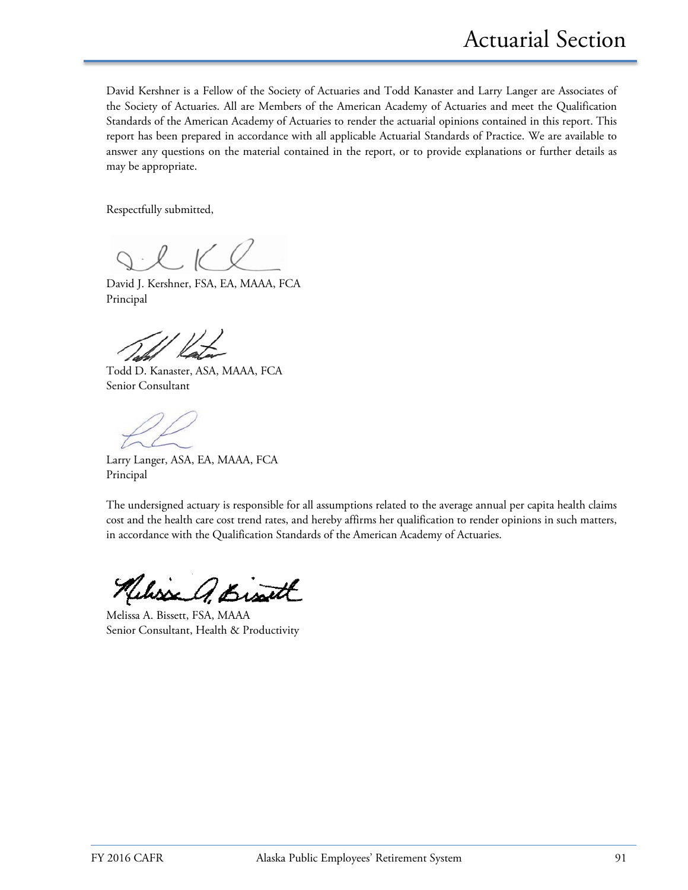David Kershner is a Fellow of the Society of Actuaries and Todd Kanaster and Larry Langer are Associates of the Society of Actuaries. All are Members of the American Academy of Actuaries and meet the Qualification Standards of the American Academy of Actuaries to render the actuarial opinions contained in this report. This report has been prepared in accordance with all applicable Actuarial Standards of Practice. We are available to answer any questions on the material contained in the report, or to provide explanations or further details as may be appropriate.

Respectfully submitted,

David J. Kershner, FSA, EA, MAAA, FCA
Principal

Todd D. Kanaster, ASA, MAAA, FCA
Senior Consultant

Larry Langer, ASA, EA, MAAA, FCA
Principal

The undersigned actuary is responsible for all assumptions related to the average annual per capita health claims cost and the health care cost trend rates, and hereby affirms her qualification to render opinions in such matters, in accordance with the Qualification Standards of the American Academy of Actuaries.

Melissa A. Bissett, FSA, MAAA
Senior Consultant, Health & Productivity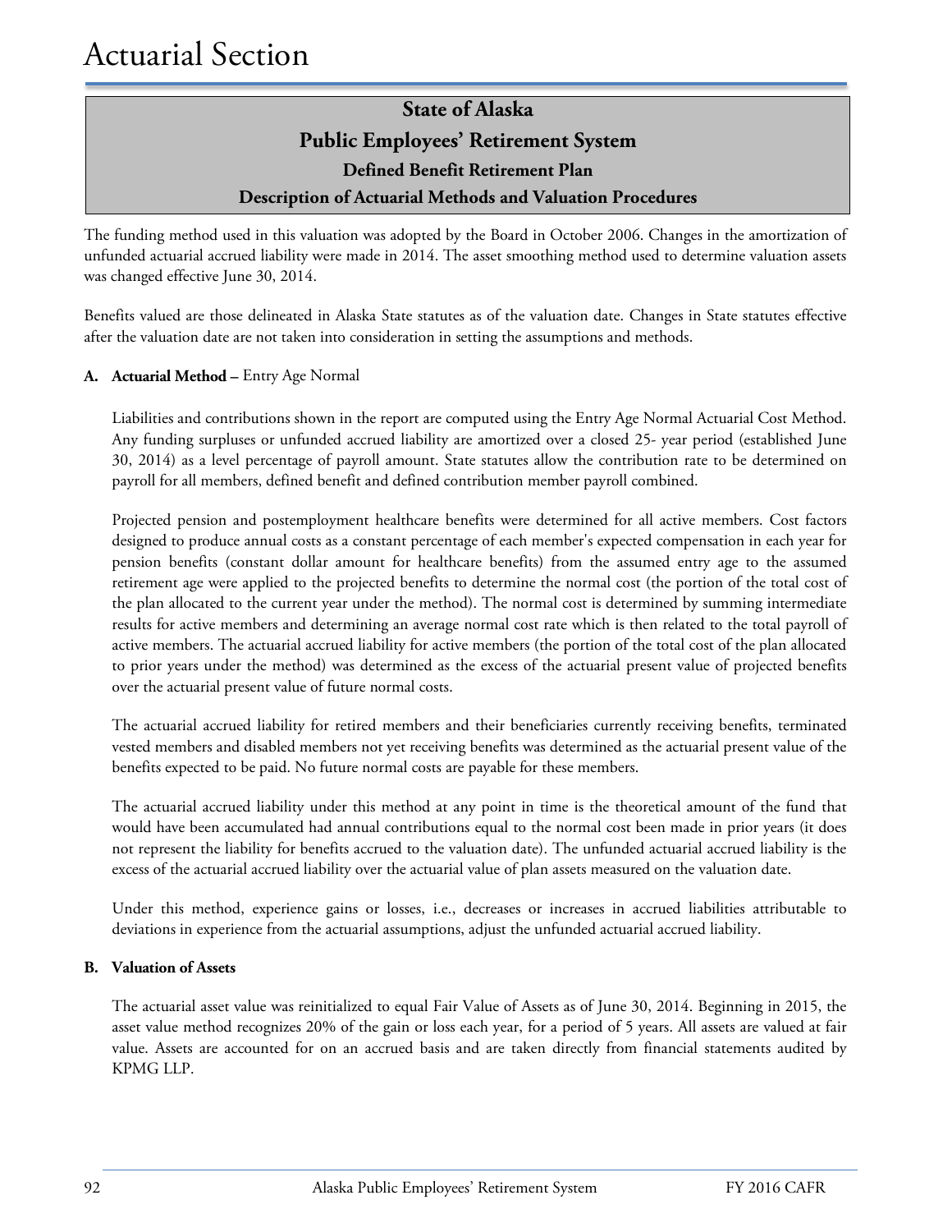# Actuarial Section

## State of Alaska
## Public Employees' Retirement System
### Defined Benefit Retirement Plan
### Description of Actuarial Methods and Valuation Procedures

The funding method used in this valuation was adopted by the Board in October 2006. Changes in the amortization of unfunded actuarial accrued liability were made in 2014. The asset smoothing method used to determine valuation assets was changed effective June 30, 2014.

Benefits valued are those delineated in Alaska State statutes as of the valuation date. Changes in State statutes effective after the valuation date are not taken into consideration in setting the assumptions and methods.

**A. Actuarial Method –** Entry Age Normal

Liabilities and contributions shown in the report are computed using the Entry Age Normal Actuarial Cost Method. Any funding surpluses or unfunded accrued liability are amortized over a closed 25- year period (established June 30, 2014) as a level percentage of payroll amount. State statutes allow the contribution rate to be determined on payroll for all members, defined benefit and defined contribution member payroll combined.

Projected pension and postemployment healthcare benefits were determined for all active members. Cost factors designed to produce annual costs as a constant percentage of each member's expected compensation in each year for pension benefits (constant dollar amount for healthcare benefits) from the assumed entry age to the assumed retirement age were applied to the projected benefits to determine the normal cost (the portion of the total cost of the plan allocated to the current year under the method). The normal cost is determined by summing intermediate results for active members and determining an average normal cost rate which is then related to the total payroll of active members. The actuarial accrued liability for active members (the portion of the total cost of the plan allocated to prior years under the method) was determined as the excess of the actuarial present value of projected benefits over the actuarial present value of future normal costs.

The actuarial accrued liability for retired members and their beneficiaries currently receiving benefits, terminated vested members and disabled members not yet receiving benefits was determined as the actuarial present value of the benefits expected to be paid. No future normal costs are payable for these members.

The actuarial accrued liability under this method at any point in time is the theoretical amount of the fund that would have been accumulated had annual contributions equal to the normal cost been made in prior years (it does not represent the liability for benefits accrued to the valuation date). The unfunded actuarial accrued liability is the excess of the actuarial accrued liability over the actuarial value of plan assets measured on the valuation date.

Under this method, experience gains or losses, i.e., decreases or increases in accrued liabilities attributable to deviations in experience from the actuarial assumptions, adjust the unfunded actuarial accrued liability.

**B. Valuation of Assets**

The actuarial asset value was reinitialized to equal Fair Value of Assets as of June 30, 2014. Beginning in 2015, the asset value method recognizes 20% of the gain or loss each year, for a period of 5 years. All assets are valued at fair value. Assets are accounted for on an accrued basis and are taken directly from financial statements audited by KPMG LLP.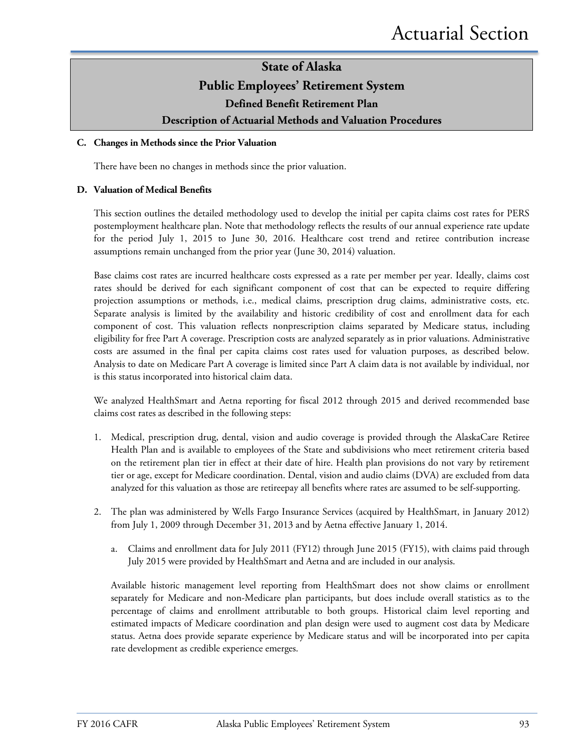# State of Alaska
# Public Employees' Retirement System
## Defined Benefit Retirement Plan
## Description of Actuarial Methods and Valuation Procedures

**C. Changes in Methods since the Prior Valuation**

There have been no changes in methods since the prior valuation.

**D. Valuation of Medical Benefits**

This section outlines the detailed methodology used to develop the initial per capita claims cost rates for PERS postemployment healthcare plan. Note that methodology reflects the results of our annual experience rate update for the period July 1, 2015 to June 30, 2016. Healthcare cost trend and retiree contribution increase assumptions remain unchanged from the prior year (June 30, 2014) valuation.

Base claims cost rates are incurred healthcare costs expressed as a rate per member per year. Ideally, claims cost rates should be derived for each significant component of cost that can be expected to require differing projection assumptions or methods, i.e., medical claims, prescription drug claims, administrative costs, etc. Separate analysis is limited by the availability and historic credibility of cost and enrollment data for each component of cost. This valuation reflects nonprescription claims separated by Medicare status, including eligibility for free Part A coverage. Prescription costs are analyzed separately as in prior valuations. Administrative costs are assumed in the final per capita claims cost rates used for valuation purposes, as described below. Analysis to date on Medicare Part A coverage is limited since Part A claim data is not available by individual, nor is this status incorporated into historical claim data.

We analyzed HealthSmart and Aetna reporting for fiscal 2012 through 2015 and derived recommended base claims cost rates as described in the following steps:

1. Medical, prescription drug, dental, vision and audio coverage is provided through the AlaskaCare Retiree Health Plan and is available to employees of the State and subdivisions who meet retirement criteria based on the retirement plan tier in effect at their date of hire. Health plan provisions do not vary by retirement tier or age, except for Medicare coordination. Dental, vision and audio claims (DVA) are excluded from data analyzed for this valuation as those are retireepay all benefits where rates are assumed to be self-supporting.

2. The plan was administered by Wells Fargo Insurance Services (acquired by HealthSmart, in January 2012) from July 1, 2009 through December 31, 2013 and by Aetna effective January 1, 2014.

   a. Claims and enrollment data for July 2011 (FY12) through June 2015 (FY15), with claims paid through July 2015 were provided by HealthSmart and Aetna and are included in our analysis.

   Available historic management level reporting from HealthSmart does not show claims or enrollment separately for Medicare and non-Medicare plan participants, but does include overall statistics as to the percentage of claims and enrollment attributable to both groups. Historical claim level reporting and estimated impacts of Medicare coordination and plan design were used to augment cost data by Medicare status. Aetna does provide separate experience by Medicare status and will be incorporated into per capita rate development as credible experience emerges.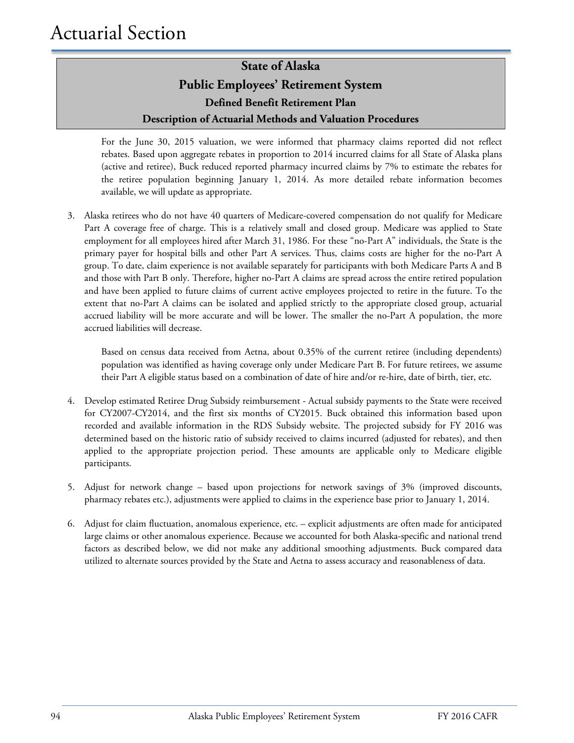# Actuarial Section

## State of Alaska
## Public Employees' Retirement System
### Defined Benefit Retirement Plan
### Description of Actuarial Methods and Valuation Procedures

For the June 30, 2015 valuation, we were informed that pharmacy claims reported did not reflect rebates. Based upon aggregate rebates in proportion to 2014 incurred claims for all State of Alaska plans (active and retiree), Buck reduced reported pharmacy incurred claims by 7% to estimate the rebates for the retiree population beginning January 1, 2014. As more detailed rebate information becomes available, we will update as appropriate.

3. Alaska retirees who do not have 40 quarters of Medicare-covered compensation do not qualify for Medicare Part A coverage free of charge. This is a relatively small and closed group. Medicare was applied to State employment for all employees hired after March 31, 1986. For these "no-Part A" individuals, the State is the primary payer for hospital bills and other Part A services. Thus, claims costs are higher for the no-Part A group. To date, claim experience is not available separately for participants with both Medicare Parts A and B and those with Part B only. Therefore, higher no-Part A claims are spread across the entire retired population and have been applied to future claims of current active employees projected to retire in the future. To the extent that no-Part A claims can be isolated and applied strictly to the appropriate closed group, actuarial accrued liability will be more accurate and will be lower. The smaller the no-Part A population, the more accrued liabilities will decrease.

   Based on census data received from Aetna, about 0.35% of the current retiree (including dependents) population was identified as having coverage only under Medicare Part B. For future retirees, we assume their Part A eligible status based on a combination of date of hire and/or re-hire, date of birth, tier, etc.

4. Develop estimated Retiree Drug Subsidy reimbursement - Actual subsidy payments to the State were received for CY2007-CY2014, and the first six months of CY2015. Buck obtained this information based upon recorded and available information in the RDS Subsidy website. The projected subsidy for FY 2016 was determined based on the historic ratio of subsidy received to claims incurred (adjusted for rebates), and then applied to the appropriate projection period. These amounts are applicable only to Medicare eligible participants.

5. Adjust for network change – based upon projections for network savings of 3% (improved discounts, pharmacy rebates etc.), adjustments were applied to claims in the experience base prior to January 1, 2014.

6. Adjust for claim fluctuation, anomalous experience, etc. – explicit adjustments are often made for anticipated large claims or other anomalous experience. Because we accounted for both Alaska-specific and national trend factors as described below, we did not make any additional smoothing adjustments. Buck compared data utilized to alternate sources provided by the State and Aetna to assess accuracy and reasonableness of data.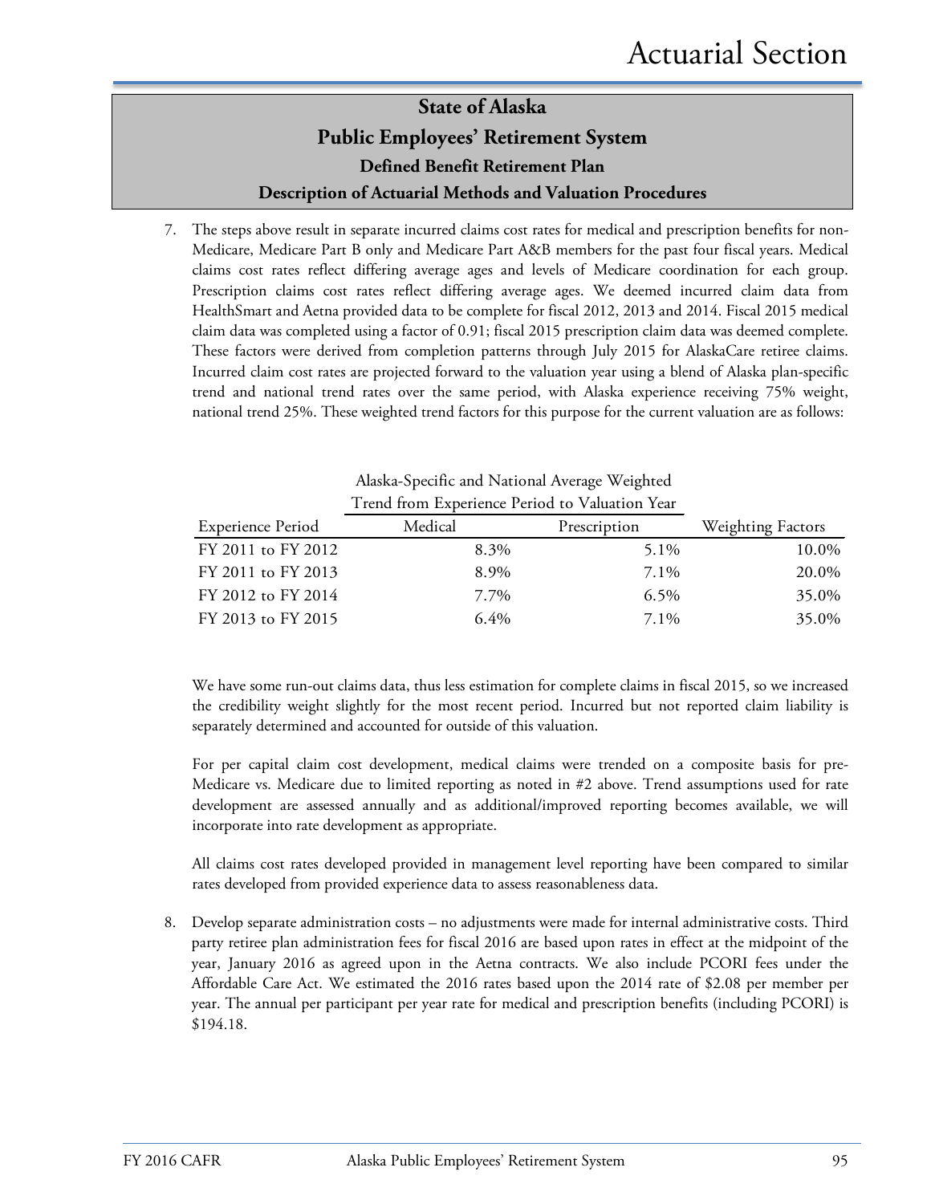# State of Alaska

## Public Employees' Retirement System

### Defined Benefit Retirement Plan

### Description of Actuarial Methods and Valuation Procedures

7. The steps above result in separate incurred claims cost rates for medical and prescription benefits for non-Medicare, Medicare Part B only and Medicare Part A&B members for the past four fiscal years. Medical claims cost rates reflect differing average ages and levels of Medicare coordination for each group. Prescription claims cost rates reflect differing average ages. We deemed incurred claim data from HealthSmart and Aetna provided data to be complete for fiscal 2012, 2013 and 2014. Fiscal 2015 medical claim data was completed using a factor of 0.91; fiscal 2015 prescription claim data was deemed complete. These factors were derived from completion patterns through July 2015 for AlaskaCare retiree claims. Incurred claim cost rates are projected forward to the valuation year using a blend of Alaska plan-specific trend and national trend rates over the same period, with Alaska experience receiving 75% weight, national trend 25%. These weighted trend factors for this purpose for the current valuation are as follows:

| | Alaska-Specific and National Average Weighted Trend from Experience Period to Valuation Year | | |
|---|---|---|---|
| Experience Period | Medical | Prescription | Weighting Factors |
| FY 2011 to FY 2012 | 8.3% | 5.1% | 10.0% |
| FY 2011 to FY 2013 | 8.9% | 7.1% | 20.0% |
| FY 2012 to FY 2014 | 7.7% | 6.5% | 35.0% |
| FY 2013 to FY 2015 | 6.4% | 7.1% | 35.0% |

We have some run-out claims data, thus less estimation for complete claims in fiscal 2015, so we increased the credibility weight slightly for the most recent period. Incurred but not reported claim liability is separately determined and accounted for outside of this valuation.

For per capital claim cost development, medical claims were trended on a composite basis for pre-Medicare vs. Medicare due to limited reporting as noted in #2 above. Trend assumptions used for rate development are assessed annually and as additional/improved reporting becomes available, we will incorporate into rate development as appropriate.

All claims cost rates developed provided in management level reporting have been compared to similar rates developed from provided experience data to assess reasonableness data.

8. Develop separate administration costs – no adjustments were made for internal administrative costs. Third party retiree plan administration fees for fiscal 2016 are based upon rates in effect at the midpoint of the year, January 2016 as agreed upon in the Aetna contracts. We also include PCORI fees under the Affordable Care Act. We estimated the 2016 rates based upon the 2014 rate of $2.08 per member per year. The annual per participant per year rate for medical and prescription benefits (including PCORI) is $194.18.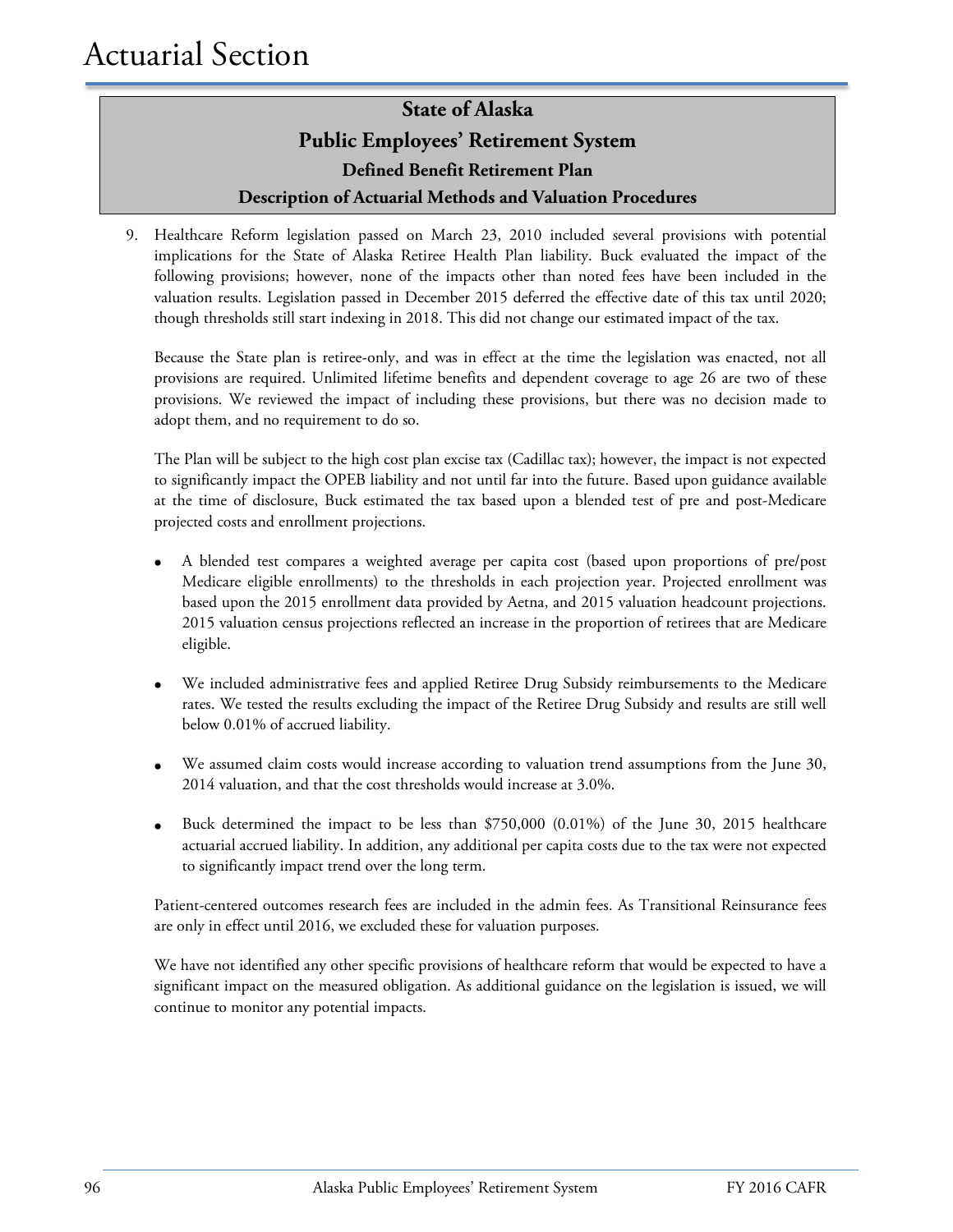# Actuarial Section

## State of Alaska
## Public Employees' Retirement System
### Defined Benefit Retirement Plan
### Description of Actuarial Methods and Valuation Procedures

9. Healthcare Reform legislation passed on March 23, 2010 included several provisions with potential implications for the State of Alaska Retiree Health Plan liability. Buck evaluated the impact of the following provisions; however, none of the impacts other than noted fees have been included in the valuation results. Legislation passed in December 2015 deferred the effective date of this tax until 2020; though thresholds still start indexing in 2018. This did not change our estimated impact of the tax.

   Because the State plan is retiree-only, and was in effect at the time the legislation was enacted, not all provisions are required. Unlimited lifetime benefits and dependent coverage to age 26 are two of these provisions. We reviewed the impact of including these provisions, but there was no decision made to adopt them, and no requirement to do so.

   The Plan will be subject to the high cost plan excise tax (Cadillac tax); however, the impact is not expected to significantly impact the OPEB liability and not until far into the future. Based upon guidance available at the time of disclosure, Buck estimated the tax based upon a blended test of pre and post-Medicare projected costs and enrollment projections.

   - A blended test compares a weighted average per capita cost (based upon proportions of pre/post Medicare eligible enrollments) to the thresholds in each projection year. Projected enrollment was based upon the 2015 enrollment data provided by Aetna, and 2015 valuation headcount projections. 2015 valuation census projections reflected an increase in the proportion of retirees that are Medicare eligible.
   - We included administrative fees and applied Retiree Drug Subsidy reimbursements to the Medicare rates. We tested the results excluding the impact of the Retiree Drug Subsidy and results are still well below 0.01% of accrued liability.
   - We assumed claim costs would increase according to valuation trend assumptions from the June 30, 2014 valuation, and that the cost thresholds would increase at 3.0%.
   - Buck determined the impact to be less than $750,000 (0.01%) of the June 30, 2015 healthcare actuarial accrued liability. In addition, any additional per capita costs due to the tax were not expected to significantly impact trend over the long term.

   Patient-centered outcomes research fees are included in the admin fees. As Transitional Reinsurance fees are only in effect until 2016, we excluded these for valuation purposes.

   We have not identified any other specific provisions of healthcare reform that would be expected to have a significant impact on the measured obligation. As additional guidance on the legislation is issued, we will continue to monitor any potential impacts.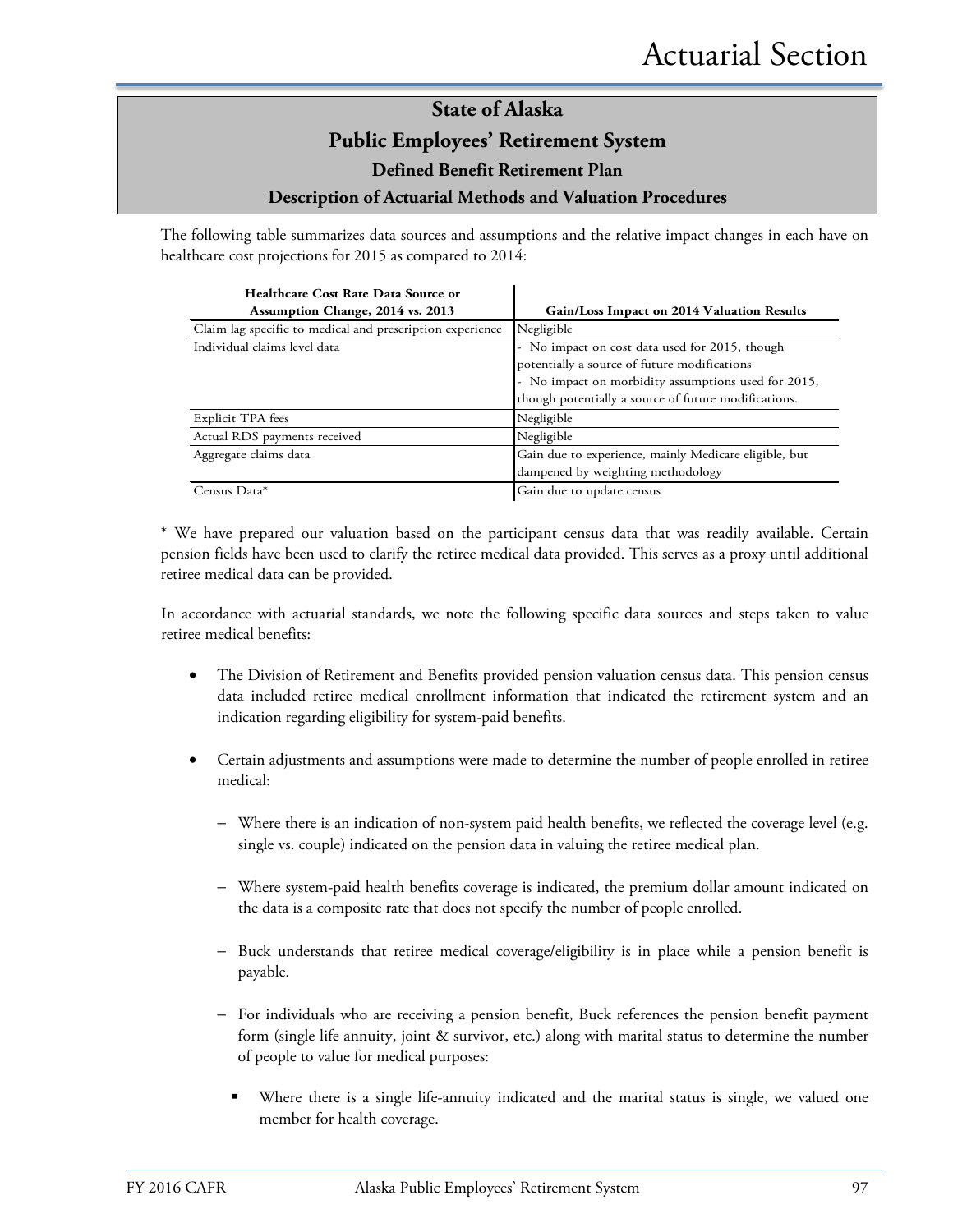## State of Alaska

## Public Employees' Retirement System

### Defined Benefit Retirement Plan

### Description of Actuarial Methods and Valuation Procedures

The following table summarizes data sources and assumptions and the relative impact changes in each have on healthcare cost projections for 2015 as compared to 2014:

| Healthcare Cost Rate Data Source or Assumption Change, 2014 vs. 2013 | Gain/Loss Impact on 2014 Valuation Results |
|---|---|
| Claim lag specific to medical and prescription experience | Negligible |
| Individual claims level data | - No impact on cost data used for 2015, though potentially a source of future modifications<br>- No impact on morbidity assumptions used for 2015, though potentially a source of future modifications. |
| Explicit TPA fees | Negligible |
| Actual RDS payments received | Negligible |
| Aggregate claims data | Gain due to experience, mainly Medicare eligible, but dampened by weighting methodology |
| Census Data* | Gain due to update census |

* We have prepared our valuation based on the participant census data that was readily available. Certain pension fields have been used to clarify the retiree medical data provided. This serves as a proxy until additional retiree medical data can be provided.

In accordance with actuarial standards, we note the following specific data sources and steps taken to value retiree medical benefits:

- The Division of Retirement and Benefits provided pension valuation census data. This pension census data included retiree medical enrollment information that indicated the retirement system and an indication regarding eligibility for system-paid benefits.

- Certain adjustments and assumptions were made to determine the number of people enrolled in retiree medical:

  - Where there is an indication of non-system paid health benefits, we reflected the coverage level (e.g. single vs. couple) indicated on the pension data in valuing the retiree medical plan.

  - Where system-paid health benefits coverage is indicated, the premium dollar amount indicated on the data is a composite rate that does not specify the number of people enrolled.

  - Buck understands that retiree medical coverage/eligibility is in place while a pension benefit is payable.

  - For individuals who are receiving a pension benefit, Buck references the pension benefit payment form (single life annuity, joint & survivor, etc.) along with marital status to determine the number of people to value for medical purposes:

    - Where there is a single life-annuity indicated and the marital status is single, we valued one member for health coverage.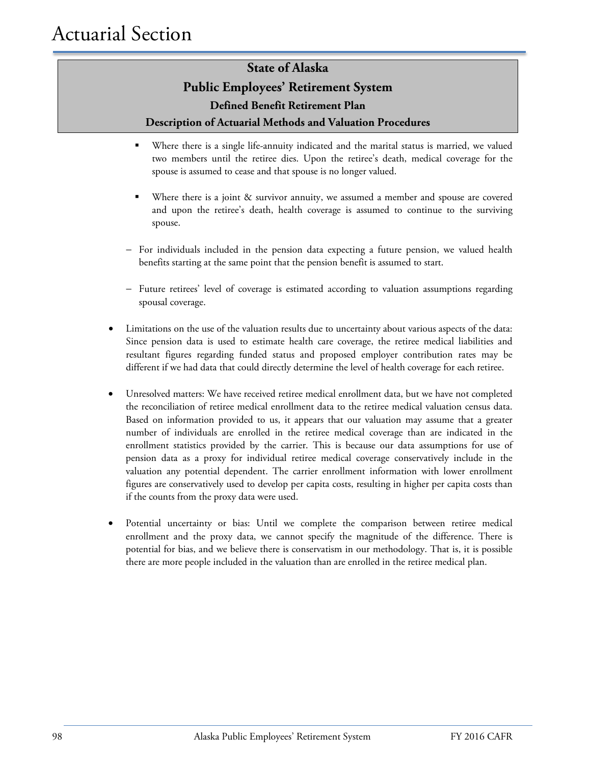## State of Alaska

## Public Employees' Retirement System

### Defined Benefit Retirement Plan

### Description of Actuarial Methods and Valuation Procedures

    - Where there is a single life-annuity indicated and the marital status is married, we valued two members until the retiree dies. Upon the retiree's death, medical coverage for the spouse is assumed to cease and that spouse is no longer valued.

    - Where there is a joint & survivor annuity, we assumed a member and spouse are covered and upon the retiree's death, health coverage is assumed to continue to the surviving spouse.

  - For individuals included in the pension data expecting a future pension, we valued health benefits starting at the same point that the pension benefit is assumed to start.

  - Future retirees' level of coverage is estimated according to valuation assumptions regarding spousal coverage.

- Limitations on the use of the valuation results due to uncertainty about various aspects of the data: Since pension data is used to estimate health care coverage, the retiree medical liabilities and resultant figures regarding funded status and proposed employer contribution rates may be different if we had data that could directly determine the level of health coverage for each retiree.

- Unresolved matters: We have received retiree medical enrollment data, but we have not completed the reconciliation of retiree medical enrollment data to the retiree medical valuation census data. Based on information provided to us, it appears that our valuation may assume that a greater number of individuals are enrolled in the retiree medical coverage than are indicated in the enrollment statistics provided by the carrier. This is because our data assumptions for use of pension data as a proxy for individual retiree medical coverage conservatively include in the valuation any potential dependent. The carrier enrollment information with lower enrollment figures are conservatively used to develop per capita costs, resulting in higher per capita costs than if the counts from the proxy data were used.

- Potential uncertainty or bias: Until we complete the comparison between retiree medical enrollment and the proxy data, we cannot specify the magnitude of the difference. There is potential for bias, and we believe there is conservatism in our methodology. That is, it is possible there are more people included in the valuation than are enrolled in the retiree medical plan.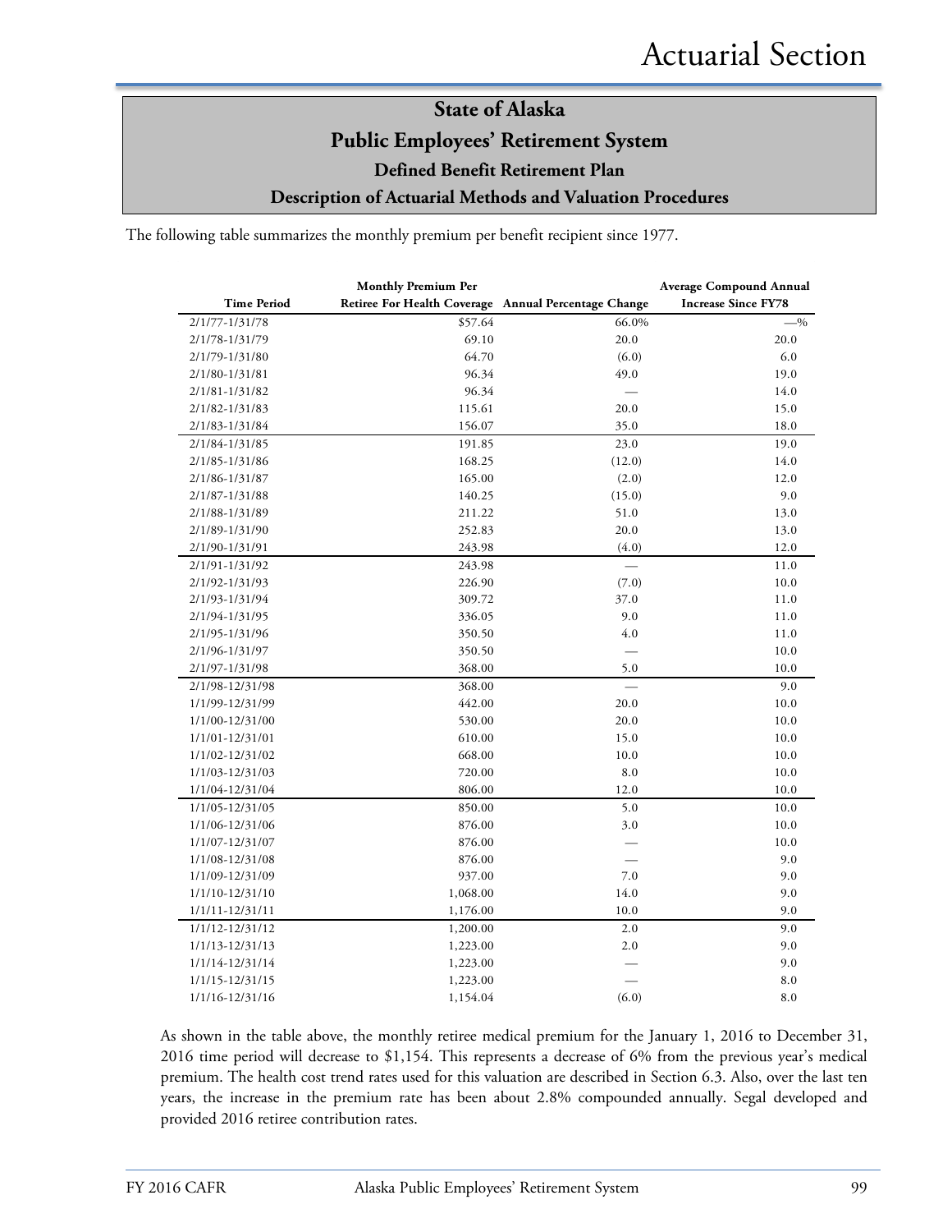# Actuarial Section

## State of Alaska
## Public Employees' Retirement System
### Defined Benefit Retirement Plan
### Description of Actuarial Methods and Valuation Procedures

The following table summarizes the monthly premium per benefit recipient since 1977.

| Time Period | Monthly Premium Per Retiree For Health Coverage | Annual Percentage Change | Average Compound Annual Increase Since FY78 |
|---|---|---|---|
| 2/1/77-1/31/78 | $57.64 | 66.0% | —% |
| 2/1/78-1/31/79 | 69.10 | 20.0 | 20.0 |
| 2/1/79-1/31/80 | 64.70 | (6.0) | 6.0 |
| 2/1/80-1/31/81 | 96.34 | 49.0 | 19.0 |
| 2/1/81-1/31/82 | 96.34 | — | 14.0 |
| 2/1/82-1/31/83 | 115.61 | 20.0 | 15.0 |
| 2/1/83-1/31/84 | 156.07 | 35.0 | 18.0 |
| 2/1/84-1/31/85 | 191.85 | 23.0 | 19.0 |
| 2/1/85-1/31/86 | 168.25 | (12.0) | 14.0 |
| 2/1/86-1/31/87 | 165.00 | (2.0) | 12.0 |
| 2/1/87-1/31/88 | 140.25 | (15.0) | 9.0 |
| 2/1/88-1/31/89 | 211.22 | 51.0 | 13.0 |
| 2/1/89-1/31/90 | 252.83 | 20.0 | 13.0 |
| 2/1/90-1/31/91 | 243.98 | (4.0) | 12.0 |
| 2/1/91-1/31/92 | 243.98 | — | 11.0 |
| 2/1/92-1/31/93 | 226.90 | (7.0) | 10.0 |
| 2/1/93-1/31/94 | 309.72 | 37.0 | 11.0 |
| 2/1/94-1/31/95 | 336.05 | 9.0 | 11.0 |
| 2/1/95-1/31/96 | 350.50 | 4.0 | 11.0 |
| 2/1/96-1/31/97 | 350.50 | — | 10.0 |
| 2/1/97-1/31/98 | 368.00 | 5.0 | 10.0 |
| 2/1/98-12/31/98 | 368.00 | — | 9.0 |
| 1/1/99-12/31/99 | 442.00 | 20.0 | 10.0 |
| 1/1/00-12/31/00 | 530.00 | 20.0 | 10.0 |
| 1/1/01-12/31/01 | 610.00 | 15.0 | 10.0 |
| 1/1/02-12/31/02 | 668.00 | 10.0 | 10.0 |
| 1/1/03-12/31/03 | 720.00 | 8.0 | 10.0 |
| 1/1/04-12/31/04 | 806.00 | 12.0 | 10.0 |
| 1/1/05-12/31/05 | 850.00 | 5.0 | 10.0 |
| 1/1/06-12/31/06 | 876.00 | 3.0 | 10.0 |
| 1/1/07-12/31/07 | 876.00 | — | 10.0 |
| 1/1/08-12/31/08 | 876.00 | — | 9.0 |
| 1/1/09-12/31/09 | 937.00 | 7.0 | 9.0 |
| 1/1/10-12/31/10 | 1,068.00 | 14.0 | 9.0 |
| 1/1/11-12/31/11 | 1,176.00 | 10.0 | 9.0 |
| 1/1/12-12/31/12 | 1,200.00 | 2.0 | 9.0 |
| 1/1/13-12/31/13 | 1,223.00 | 2.0 | 9.0 |
| 1/1/14-12/31/14 | 1,223.00 | — | 9.0 |
| 1/1/15-12/31/15 | 1,223.00 | — | 8.0 |
| 1/1/16-12/31/16 | 1,154.04 | (6.0) | 8.0 |

As shown in the table above, the monthly retiree medical premium for the January 1, 2016 to December 31, 2016 time period will decrease to $1,154. This represents a decrease of 6% from the previous year's medical premium. The health cost trend rates used for this valuation are described in Section 6.3. Also, over the last ten years, the increase in the premium rate has been about 2.8% compounded annually. Segal developed and provided 2016 retiree contribution rates.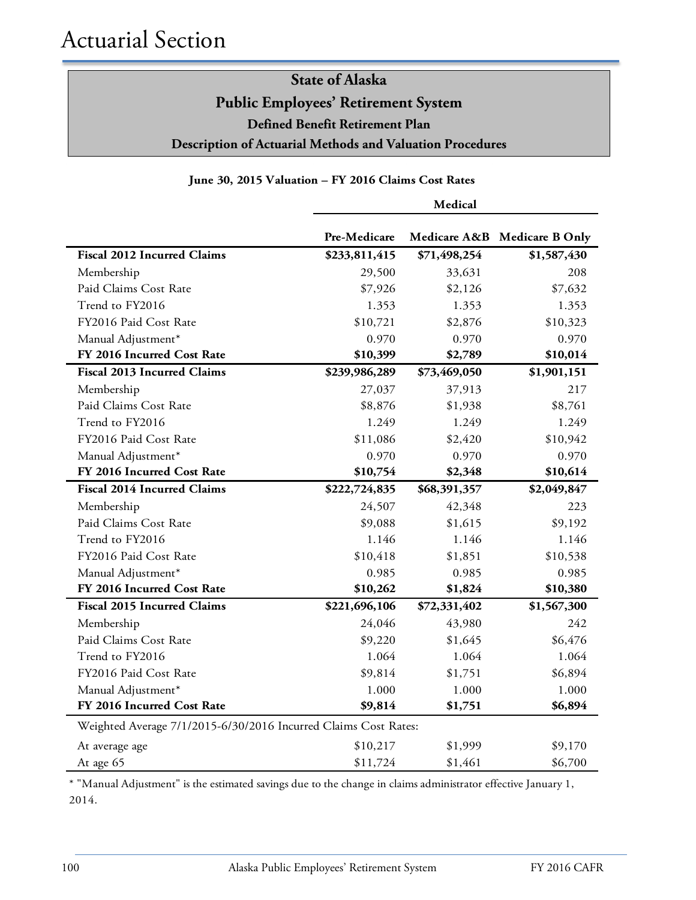# Actuarial Section

## State of Alaska
## Public Employees' Retirement System
### Defined Benefit Retirement Plan
### Description of Actuarial Methods and Valuation Procedures

**June 30, 2015 Valuation – FY 2016 Claims Cost Rates**

| | Medical | | |
|---|---|---|---|
| | **Pre-Medicare** | **Medicare A&B** | **Medicare B Only** |
| **Fiscal 2012 Incurred Claims** | **$233,811,415** | **$71,498,254** | **$1,587,430** |
| Membership | 29,500 | 33,631 | 208 |
| Paid Claims Cost Rate | $7,926 | $2,126 | $7,632 |
| Trend to FY2016 | 1.353 | 1.353 | 1.353 |
| FY2016 Paid Cost Rate | $10,721 | $2,876 | $10,323 |
| Manual Adjustment* | 0.970 | 0.970 | 0.970 |
| **FY 2016 Incurred Cost Rate** | **$10,399** | **$2,789** | **$10,014** |
| **Fiscal 2013 Incurred Claims** | **$239,986,289** | **$73,469,050** | **$1,901,151** |
| Membership | 27,037 | 37,913 | 217 |
| Paid Claims Cost Rate | $8,876 | $1,938 | $8,761 |
| Trend to FY2016 | 1.249 | 1.249 | 1.249 |
| FY2016 Paid Cost Rate | $11,086 | $2,420 | $10,942 |
| Manual Adjustment* | 0.970 | 0.970 | 0.970 |
| **FY 2016 Incurred Cost Rate** | **$10,754** | **$2,348** | **$10,614** |
| **Fiscal 2014 Incurred Claims** | **$222,724,835** | **$68,391,357** | **$2,049,847** |
| Membership | 24,507 | 42,348 | 223 |
| Paid Claims Cost Rate | $9,088 | $1,615 | $9,192 |
| Trend to FY2016 | 1.146 | 1.146 | 1.146 |
| FY2016 Paid Cost Rate | $10,418 | $1,851 | $10,538 |
| Manual Adjustment* | 0.985 | 0.985 | 0.985 |
| **FY 2016 Incurred Cost Rate** | **$10,262** | **$1,824** | **$10,380** |
| **Fiscal 2015 Incurred Claims** | **$221,696,106** | **$72,331,402** | **$1,567,300** |
| Membership | 24,046 | 43,980 | 242 |
| Paid Claims Cost Rate | $9,220 | $1,645 | $6,476 |
| Trend to FY2016 | 1.064 | 1.064 | 1.064 |
| FY2016 Paid Cost Rate | $9,814 | $1,751 | $6,894 |
| Manual Adjustment* | 1.000 | 1.000 | 1.000 |
| **FY 2016 Incurred Cost Rate** | **$9,814** | **$1,751** | **$6,894** |
| Weighted Average 7/1/2015-6/30/2016 Incurred Claims Cost Rates: | | | |
| At average age | $10,217 | $1,999 | $9,170 |
| At age 65 | $11,724 | $1,461 | $6,700 |

* "Manual Adjustment" is the estimated savings due to the change in claims administrator effective January 1, 2014.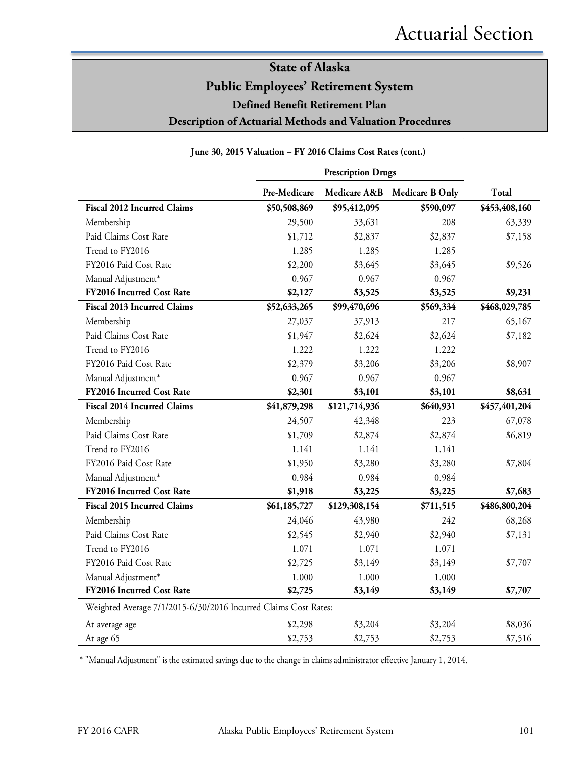# State of Alaska
# Public Employees' Retirement System
## Defined Benefit Retirement Plan
## Description of Actuarial Methods and Valuation Procedures

### June 30, 2015 Valuation – FY 2016 Claims Cost Rates (cont.)

| | Prescription Drugs | | | |
|---|---|---|---|---|
| | **Pre-Medicare** | **Medicare A&B** | **Medicare B Only** | **Total** |
| **Fiscal 2012 Incurred Claims** | **$50,508,869** | **$95,412,095** | **$590,097** | **$453,408,160** |
| Membership | 29,500 | 33,631 | 208 | 63,339 |
| Paid Claims Cost Rate | $1,712 | $2,837 | $2,837 | $7,158 |
| Trend to FY2016 | 1.285 | 1.285 | 1.285 | |
| FY2016 Paid Cost Rate | $2,200 | $3,645 | $3,645 | $9,526 |
| Manual Adjustment* | 0.967 | 0.967 | 0.967 | |
| **FY2016 Incurred Cost Rate** | **$2,127** | **$3,525** | **$3,525** | **$9,231** |
| **Fiscal 2013 Incurred Claims** | **$52,633,265** | **$99,470,696** | **$569,334** | **$468,029,785** |
| Membership | 27,037 | 37,913 | 217 | 65,167 |
| Paid Claims Cost Rate | $1,947 | $2,624 | $2,624 | $7,182 |
| Trend to FY2016 | 1.222 | 1.222 | 1.222 | |
| FY2016 Paid Cost Rate | $2,379 | $3,206 | $3,206 | $8,907 |
| Manual Adjustment* | 0.967 | 0.967 | 0.967 | |
| **FY2016 Incurred Cost Rate** | **$2,301** | **$3,101** | **$3,101** | **$8,631** |
| **Fiscal 2014 Incurred Claims** | **$41,879,298** | **$121,714,936** | **$640,931** | **$457,401,204** |
| Membership | 24,507 | 42,348 | 223 | 67,078 |
| Paid Claims Cost Rate | $1,709 | $2,874 | $2,874 | $6,819 |
| Trend to FY2016 | 1.141 | 1.141 | 1.141 | |
| FY2016 Paid Cost Rate | $1,950 | $3,280 | $3,280 | $7,804 |
| Manual Adjustment* | 0.984 | 0.984 | 0.984 | |
| **FY2016 Incurred Cost Rate** | **$1,918** | **$3,225** | **$3,225** | **$7,683** |
| **Fiscal 2015 Incurred Claims** | **$61,185,727** | **$129,308,154** | **$711,515** | **$486,800,204** |
| Membership | 24,046 | 43,980 | 242 | 68,268 |
| Paid Claims Cost Rate | $2,545 | $2,940 | $2,940 | $7,131 |
| Trend to FY2016 | 1.071 | 1.071 | 1.071 | |
| FY2016 Paid Cost Rate | $2,725 | $3,149 | $3,149 | $7,707 |
| Manual Adjustment* | 1.000 | 1.000 | 1.000 | |
| **FY2016 Incurred Cost Rate** | **$2,725** | **$3,149** | **$3,149** | **$7,707** |
| Weighted Average 7/1/2015-6/30/2016 Incurred Claims Cost Rates: | | | | |
| At average age | $2,298 | $3,204 | $3,204 | $8,036 |
| At age 65 | $2,753 | $2,753 | $2,753 | $7,516 |

* "Manual Adjustment" is the estimated savings due to the change in claims administrator effective January 1, 2014.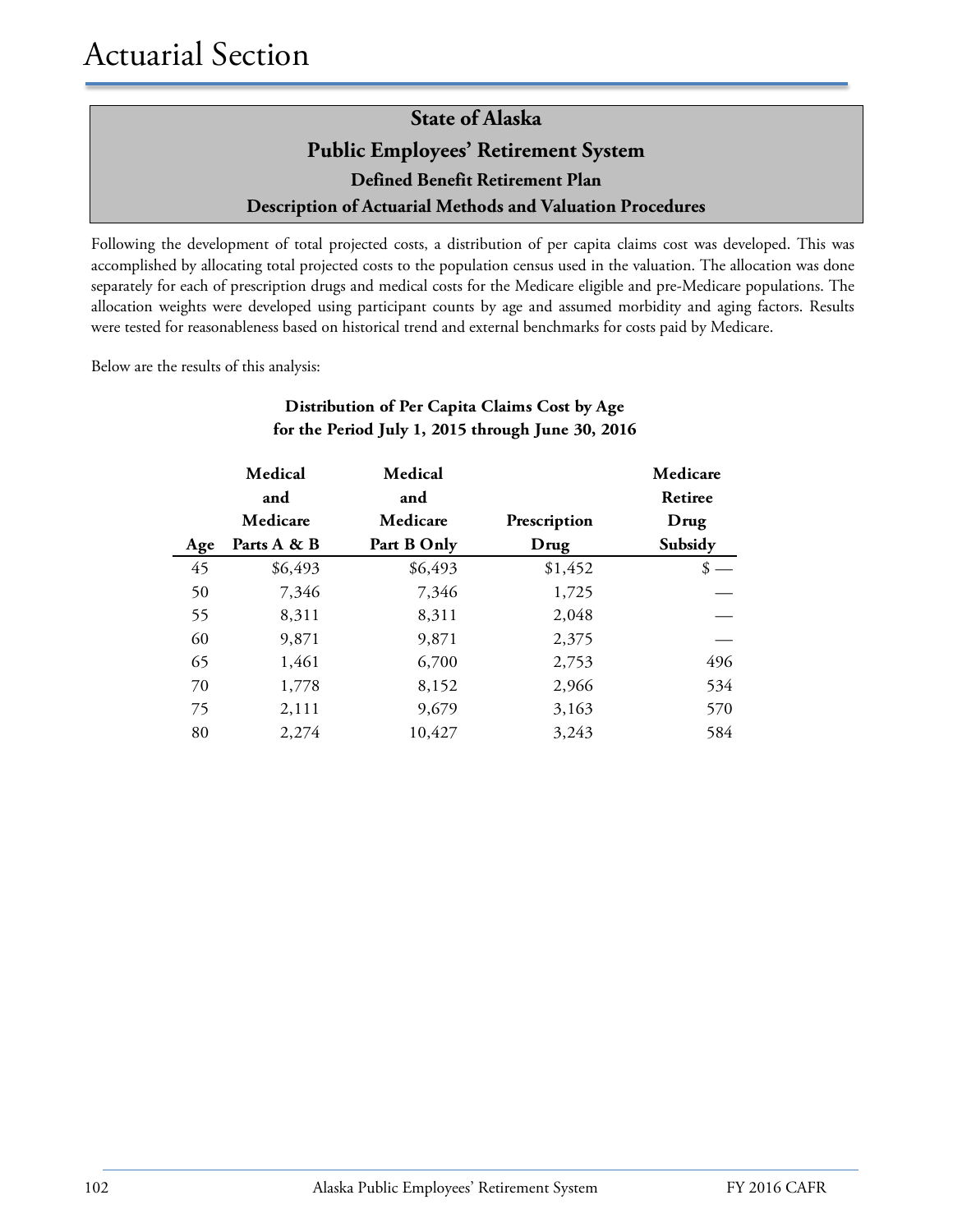# Actuarial Section

## State of Alaska
## Public Employees' Retirement System
### Defined Benefit Retirement Plan
### Description of Actuarial Methods and Valuation Procedures

Following the development of total projected costs, a distribution of per capita claims cost was developed. This was accomplished by allocating total projected costs to the population census used in the valuation. The allocation was done separately for each of prescription drugs and medical costs for the Medicare eligible and pre-Medicare populations. The allocation weights were developed using participant counts by age and assumed morbidity and aging factors. Results were tested for reasonableness based on historical trend and external benchmarks for costs paid by Medicare.

Below are the results of this analysis:

**Distribution of Per Capita Claims Cost by Age for the Period July 1, 2015 through June 30, 2016**

| Age | Medical and Medicare Parts A & B | Medical and Medicare Part B Only | Prescription Drug | Medicare Retiree Drug Subsidy |
|---|---|---|---|---|
| 45 | $6,493 | $6,493 | $1,452 | $ — |
| 50 | 7,346 | 7,346 | 1,725 | — |
| 55 | 8,311 | 8,311 | 2,048 | — |
| 60 | 9,871 | 9,871 | 2,375 | — |
| 65 | 1,461 | 6,700 | 2,753 | 496 |
| 70 | 1,778 | 8,152 | 2,966 | 534 |
| 75 | 2,111 | 9,679 | 3,163 | 570 |
| 80 | 2,274 | 10,427 | 3,243 | 584 |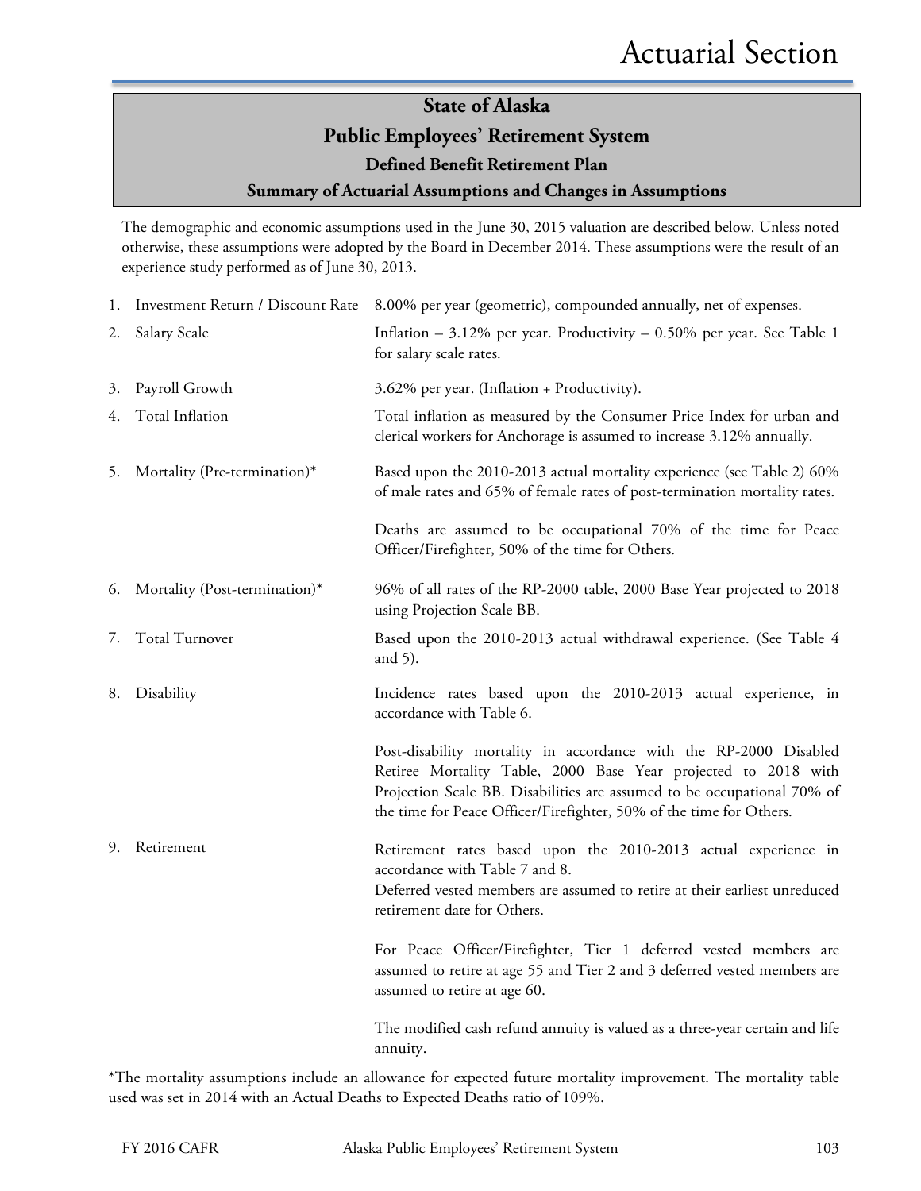## State of Alaska
## Public Employees' Retirement System
### Defined Benefit Retirement Plan
### Summary of Actuarial Assumptions and Changes in Assumptions

The demographic and economic assumptions used in the June 30, 2015 valuation are described below. Unless noted otherwise, these assumptions were adopted by the Board in December 2014. These assumptions were the result of an experience study performed as of June 30, 2013.

1. Investment Return / Discount Rate — 8.00% per year (geometric), compounded annually, net of expenses.

2. Salary Scale — Inflation – 3.12% per year. Productivity – 0.50% per year. See Table 1 for salary scale rates.

3. Payroll Growth — 3.62% per year. (Inflation + Productivity).

4. Total Inflation — Total inflation as measured by the Consumer Price Index for urban and clerical workers for Anchorage is assumed to increase 3.12% annually.

5. Mortality (Pre-termination)* — Based upon the 2010-2013 actual mortality experience (see Table 2) 60% of male rates and 65% of female rates of post-termination mortality rates.

   Deaths are assumed to be occupational 70% of the time for Peace Officer/Firefighter, 50% of the time for Others.

6. Mortality (Post-termination)* — 96% of all rates of the RP-2000 table, 2000 Base Year projected to 2018 using Projection Scale BB.

7. Total Turnover — Based upon the 2010-2013 actual withdrawal experience. (See Table 4 and 5).

8. Disability — Incidence rates based upon the 2010-2013 actual experience, in accordance with Table 6.

   Post-disability mortality in accordance with the RP-2000 Disabled Retiree Mortality Table, 2000 Base Year projected to 2018 with Projection Scale BB. Disabilities are assumed to be occupational 70% of the time for Peace Officer/Firefighter, 50% of the time for Others.

9. Retirement — Retirement rates based upon the 2010-2013 actual experience in accordance with Table 7 and 8.
   Deferred vested members are assumed to retire at their earliest unreduced retirement date for Others.

   For Peace Officer/Firefighter, Tier 1 deferred vested members are assumed to retire at age 55 and Tier 2 and 3 deferred vested members are assumed to retire at age 60.

   The modified cash refund annuity is valued as a three-year certain and life annuity.

*The mortality assumptions include an allowance for expected future mortality improvement. The mortality table used was set in 2014 with an Actual Deaths to Expected Deaths ratio of 109%.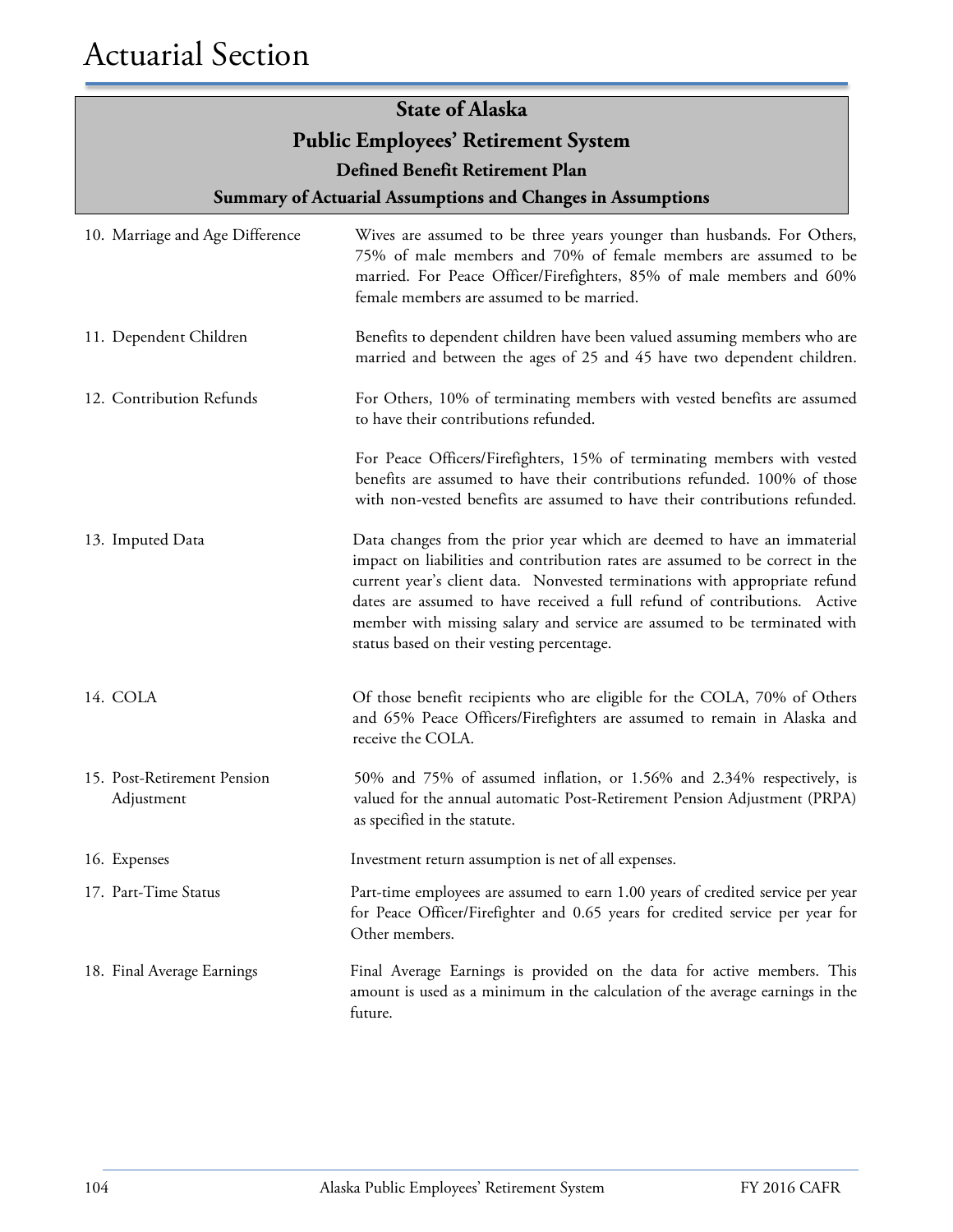# State of Alaska

## Public Employees' Retirement System

### Defined Benefit Retirement Plan

### Summary of Actuarial Assumptions and Changes in Assumptions

| | |
|---|---|
| 10. Marriage and Age Difference | Wives are assumed to be three years younger than husbands. For Others, 75% of male members and 70% of female members are assumed to be married. For Peace Officer/Firefighters, 85% of male members and 60% female members are assumed to be married. |
| 11. Dependent Children | Benefits to dependent children have been valued assuming members who are married and between the ages of 25 and 45 have two dependent children. |
| 12. Contribution Refunds | For Others, 10% of terminating members with vested benefits are assumed to have their contributions refunded.<br><br>For Peace Officers/Firefighters, 15% of terminating members with vested benefits are assumed to have their contributions refunded. 100% of those with non-vested benefits are assumed to have their contributions refunded. |
| 13. Imputed Data | Data changes from the prior year which are deemed to have an immaterial impact on liabilities and contribution rates are assumed to be correct in the current year's client data. Nonvested terminations with appropriate refund dates are assumed to have received a full refund of contributions. Active member with missing salary and service are assumed to be terminated with status based on their vesting percentage. |
| 14. COLA | Of those benefit recipients who are eligible for the COLA, 70% of Others and 65% Peace Officers/Firefighters are assumed to remain in Alaska and receive the COLA. |
| 15. Post-Retirement Pension Adjustment | 50% and 75% of assumed inflation, or 1.56% and 2.34% respectively, is valued for the annual automatic Post-Retirement Pension Adjustment (PRPA) as specified in the statute. |
| 16. Expenses | Investment return assumption is net of all expenses. |
| 17. Part-Time Status | Part-time employees are assumed to earn 1.00 years of credited service per year for Peace Officer/Firefighter and 0.65 years for credited service per year for Other members. |
| 18. Final Average Earnings | Final Average Earnings is provided on the data for active members. This amount is used as a minimum in the calculation of the average earnings in the future. |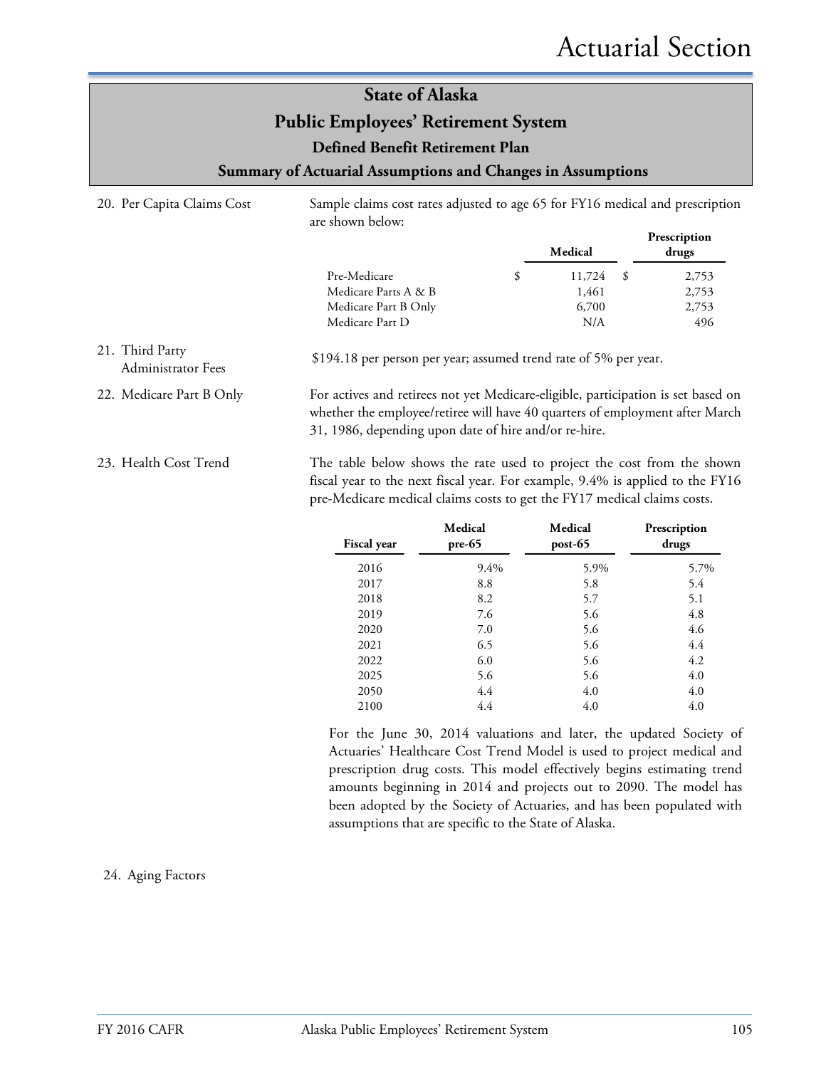# State of Alaska
## Public Employees' Retirement System
### Defined Benefit Retirement Plan
### Summary of Actuarial Assumptions and Changes in Assumptions

**20. Per Capita Claims Cost**

Sample claims cost rates adjusted to age 65 for FY16 medical and prescription are shown below:

| | Medical | Prescription drugs |
|---|---|---|
| Pre-Medicare | $ 11,724 | $ 2,753 |
| Medicare Parts A & B | 1,461 | 2,753 |
| Medicare Part B Only | 6,700 | 2,753 |
| Medicare Part D | N/A | 496 |

**21. Third Party Administrator Fees**

$194.18 per person per year; assumed trend rate of 5% per year.

**22. Medicare Part B Only**

For actives and retirees not yet Medicare-eligible, participation is set based on whether the employee/retiree will have 40 quarters of employment after March 31, 1986, depending upon date of hire and/or re-hire.

**23. Health Cost Trend**

The table below shows the rate used to project the cost from the shown fiscal year to the next fiscal year. For example, 9.4% is applied to the FY16 pre-Medicare medical claims costs to get the FY17 medical claims costs.

| Fiscal year | Medical pre-65 | Medical post-65 | Prescription drugs |
|---|---|---|---|
| 2016 | 9.4% | 5.9% | 5.7% |
| 2017 | 8.8 | 5.8 | 5.4 |
| 2018 | 8.2 | 5.7 | 5.1 |
| 2019 | 7.6 | 5.6 | 4.8 |
| 2020 | 7.0 | 5.6 | 4.6 |
| 2021 | 6.5 | 5.6 | 4.4 |
| 2022 | 6.0 | 5.6 | 4.2 |
| 2025 | 5.6 | 5.6 | 4.0 |
| 2050 | 4.4 | 4.0 | 4.0 |
| 2100 | 4.4 | 4.0 | 4.0 |

For the June 30, 2014 valuations and later, the updated Society of Actuaries' Healthcare Cost Trend Model is used to project medical and prescription drug costs. This model effectively begins estimating trend amounts beginning in 2014 and projects out to 2090. The model has been adopted by the Society of Actuaries, and has been populated with assumptions that are specific to the State of Alaska.

**24. Aging Factors**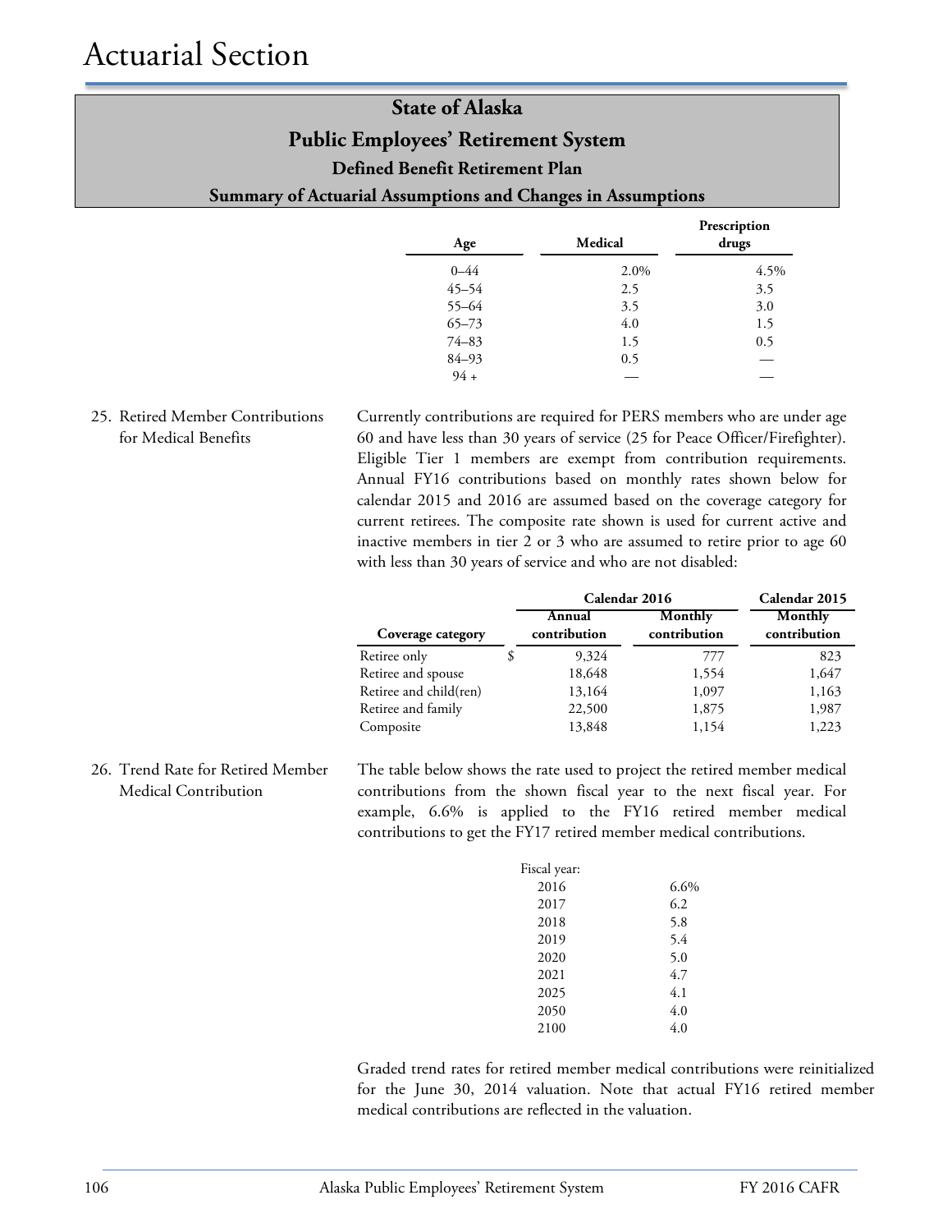# Actuarial Section

## State of Alaska
## Public Employees' Retirement System
### Defined Benefit Retirement Plan
### Summary of Actuarial Assumptions and Changes in Assumptions

| Age | Medical | Prescription drugs |
|---|---|---|
| 0–44 | 2.0% | 4.5% |
| 45–54 | 2.5 | 3.5 |
| 55–64 | 3.5 | 3.0 |
| 65–73 | 4.0 | 1.5 |
| 74–83 | 1.5 | 0.5 |
| 84–93 | 0.5 | — |
| 94 + | — | — |

25. Retired Member Contributions for Medical Benefits

Currently contributions are required for PERS members who are under age 60 and have less than 30 years of service (25 for Peace Officer/Firefighter). Eligible Tier 1 members are exempt from contribution requirements. Annual FY16 contributions based on monthly rates shown below for calendar 2015 and 2016 are assumed based on the coverage category for current retirees. The composite rate shown is used for current active and inactive members in tier 2 or 3 who are assumed to retire prior to age 60 with less than 30 years of service and who are not disabled:

| | Calendar 2016 | | Calendar 2015 |
|---|---|---|---|
| Coverage category | Annual contribution | Monthly contribution | Monthly contribution |
| Retiree only | $ 9,324 | 777 | 823 |
| Retiree and spouse | 18,648 | 1,554 | 1,647 |
| Retiree and child(ren) | 13,164 | 1,097 | 1,163 |
| Retiree and family | 22,500 | 1,875 | 1,987 |
| Composite | 13,848 | 1,154 | 1,223 |

26. Trend Rate for Retired Member Medical Contribution

The table below shows the rate used to project the retired member medical contributions from the shown fiscal year to the next fiscal year. For example, 6.6% is applied to the FY16 retired member medical contributions to get the FY17 retired member medical contributions.

| Fiscal year: | |
|---|---|
| 2016 | 6.6% |
| 2017 | 6.2 |
| 2018 | 5.8 |
| 2019 | 5.4 |
| 2020 | 5.0 |
| 2021 | 4.7 |
| 2025 | 4.1 |
| 2050 | 4.0 |
| 2100 | 4.0 |

Graded trend rates for retired member medical contributions were reinitialized for the June 30, 2014 valuation. Note that actual FY16 retired member medical contributions are reflected in the valuation.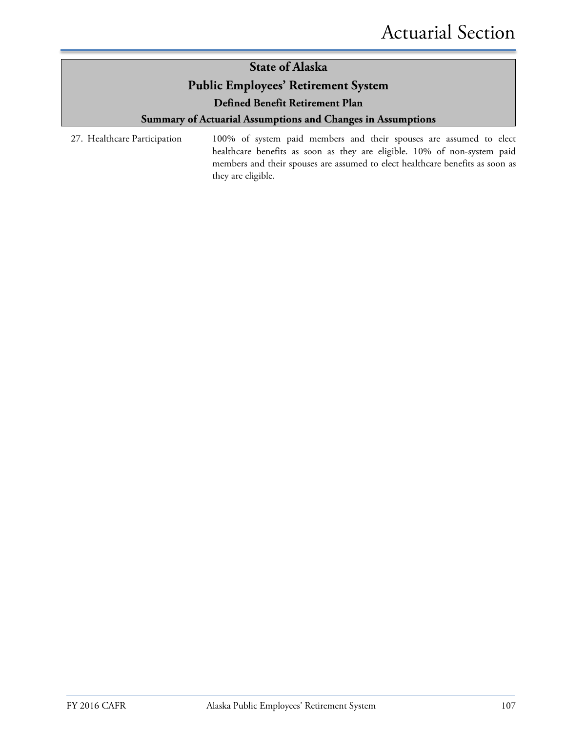## State of Alaska
## Public Employees' Retirement System
### Defined Benefit Retirement Plan
### Summary of Actuarial Assumptions and Changes in Assumptions

27. Healthcare Participation — 100% of system paid members and their spouses are assumed to elect healthcare benefits as soon as they are eligible. 10% of non-system paid members and their spouses are assumed to elect healthcare benefits as soon as they are eligible.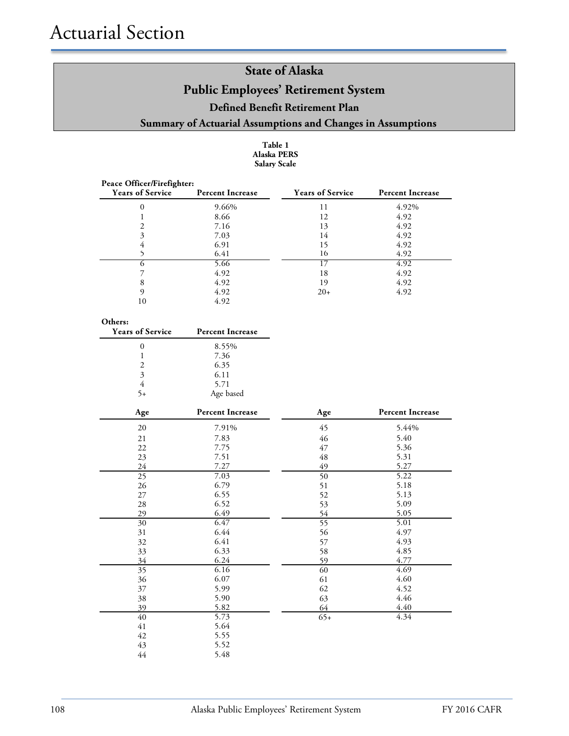# Actuarial Section

## State of Alaska

## Public Employees' Retirement System

### Defined Benefit Retirement Plan

### Summary of Actuarial Assumptions and Changes in Assumptions

**Table 1**
**Alaska PERS**
**Salary Scale**

**Peace Officer/Firefighter:**

| Years of Service | Percent Increase | Years of Service | Percent Increase |
|---|---|---|---|
| 0 | 9.66% | 11 | 4.92% |
| 1 | 8.66 | 12 | 4.92 |
| 2 | 7.16 | 13 | 4.92 |
| 3 | 7.03 | 14 | 4.92 |
| 4 | 6.91 | 15 | 4.92 |
| 5 | 6.41 | 16 | 4.92 |
| 6 | 5.66 | 17 | 4.92 |
| 7 | 4.92 | 18 | 4.92 |
| 8 | 4.92 | 19 | 4.92 |
| 9 | 4.92 | 20+ | 4.92 |
| 10 | 4.92 | | |

**Others:**

| Years of Service | Percent Increase |
|---|---|
| 0 | 8.55% |
| 1 | 7.36 |
| 2 | 6.35 |
| 3 | 6.11 |
| 4 | 5.71 |
| 5+ | Age based |

| Age | Percent Increase | Age | Percent Increase |
|---|---|---|---|
| 20 | 7.91% | 45 | 5.44% |
| 21 | 7.83 | 46 | 5.40 |
| 22 | 7.75 | 47 | 5.36 |
| 23 | 7.51 | 48 | 5.31 |
| 24 | 7.27 | 49 | 5.27 |
| 25 | 7.03 | 50 | 5.22 |
| 26 | 6.79 | 51 | 5.18 |
| 27 | 6.55 | 52 | 5.13 |
| 28 | 6.52 | 53 | 5.09 |
| 29 | 6.49 | 54 | 5.05 |
| 30 | 6.47 | 55 | 5.01 |
| 31 | 6.44 | 56 | 4.97 |
| 32 | 6.41 | 57 | 4.93 |
| 33 | 6.33 | 58 | 4.85 |
| 34 | 6.24 | 59 | 4.77 |
| 35 | 6.16 | 60 | 4.69 |
| 36 | 6.07 | 61 | 4.60 |
| 37 | 5.99 | 62 | 4.52 |
| 38 | 5.90 | 63 | 4.46 |
| 39 | 5.82 | 64 | 4.40 |
| 40 | 5.73 | 65+ | 4.34 |
| 41 | 5.64 | | |
| 42 | 5.55 | | |
| 43 | 5.52 | | |
| 44 | 5.48 | | |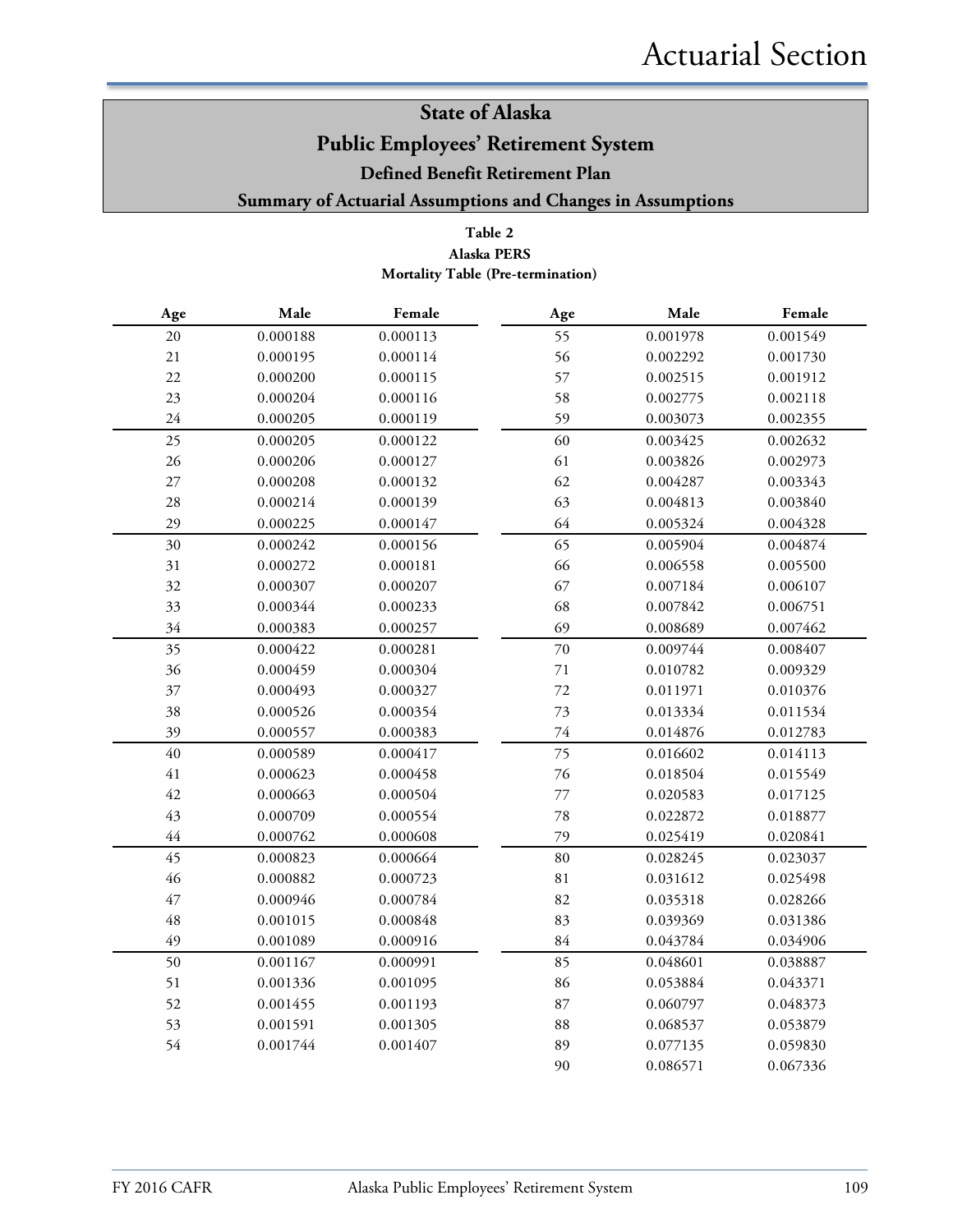# State of Alaska

## Public Employees' Retirement System

### Defined Benefit Retirement Plan

### Summary of Actuarial Assumptions and Changes in Assumptions

**Table 2**
**Alaska PERS**
**Mortality Table (Pre-termination)**

| Age | Male | Female | Age | Male | Female |
|---|---|---|---|---|---|
| 20 | 0.000188 | 0.000113 | 55 | 0.001978 | 0.001549 |
| 21 | 0.000195 | 0.000114 | 56 | 0.002292 | 0.001730 |
| 22 | 0.000200 | 0.000115 | 57 | 0.002515 | 0.001912 |
| 23 | 0.000204 | 0.000116 | 58 | 0.002775 | 0.002118 |
| 24 | 0.000205 | 0.000119 | 59 | 0.003073 | 0.002355 |
| 25 | 0.000205 | 0.000122 | 60 | 0.003425 | 0.002632 |
| 26 | 0.000206 | 0.000127 | 61 | 0.003826 | 0.002973 |
| 27 | 0.000208 | 0.000132 | 62 | 0.004287 | 0.003343 |
| 28 | 0.000214 | 0.000139 | 63 | 0.004813 | 0.003840 |
| 29 | 0.000225 | 0.000147 | 64 | 0.005324 | 0.004328 |
| 30 | 0.000242 | 0.000156 | 65 | 0.005904 | 0.004874 |
| 31 | 0.000272 | 0.000181 | 66 | 0.006558 | 0.005500 |
| 32 | 0.000307 | 0.000207 | 67 | 0.007184 | 0.006107 |
| 33 | 0.000344 | 0.000233 | 68 | 0.007842 | 0.006751 |
| 34 | 0.000383 | 0.000257 | 69 | 0.008689 | 0.007462 |
| 35 | 0.000422 | 0.000281 | 70 | 0.009744 | 0.008407 |
| 36 | 0.000459 | 0.000304 | 71 | 0.010782 | 0.009329 |
| 37 | 0.000493 | 0.000327 | 72 | 0.011971 | 0.010376 |
| 38 | 0.000526 | 0.000354 | 73 | 0.013334 | 0.011534 |
| 39 | 0.000557 | 0.000383 | 74 | 0.014876 | 0.012783 |
| 40 | 0.000589 | 0.000417 | 75 | 0.016602 | 0.014113 |
| 41 | 0.000623 | 0.000458 | 76 | 0.018504 | 0.015549 |
| 42 | 0.000663 | 0.000504 | 77 | 0.020583 | 0.017125 |
| 43 | 0.000709 | 0.000554 | 78 | 0.022872 | 0.018877 |
| 44 | 0.000762 | 0.000608 | 79 | 0.025419 | 0.020841 |
| 45 | 0.000823 | 0.000664 | 80 | 0.028245 | 0.023037 |
| 46 | 0.000882 | 0.000723 | 81 | 0.031612 | 0.025498 |
| 47 | 0.000946 | 0.000784 | 82 | 0.035318 | 0.028266 |
| 48 | 0.001015 | 0.000848 | 83 | 0.039369 | 0.031386 |
| 49 | 0.001089 | 0.000916 | 84 | 0.043784 | 0.034906 |
| 50 | 0.001167 | 0.000991 | 85 | 0.048601 | 0.038887 |
| 51 | 0.001336 | 0.001095 | 86 | 0.053884 | 0.043371 |
| 52 | 0.001455 | 0.001193 | 87 | 0.060797 | 0.048373 |
| 53 | 0.001591 | 0.001305 | 88 | 0.068537 | 0.053879 |
| 54 | 0.001744 | 0.001407 | 89 | 0.077135 | 0.059830 |
| | | | 90 | 0.086571 | 0.067336 |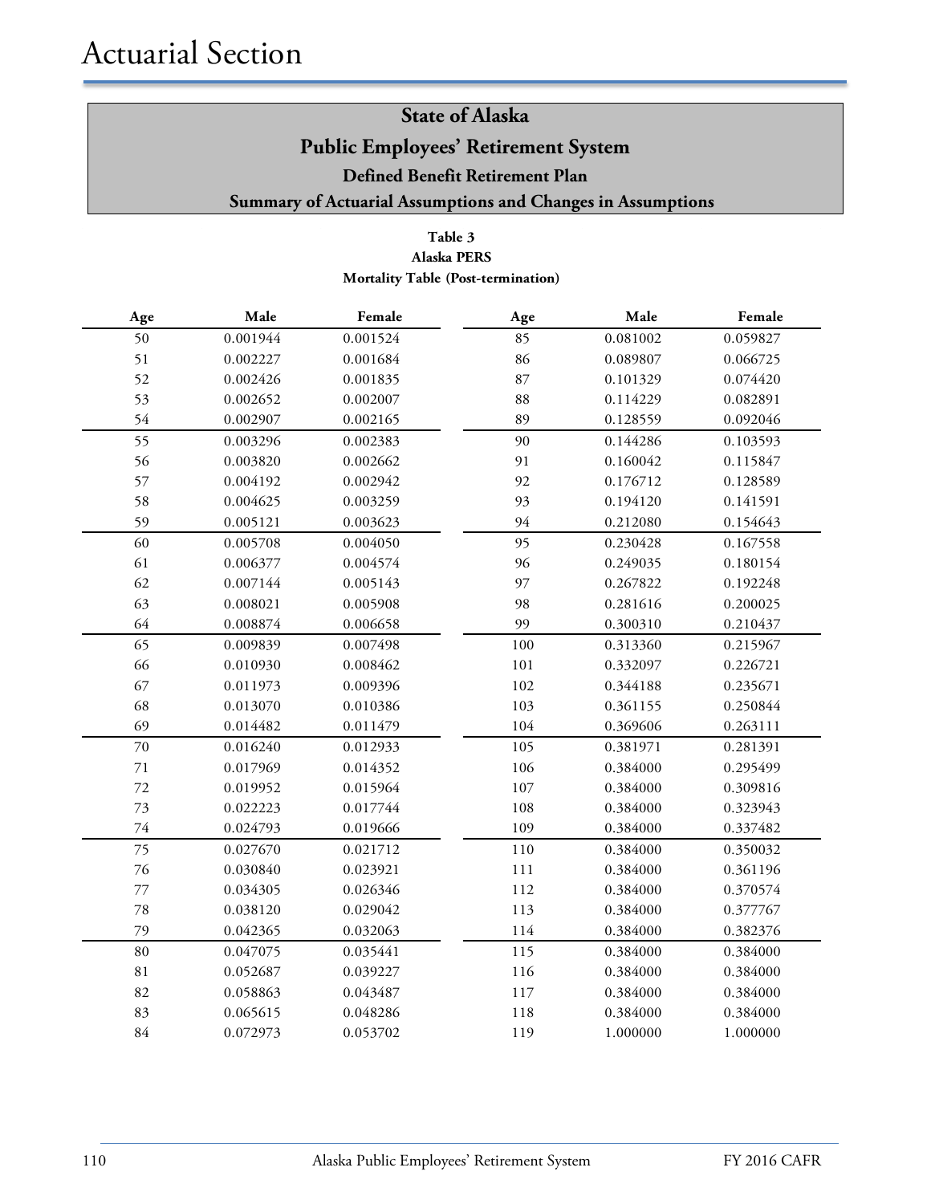# Actuarial Section

## State of Alaska
## Public Employees' Retirement System
### Defined Benefit Retirement Plan
### Summary of Actuarial Assumptions and Changes in Assumptions

**Table 3**
**Alaska PERS**
**Mortality Table (Post-termination)**

| Age | Male | Female | Age | Male | Female |
|---|---|---|---|---|---|
| 50 | 0.001944 | 0.001524 | 85 | 0.081002 | 0.059827 |
| 51 | 0.002227 | 0.001684 | 86 | 0.089807 | 0.066725 |
| 52 | 0.002426 | 0.001835 | 87 | 0.101329 | 0.074420 |
| 53 | 0.002652 | 0.002007 | 88 | 0.114229 | 0.082891 |
| 54 | 0.002907 | 0.002165 | 89 | 0.128559 | 0.092046 |
| 55 | 0.003296 | 0.002383 | 90 | 0.144286 | 0.103593 |
| 56 | 0.003820 | 0.002662 | 91 | 0.160042 | 0.115847 |
| 57 | 0.004192 | 0.002942 | 92 | 0.176712 | 0.128589 |
| 58 | 0.004625 | 0.003259 | 93 | 0.194120 | 0.141591 |
| 59 | 0.005121 | 0.003623 | 94 | 0.212080 | 0.154643 |
| 60 | 0.005708 | 0.004050 | 95 | 0.230428 | 0.167558 |
| 61 | 0.006377 | 0.004574 | 96 | 0.249035 | 0.180154 |
| 62 | 0.007144 | 0.005143 | 97 | 0.267822 | 0.192248 |
| 63 | 0.008021 | 0.005908 | 98 | 0.281616 | 0.200025 |
| 64 | 0.008874 | 0.006658 | 99 | 0.300310 | 0.210437 |
| 65 | 0.009839 | 0.007498 | 100 | 0.313360 | 0.215967 |
| 66 | 0.010930 | 0.008462 | 101 | 0.332097 | 0.226721 |
| 67 | 0.011973 | 0.009396 | 102 | 0.344188 | 0.235671 |
| 68 | 0.013070 | 0.010386 | 103 | 0.361155 | 0.250844 |
| 69 | 0.014482 | 0.011479 | 104 | 0.369606 | 0.263111 |
| 70 | 0.016240 | 0.012933 | 105 | 0.381971 | 0.281391 |
| 71 | 0.017969 | 0.014352 | 106 | 0.384000 | 0.295499 |
| 72 | 0.019952 | 0.015964 | 107 | 0.384000 | 0.309816 |
| 73 | 0.022223 | 0.017744 | 108 | 0.384000 | 0.323943 |
| 74 | 0.024793 | 0.019666 | 109 | 0.384000 | 0.337482 |
| 75 | 0.027670 | 0.021712 | 110 | 0.384000 | 0.350032 |
| 76 | 0.030840 | 0.023921 | 111 | 0.384000 | 0.361196 |
| 77 | 0.034305 | 0.026346 | 112 | 0.384000 | 0.370574 |
| 78 | 0.038120 | 0.029042 | 113 | 0.384000 | 0.377767 |
| 79 | 0.042365 | 0.032063 | 114 | 0.384000 | 0.382376 |
| 80 | 0.047075 | 0.035441 | 115 | 0.384000 | 0.384000 |
| 81 | 0.052687 | 0.039227 | 116 | 0.384000 | 0.384000 |
| 82 | 0.058863 | 0.043487 | 117 | 0.384000 | 0.384000 |
| 83 | 0.065615 | 0.048286 | 118 | 0.384000 | 0.384000 |
| 84 | 0.072973 | 0.053702 | 119 | 1.000000 | 1.000000 |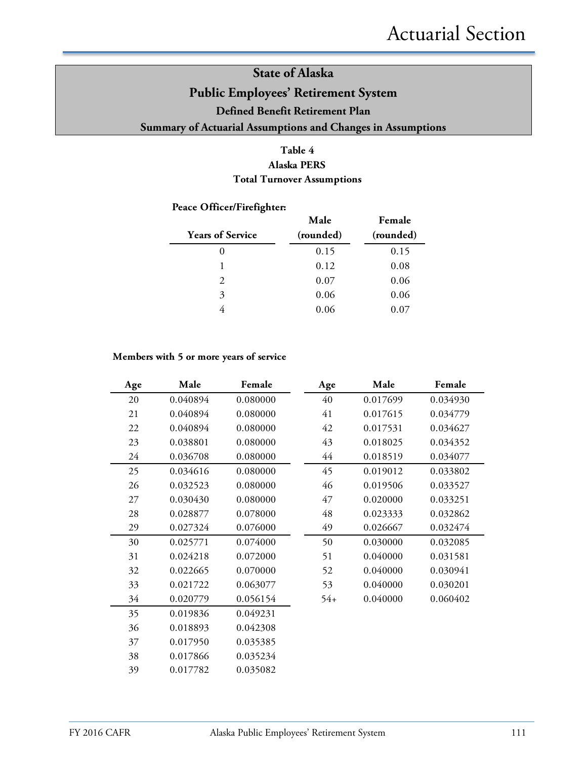## State of Alaska
## Public Employees' Retirement System
### Defined Benefit Retirement Plan
### Summary of Actuarial Assumptions and Changes in Assumptions

**Table 4**
**Alaska PERS**
**Total Turnover Assumptions**

**Peace Officer/Firefighter:**

| Years of Service | Male (rounded) | Female (rounded) |
|---|---|---|
| 0 | 0.15 | 0.15 |
| 1 | 0.12 | 0.08 |
| 2 | 0.07 | 0.06 |
| 3 | 0.06 | 0.06 |
| 4 | 0.06 | 0.07 |

**Members with 5 or more years of service**

| Age | Male | Female |
|---|---|---|
| 20 | 0.040894 | 0.080000 |
| 21 | 0.040894 | 0.080000 |
| 22 | 0.040894 | 0.080000 |
| 23 | 0.038801 | 0.080000 |
| 24 | 0.036708 | 0.080000 |
| 25 | 0.034616 | 0.080000 |
| 26 | 0.032523 | 0.080000 |
| 27 | 0.030430 | 0.080000 |
| 28 | 0.028877 | 0.078000 |
| 29 | 0.027324 | 0.076000 |
| 30 | 0.025771 | 0.074000 |
| 31 | 0.024218 | 0.072000 |
| 32 | 0.022665 | 0.070000 |
| 33 | 0.021722 | 0.063077 |
| 34 | 0.020779 | 0.056154 |
| 35 | 0.019836 | 0.049231 |
| 36 | 0.018893 | 0.042308 |
| 37 | 0.017950 | 0.035385 |
| 38 | 0.017866 | 0.035234 |
| 39 | 0.017782 | 0.035082 |
| 40 | 0.017699 | 0.034930 |
| 41 | 0.017615 | 0.034779 |
| 42 | 0.017531 | 0.034627 |
| 43 | 0.018025 | 0.034352 |
| 44 | 0.018519 | 0.034077 |
| 45 | 0.019012 | 0.033802 |
| 46 | 0.019506 | 0.033527 |
| 47 | 0.020000 | 0.033251 |
| 48 | 0.023333 | 0.032862 |
| 49 | 0.026667 | 0.032474 |
| 50 | 0.030000 | 0.032085 |
| 51 | 0.040000 | 0.031581 |
| 52 | 0.040000 | 0.030941 |
| 53 | 0.040000 | 0.030201 |
| 54+ | 0.040000 | 0.060402 |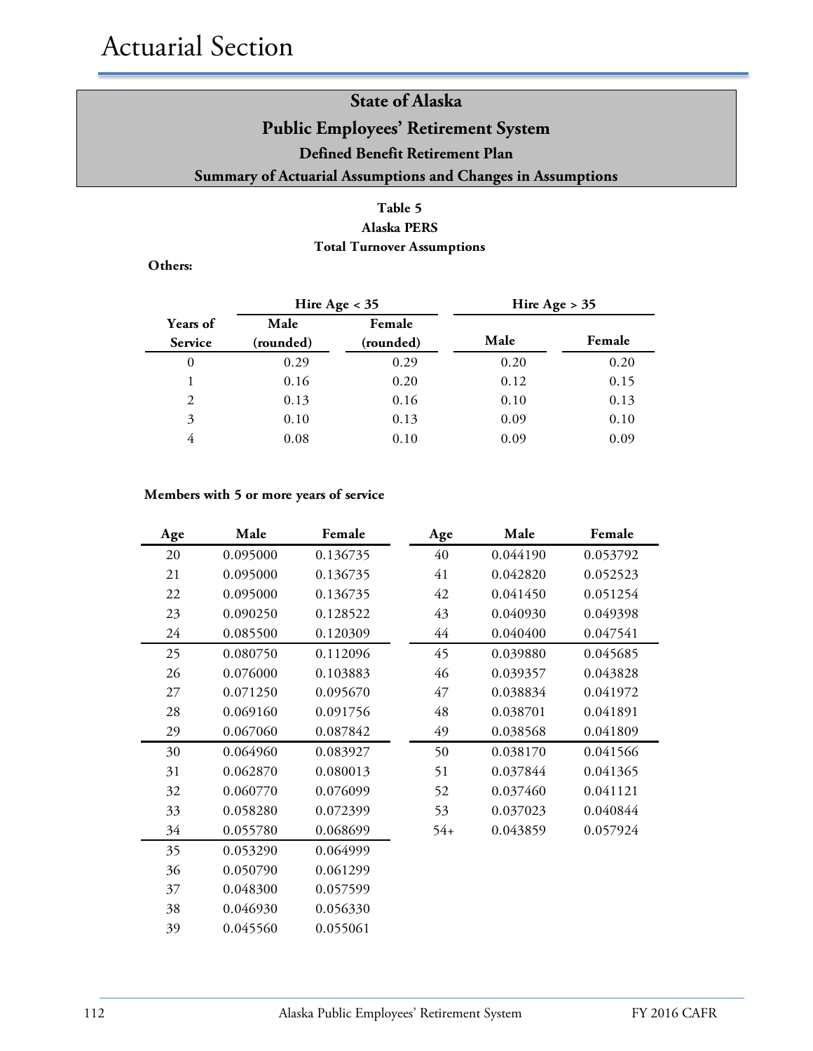# Actuarial Section

## State of Alaska
## Public Employees' Retirement System
### Defined Benefit Retirement Plan
### Summary of Actuarial Assumptions and Changes in Assumptions

**Table 5**
**Alaska PERS**
**Total Turnover Assumptions**

**Others:**

| Years of Service | Hire Age < 35 | | Hire Age > 35 | |
|---|---|---|---|---|
| | Male (rounded) | Female (rounded) | Male | Female |
| 0 | 0.29 | 0.29 | 0.20 | 0.20 |
| 1 | 0.16 | 0.20 | 0.12 | 0.15 |
| 2 | 0.13 | 0.16 | 0.10 | 0.13 |
| 3 | 0.10 | 0.13 | 0.09 | 0.10 |
| 4 | 0.08 | 0.10 | 0.09 | 0.09 |

**Members with 5 or more years of service**

| Age | Male | Female |
|---|---|---|
| 20 | 0.095000 | 0.136735 |
| 21 | 0.095000 | 0.136735 |
| 22 | 0.095000 | 0.136735 |
| 23 | 0.090250 | 0.128522 |
| 24 | 0.085500 | 0.120309 |
| 25 | 0.080750 | 0.112096 |
| 26 | 0.076000 | 0.103883 |
| 27 | 0.071250 | 0.095670 |
| 28 | 0.069160 | 0.091756 |
| 29 | 0.067060 | 0.087842 |
| 30 | 0.064960 | 0.083927 |
| 31 | 0.062870 | 0.080013 |
| 32 | 0.060770 | 0.076099 |
| 33 | 0.058280 | 0.072399 |
| 34 | 0.055780 | 0.068699 |
| 35 | 0.053290 | 0.064999 |
| 36 | 0.050790 | 0.061299 |
| 37 | 0.048300 | 0.057599 |
| 38 | 0.046930 | 0.056330 |
| 39 | 0.045560 | 0.055061 |
| 40 | 0.044190 | 0.053792 |
| 41 | 0.042820 | 0.052523 |
| 42 | 0.041450 | 0.051254 |
| 43 | 0.040930 | 0.049398 |
| 44 | 0.040400 | 0.047541 |
| 45 | 0.039880 | 0.045685 |
| 46 | 0.039357 | 0.043828 |
| 47 | 0.038834 | 0.041972 |
| 48 | 0.038701 | 0.041891 |
| 49 | 0.038568 | 0.041809 |
| 50 | 0.038170 | 0.041566 |
| 51 | 0.037844 | 0.041365 |
| 52 | 0.037460 | 0.041121 |
| 53 | 0.037023 | 0.040844 |
| 54+ | 0.043859 | 0.057924 |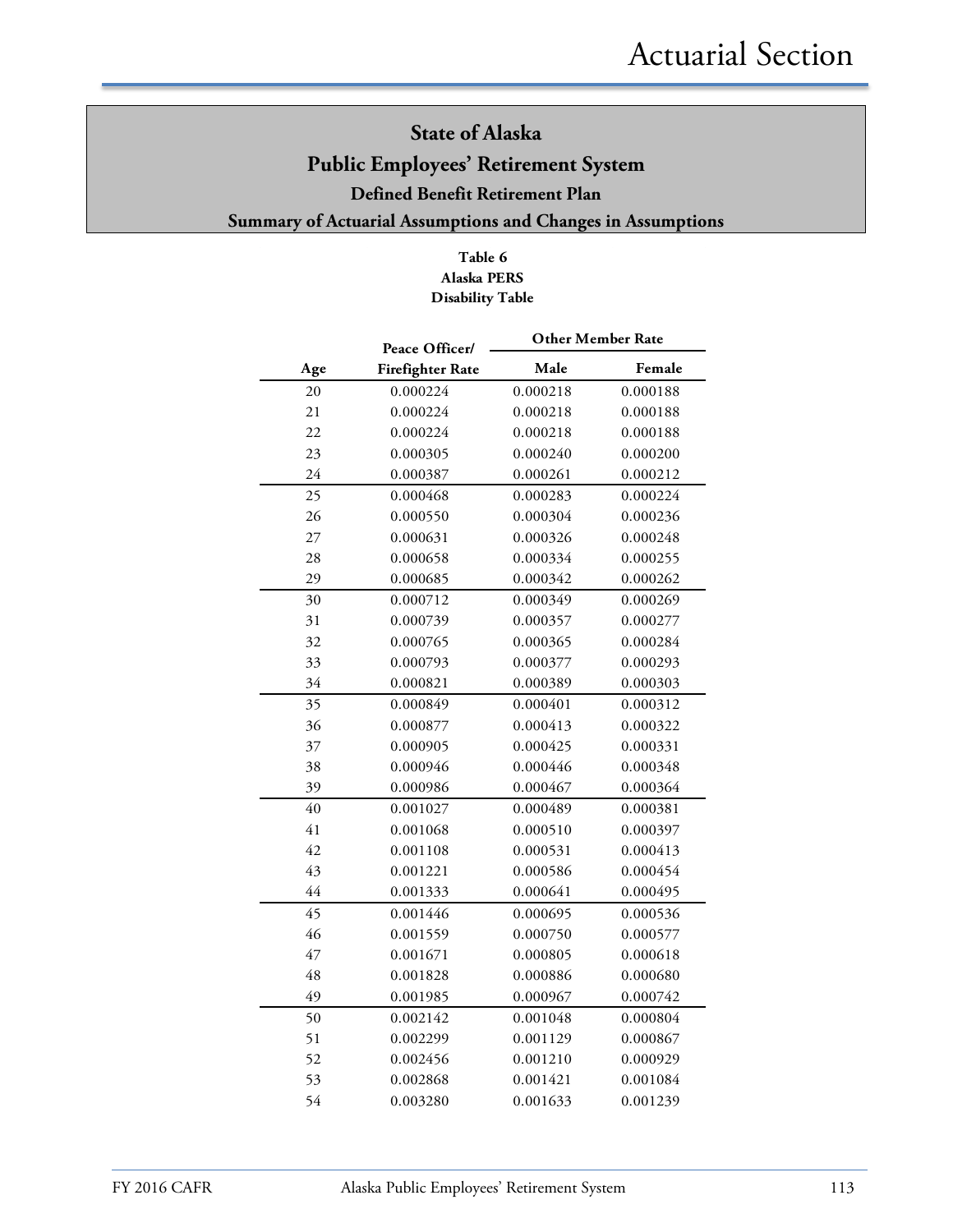## State of Alaska
## Public Employees' Retirement System
### Defined Benefit Retirement Plan
### Summary of Actuarial Assumptions and Changes in Assumptions

**Table 6**
**Alaska PERS**
**Disability Table**

| Age | Peace Officer/ Firefighter Rate | Other Member Rate | |
|---|---|---|---|
| | | Male | Female |
| 20 | 0.000224 | 0.000218 | 0.000188 |
| 21 | 0.000224 | 0.000218 | 0.000188 |
| 22 | 0.000224 | 0.000218 | 0.000188 |
| 23 | 0.000305 | 0.000240 | 0.000200 |
| 24 | 0.000387 | 0.000261 | 0.000212 |
| 25 | 0.000468 | 0.000283 | 0.000224 |
| 26 | 0.000550 | 0.000304 | 0.000236 |
| 27 | 0.000631 | 0.000326 | 0.000248 |
| 28 | 0.000658 | 0.000334 | 0.000255 |
| 29 | 0.000685 | 0.000342 | 0.000262 |
| 30 | 0.000712 | 0.000349 | 0.000269 |
| 31 | 0.000739 | 0.000357 | 0.000277 |
| 32 | 0.000765 | 0.000365 | 0.000284 |
| 33 | 0.000793 | 0.000377 | 0.000293 |
| 34 | 0.000821 | 0.000389 | 0.000303 |
| 35 | 0.000849 | 0.000401 | 0.000312 |
| 36 | 0.000877 | 0.000413 | 0.000322 |
| 37 | 0.000905 | 0.000425 | 0.000331 |
| 38 | 0.000946 | 0.000446 | 0.000348 |
| 39 | 0.000986 | 0.000467 | 0.000364 |
| 40 | 0.001027 | 0.000489 | 0.000381 |
| 41 | 0.001068 | 0.000510 | 0.000397 |
| 42 | 0.001108 | 0.000531 | 0.000413 |
| 43 | 0.001221 | 0.000586 | 0.000454 |
| 44 | 0.001333 | 0.000641 | 0.000495 |
| 45 | 0.001446 | 0.000695 | 0.000536 |
| 46 | 0.001559 | 0.000750 | 0.000577 |
| 47 | 0.001671 | 0.000805 | 0.000618 |
| 48 | 0.001828 | 0.000886 | 0.000680 |
| 49 | 0.001985 | 0.000967 | 0.000742 |
| 50 | 0.002142 | 0.001048 | 0.000804 |
| 51 | 0.002299 | 0.001129 | 0.000867 |
| 52 | 0.002456 | 0.001210 | 0.000929 |
| 53 | 0.002868 | 0.001421 | 0.001084 |
| 54 | 0.003280 | 0.001633 | 0.001239 |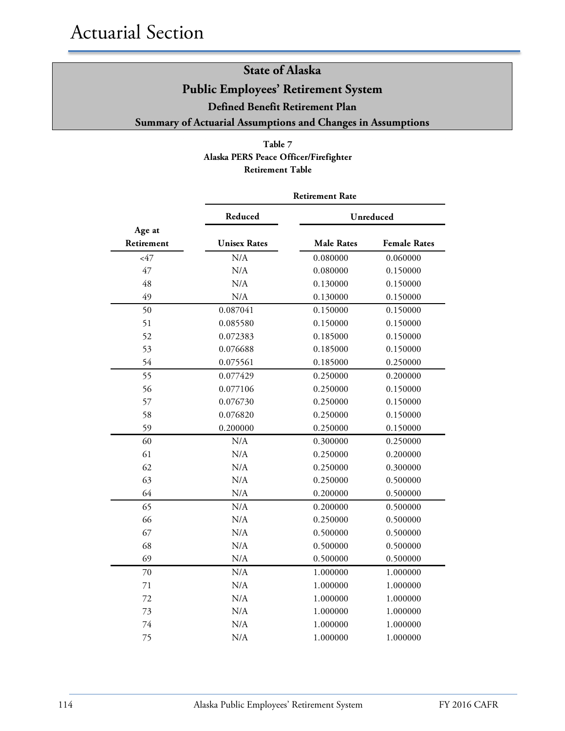# Actuarial Section

## State of Alaska
## Public Employees' Retirement System
### Defined Benefit Retirement Plan
### Summary of Actuarial Assumptions and Changes in Assumptions

**Table 7**
**Alaska PERS Peace Officer/Firefighter**
**Retirement Table**

| Age at Retirement | Retirement Rate: Reduced | Retirement Rate: Unreduced | |
|---|---|---|---|
| | Unisex Rates | Male Rates | Female Rates |
| <47 | N/A | 0.080000 | 0.060000 |
| 47 | N/A | 0.080000 | 0.150000 |
| 48 | N/A | 0.130000 | 0.150000 |
| 49 | N/A | 0.130000 | 0.150000 |
| 50 | 0.087041 | 0.150000 | 0.150000 |
| 51 | 0.085580 | 0.150000 | 0.150000 |
| 52 | 0.072383 | 0.185000 | 0.150000 |
| 53 | 0.076688 | 0.185000 | 0.150000 |
| 54 | 0.075561 | 0.185000 | 0.250000 |
| 55 | 0.077429 | 0.250000 | 0.200000 |
| 56 | 0.077106 | 0.250000 | 0.150000 |
| 57 | 0.076730 | 0.250000 | 0.150000 |
| 58 | 0.076820 | 0.250000 | 0.150000 |
| 59 | 0.200000 | 0.250000 | 0.150000 |
| 60 | N/A | 0.300000 | 0.250000 |
| 61 | N/A | 0.250000 | 0.200000 |
| 62 | N/A | 0.250000 | 0.300000 |
| 63 | N/A | 0.250000 | 0.500000 |
| 64 | N/A | 0.200000 | 0.500000 |
| 65 | N/A | 0.200000 | 0.500000 |
| 66 | N/A | 0.250000 | 0.500000 |
| 67 | N/A | 0.500000 | 0.500000 |
| 68 | N/A | 0.500000 | 0.500000 |
| 69 | N/A | 0.500000 | 0.500000 |
| 70 | N/A | 1.000000 | 1.000000 |
| 71 | N/A | 1.000000 | 1.000000 |
| 72 | N/A | 1.000000 | 1.000000 |
| 73 | N/A | 1.000000 | 1.000000 |
| 74 | N/A | 1.000000 | 1.000000 |
| 75 | N/A | 1.000000 | 1.000000 |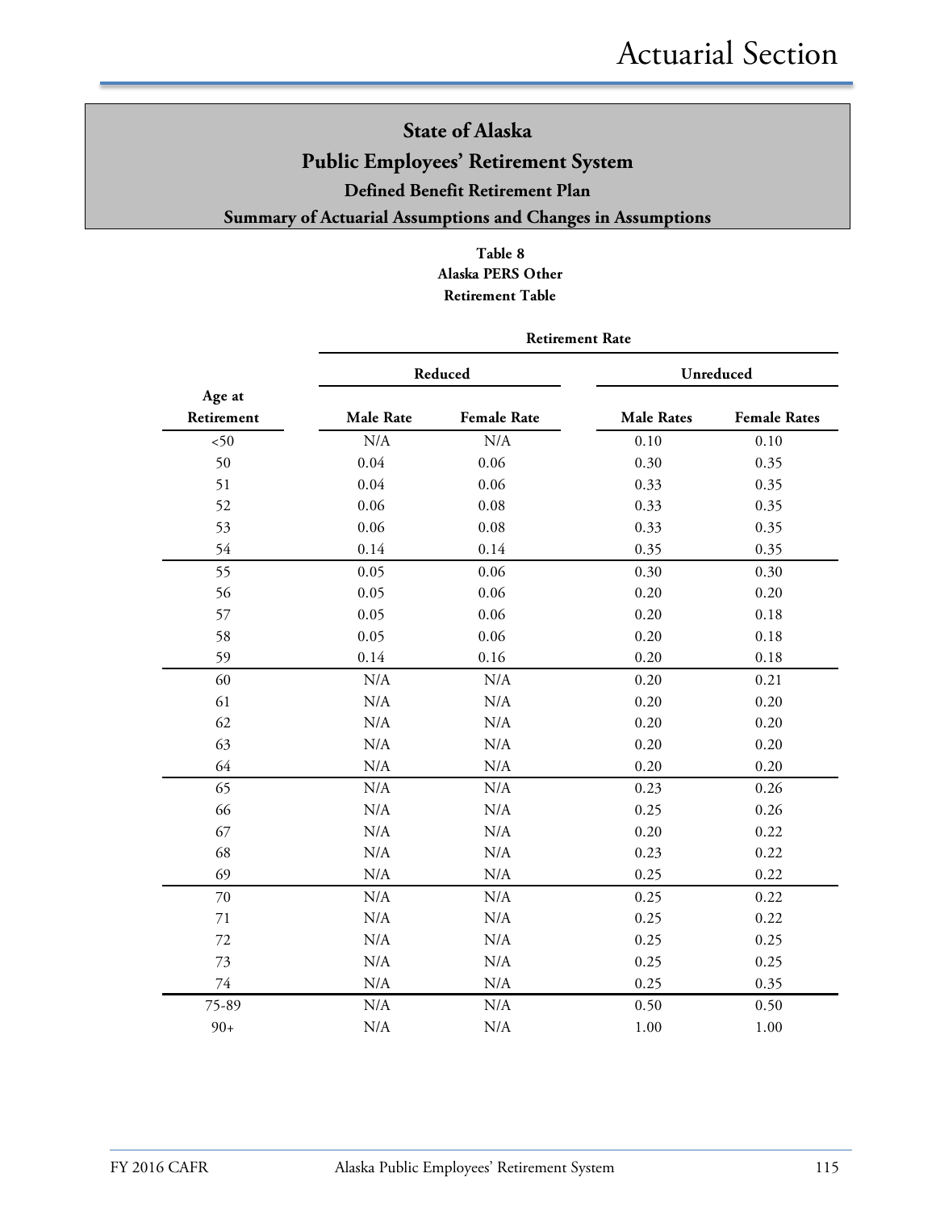# State of Alaska
## Public Employees' Retirement System
### Defined Benefit Retirement Plan
### Summary of Actuarial Assumptions and Changes in Assumptions

**Table 8**
**Alaska PERS Other**
**Retirement Table**

| Age at Retirement | Retirement Rate | | | |
|---|---|---|---|---|
| | Reduced | | Unreduced | |
| | Male Rate | Female Rate | Male Rates | Female Rates |
| <50 | N/A | N/A | 0.10 | 0.10 |
| 50 | 0.04 | 0.06 | 0.30 | 0.35 |
| 51 | 0.04 | 0.06 | 0.33 | 0.35 |
| 52 | 0.06 | 0.08 | 0.33 | 0.35 |
| 53 | 0.06 | 0.08 | 0.33 | 0.35 |
| 54 | 0.14 | 0.14 | 0.35 | 0.35 |
| 55 | 0.05 | 0.06 | 0.30 | 0.30 |
| 56 | 0.05 | 0.06 | 0.20 | 0.20 |
| 57 | 0.05 | 0.06 | 0.20 | 0.18 |
| 58 | 0.05 | 0.06 | 0.20 | 0.18 |
| 59 | 0.14 | 0.16 | 0.20 | 0.18 |
| 60 | N/A | N/A | 0.20 | 0.21 |
| 61 | N/A | N/A | 0.20 | 0.20 |
| 62 | N/A | N/A | 0.20 | 0.20 |
| 63 | N/A | N/A | 0.20 | 0.20 |
| 64 | N/A | N/A | 0.20 | 0.20 |
| 65 | N/A | N/A | 0.23 | 0.26 |
| 66 | N/A | N/A | 0.25 | 0.26 |
| 67 | N/A | N/A | 0.20 | 0.22 |
| 68 | N/A | N/A | 0.23 | 0.22 |
| 69 | N/A | N/A | 0.25 | 0.22 |
| 70 | N/A | N/A | 0.25 | 0.22 |
| 71 | N/A | N/A | 0.25 | 0.22 |
| 72 | N/A | N/A | 0.25 | 0.25 |
| 73 | N/A | N/A | 0.25 | 0.25 |
| 74 | N/A | N/A | 0.25 | 0.35 |
| 75-89 | N/A | N/A | 0.50 | 0.50 |
| 90+ | N/A | N/A | 1.00 | 1.00 |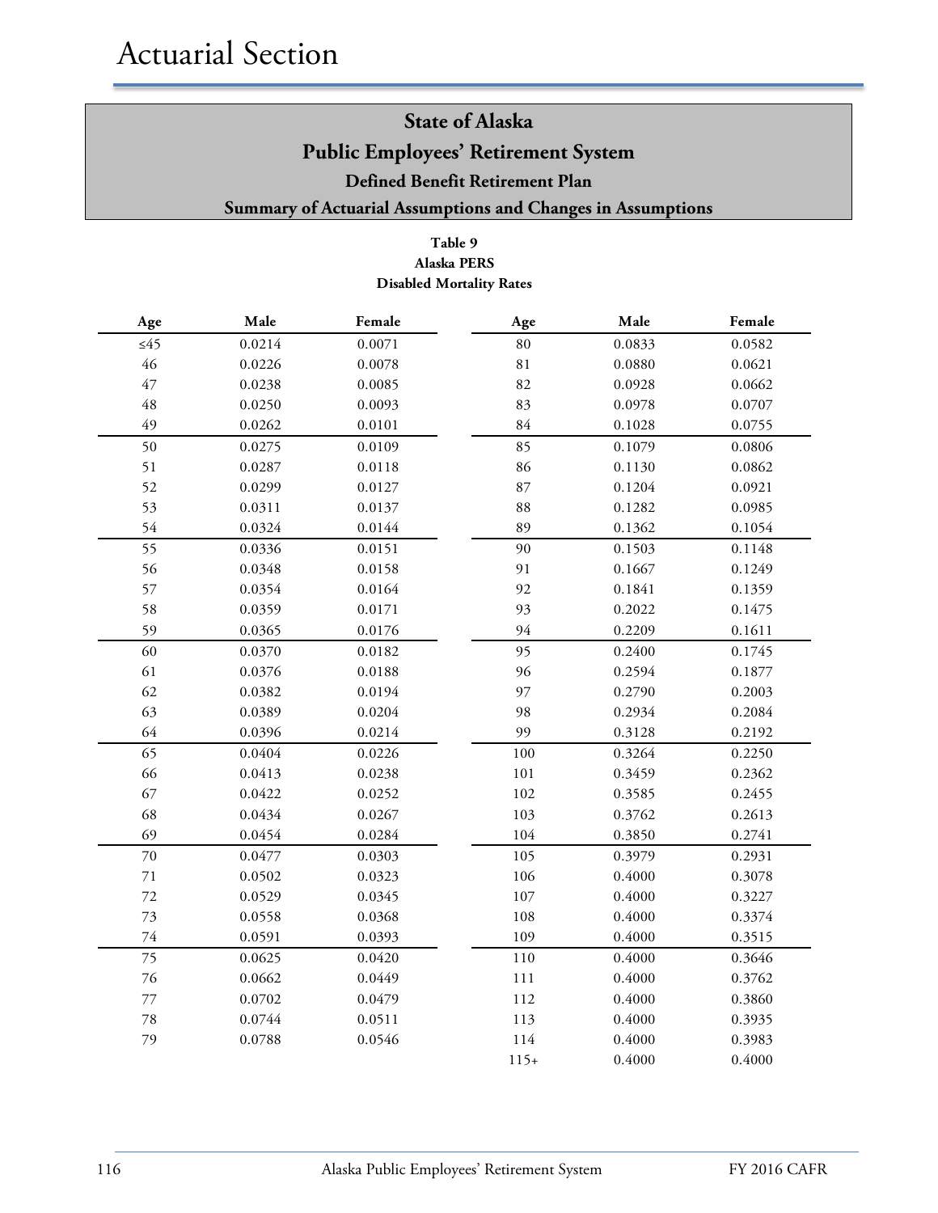# Actuarial Section

## State of Alaska
## Public Employees' Retirement System
### Defined Benefit Retirement Plan
### Summary of Actuarial Assumptions and Changes in Assumptions

**Table 9**
**Alaska PERS**
**Disabled Mortality Rates**

| Age | Male | Female | Age | Male | Female |
|---|---|---|---|---|---|
| ≤45 | 0.0214 | 0.0071 | 80 | 0.0833 | 0.0582 |
| 46 | 0.0226 | 0.0078 | 81 | 0.0880 | 0.0621 |
| 47 | 0.0238 | 0.0085 | 82 | 0.0928 | 0.0662 |
| 48 | 0.0250 | 0.0093 | 83 | 0.0978 | 0.0707 |
| 49 | 0.0262 | 0.0101 | 84 | 0.1028 | 0.0755 |
| 50 | 0.0275 | 0.0109 | 85 | 0.1079 | 0.0806 |
| 51 | 0.0287 | 0.0118 | 86 | 0.1130 | 0.0862 |
| 52 | 0.0299 | 0.0127 | 87 | 0.1204 | 0.0921 |
| 53 | 0.0311 | 0.0137 | 88 | 0.1282 | 0.0985 |
| 54 | 0.0324 | 0.0144 | 89 | 0.1362 | 0.1054 |
| 55 | 0.0336 | 0.0151 | 90 | 0.1503 | 0.1148 |
| 56 | 0.0348 | 0.0158 | 91 | 0.1667 | 0.1249 |
| 57 | 0.0354 | 0.0164 | 92 | 0.1841 | 0.1359 |
| 58 | 0.0359 | 0.0171 | 93 | 0.2022 | 0.1475 |
| 59 | 0.0365 | 0.0176 | 94 | 0.2209 | 0.1611 |
| 60 | 0.0370 | 0.0182 | 95 | 0.2400 | 0.1745 |
| 61 | 0.0376 | 0.0188 | 96 | 0.2594 | 0.1877 |
| 62 | 0.0382 | 0.0194 | 97 | 0.2790 | 0.2003 |
| 63 | 0.0389 | 0.0204 | 98 | 0.2934 | 0.2084 |
| 64 | 0.0396 | 0.0214 | 99 | 0.3128 | 0.2192 |
| 65 | 0.0404 | 0.0226 | 100 | 0.3264 | 0.2250 |
| 66 | 0.0413 | 0.0238 | 101 | 0.3459 | 0.2362 |
| 67 | 0.0422 | 0.0252 | 102 | 0.3585 | 0.2455 |
| 68 | 0.0434 | 0.0267 | 103 | 0.3762 | 0.2613 |
| 69 | 0.0454 | 0.0284 | 104 | 0.3850 | 0.2741 |
| 70 | 0.0477 | 0.0303 | 105 | 0.3979 | 0.2931 |
| 71 | 0.0502 | 0.0323 | 106 | 0.4000 | 0.3078 |
| 72 | 0.0529 | 0.0345 | 107 | 0.4000 | 0.3227 |
| 73 | 0.0558 | 0.0368 | 108 | 0.4000 | 0.3374 |
| 74 | 0.0591 | 0.0393 | 109 | 0.4000 | 0.3515 |
| 75 | 0.0625 | 0.0420 | 110 | 0.4000 | 0.3646 |
| 76 | 0.0662 | 0.0449 | 111 | 0.4000 | 0.3762 |
| 77 | 0.0702 | 0.0479 | 112 | 0.4000 | 0.3860 |
| 78 | 0.0744 | 0.0511 | 113 | 0.4000 | 0.3935 |
| 79 | 0.0788 | 0.0546 | 114 | 0.4000 | 0.3983 |
| | | | 115+ | 0.4000 | 0.4000 |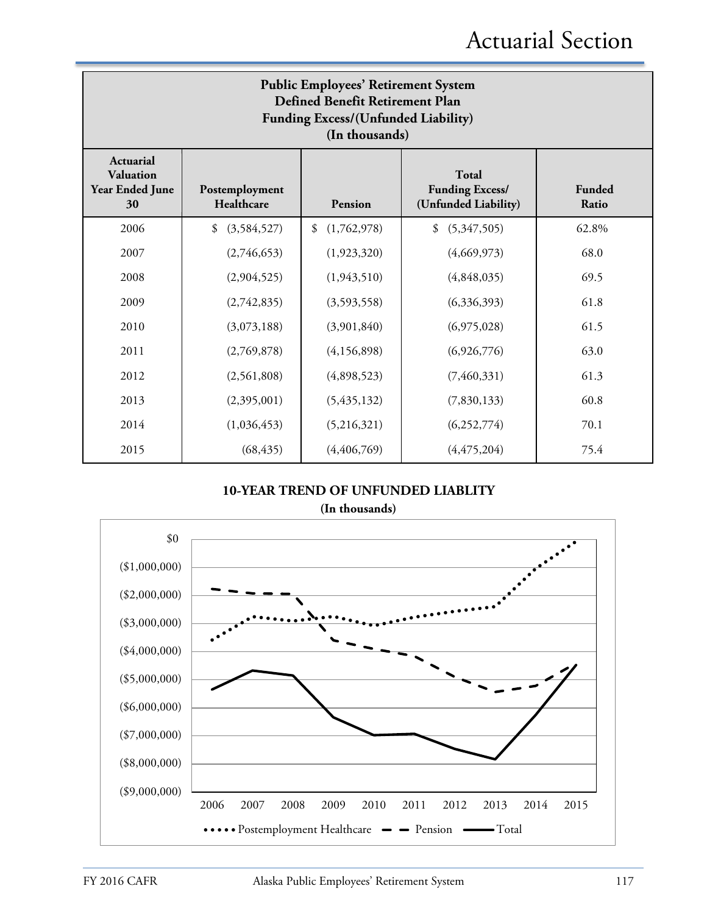## Public Employees' Retirement System
## Defined Benefit Retirement Plan
## Funding Excess/(Unfunded Liability)
## (In thousands)

| Actuarial Valuation Year Ended June 30 | Postemployment Healthcare | Pension | Total Funding Excess/ (Unfunded Liability) | Funded Ratio |
|---|---|---|---|---|
| 2006 | $ (3,584,527) | $ (1,762,978) | $ (5,347,505) | 62.8% |
| 2007 | (2,746,653) | (1,923,320) | (4,669,973) | 68.0 |
| 2008 | (2,904,525) | (1,943,510) | (4,848,035) | 69.5 |
| 2009 | (2,742,835) | (3,593,558) | (6,336,393) | 61.8 |
| 2010 | (3,073,188) | (3,901,840) | (6,975,028) | 61.5 |
| 2011 | (2,769,878) | (4,156,898) | (6,926,776) | 63.0 |
| 2012 | (2,561,808) | (4,898,523) | (7,460,331) | 61.3 |
| 2013 | (2,395,001) | (5,435,132) | (7,830,133) | 60.8 |
| 2014 | (1,036,453) | (5,216,321) | (6,252,774) | 70.1 |
| 2015 | (68,435) | (4,406,769) | (4,475,204) | 75.4 |

**10-YEAR TREND OF UNFUNDED LIABLITY**
**(In thousands)**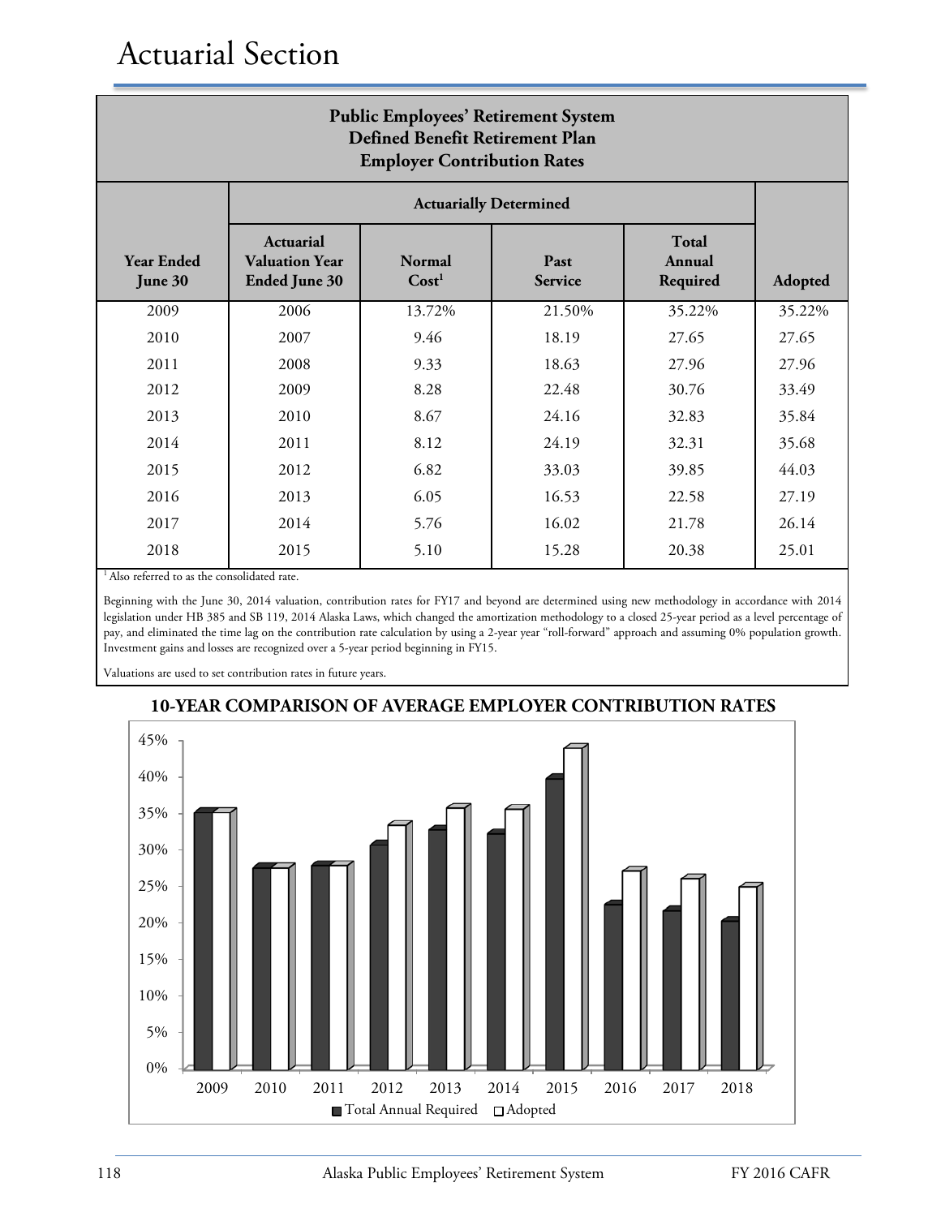# Actuarial Section

| Public Employees' Retirement System<br>Defined Benefit Retirement Plan<br>Employer Contribution Rates | | | | | |
|---|---|---|---|---|---|
| | Actuarially Determined | | | | |
| Year Ended June 30 | Actuarial Valuation Year Ended June 30 | Normal Cost[1] | Past Service | Total Annual Required | Adopted |
| 2009 | 2006 | 13.72% | 21.50% | 35.22% | 35.22% |
| 2010 | 2007 | 9.46 | 18.19 | 27.65 | 27.65 |
| 2011 | 2008 | 9.33 | 18.63 | 27.96 | 27.96 |
| 2012 | 2009 | 8.28 | 22.48 | 30.76 | 33.49 |
| 2013 | 2010 | 8.67 | 24.16 | 32.83 | 35.84 |
| 2014 | 2011 | 8.12 | 24.19 | 32.31 | 35.68 |
| 2015 | 2012 | 6.82 | 33.03 | 39.85 | 44.03 |
| 2016 | 2013 | 6.05 | 16.53 | 22.58 | 27.19 |
| 2017 | 2014 | 5.76 | 16.02 | 21.78 | 26.14 |
| 2018 | 2015 | 5.10 | 15.28 | 20.38 | 25.01 |

[1] Also referred to as the consolidated rate.

Beginning with the June 30, 2014 valuation, contribution rates for FY17 and beyond are determined using new methodology in accordance with 2014 legislation under HB 385 and SB 119, 2014 Alaska Laws, which changed the amortization methodology to a closed 25-year period as a level percentage of pay, and eliminated the time lag on the contribution rate calculation by using a 2-year year "roll-forward" approach and assuming 0% population growth. Investment gains and losses are recognized over a 5-year period beginning in FY15.

Valuations are used to set contribution rates in future years.

## 10-YEAR COMPARISON OF AVERAGE EMPLOYER CONTRIBUTION RATES

| Year | Total Annual Required | Adopted |
|---|---|---|
| 2009 | 35.22% | 35.22% |
| 2010 | 27.65% | 27.65% |
| 2011 | 27.96% | 27.96% |
| 2012 | 30.76% | 33.49% |
| 2013 | 32.83% | 35.84% |
| 2014 | 32.31% | 35.68% |
| 2015 | 39.85% | 44.03% |
| 2016 | 22.58% | 27.19% |
| 2017 | 21.78% | 26.14% |
| 2018 | 20.38% | 25.01% |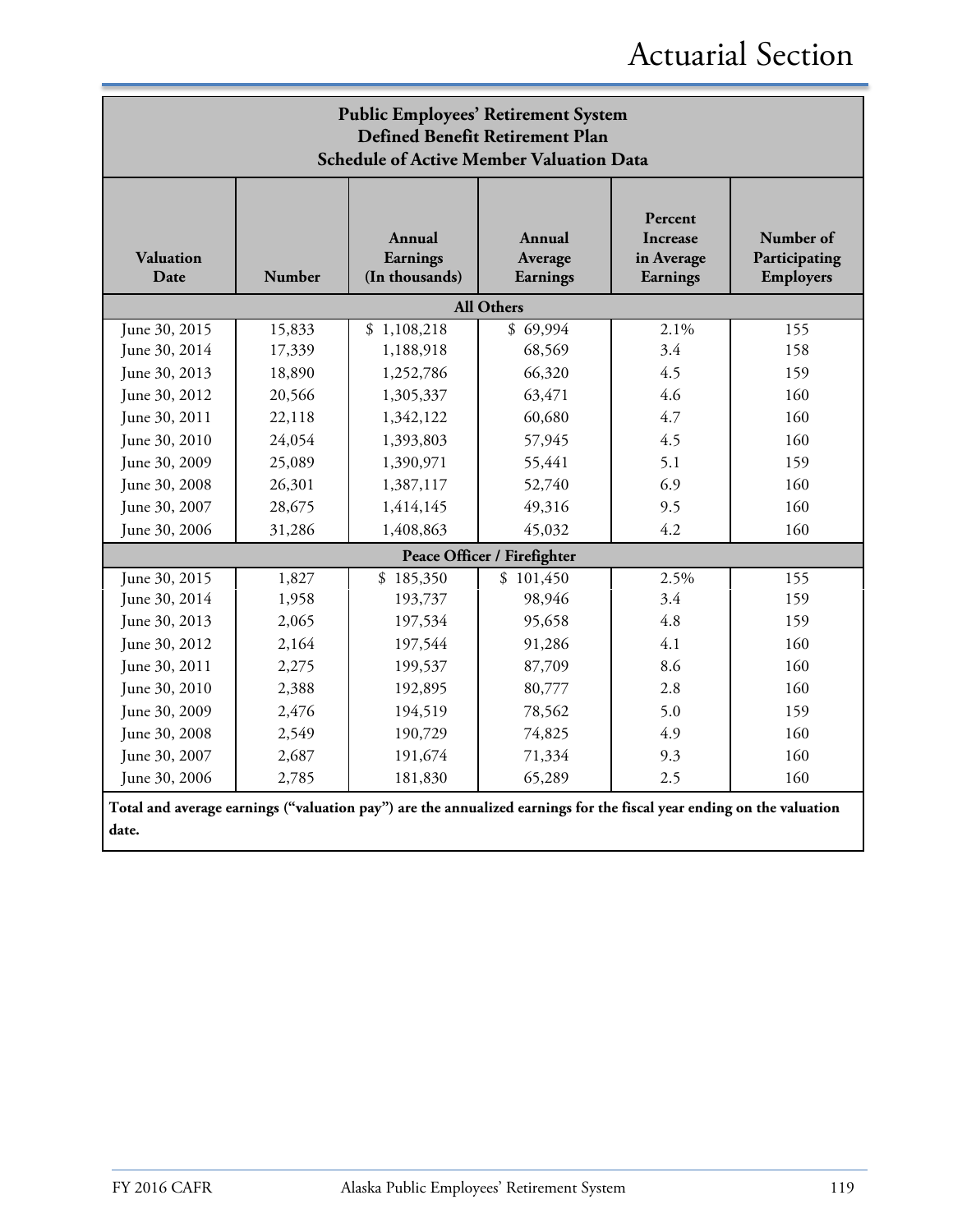## Public Employees' Retirement System
## Defined Benefit Retirement Plan
## Schedule of Active Member Valuation Data

| Valuation Date | Number | Annual Earnings (In thousands) | Annual Average Earnings | Percent Increase in Average Earnings | Number of Participating Employers |
|---|---|---|---|---|---|
| **All Others** | | | | | |
| June 30, 2015 | 15,833 | $ 1,108,218 | $ 69,994 | 2.1% | 155 |
| June 30, 2014 | 17,339 | 1,188,918 | 68,569 | 3.4 | 158 |
| June 30, 2013 | 18,890 | 1,252,786 | 66,320 | 4.5 | 159 |
| June 30, 2012 | 20,566 | 1,305,337 | 63,471 | 4.6 | 160 |
| June 30, 2011 | 22,118 | 1,342,122 | 60,680 | 4.7 | 160 |
| June 30, 2010 | 24,054 | 1,393,803 | 57,945 | 4.5 | 160 |
| June 30, 2009 | 25,089 | 1,390,971 | 55,441 | 5.1 | 159 |
| June 30, 2008 | 26,301 | 1,387,117 | 52,740 | 6.9 | 160 |
| June 30, 2007 | 28,675 | 1,414,145 | 49,316 | 9.5 | 160 |
| June 30, 2006 | 31,286 | 1,408,863 | 45,032 | 4.2 | 160 |
| **Peace Officer / Firefighter** | | | | | |
| June 30, 2015 | 1,827 | $ 185,350 | $ 101,450 | 2.5% | 155 |
| June 30, 2014 | 1,958 | 193,737 | 98,946 | 3.4 | 159 |
| June 30, 2013 | 2,065 | 197,534 | 95,658 | 4.8 | 159 |
| June 30, 2012 | 2,164 | 197,544 | 91,286 | 4.1 | 160 |
| June 30, 2011 | 2,275 | 199,537 | 87,709 | 8.6 | 160 |
| June 30, 2010 | 2,388 | 192,895 | 80,777 | 2.8 | 160 |
| June 30, 2009 | 2,476 | 194,519 | 78,562 | 5.0 | 159 |
| June 30, 2008 | 2,549 | 190,729 | 74,825 | 4.9 | 160 |
| June 30, 2007 | 2,687 | 191,674 | 71,334 | 9.3 | 160 |
| June 30, 2006 | 2,785 | 181,830 | 65,289 | 2.5 | 160 |

**Total and average earnings ("valuation pay") are the annualized earnings for the fiscal year ending on the valuation date.**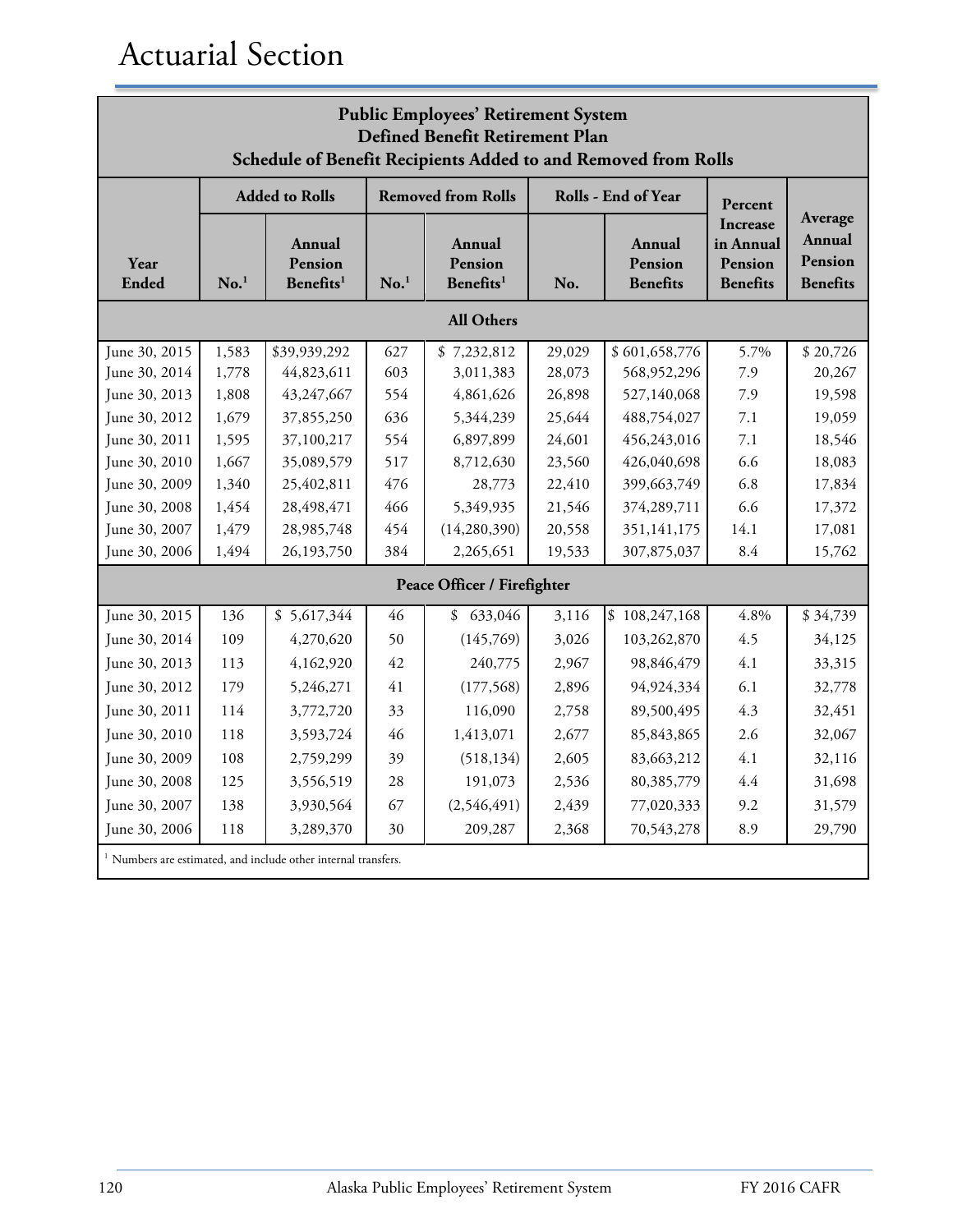# Actuarial Section

**Public Employees' Retirement System**
**Defined Benefit Retirement Plan**
**Schedule of Benefit Recipients Added to and Removed from Rolls**

| Year Ended | Added to Rolls | | Removed from Rolls | | Rolls - End of Year | | Percent Increase in Annual Pension Benefits | Average Annual Pension Benefits |
|---|---|---|---|---|---|---|---|---|
| | No.[1] | Annual Pension Benefits[1] | No.[1] | Annual Pension Benefits[1] | No. | Annual Pension Benefits | | |
| **All Others** | | | | | | | | |
| June 30, 2015 | 1,583 | $39,939,292 | 627 | $ 7,232,812 | 29,029 | $ 601,658,776 | 5.7% | $ 20,726 |
| June 30, 2014 | 1,778 | 44,823,611 | 603 | 3,011,383 | 28,073 | 568,952,296 | 7.9 | 20,267 |
| June 30, 2013 | 1,808 | 43,247,667 | 554 | 4,861,626 | 26,898 | 527,140,068 | 7.9 | 19,598 |
| June 30, 2012 | 1,679 | 37,855,250 | 636 | 5,344,239 | 25,644 | 488,754,027 | 7.1 | 19,059 |
| June 30, 2011 | 1,595 | 37,100,217 | 554 | 6,897,899 | 24,601 | 456,243,016 | 7.1 | 18,546 |
| June 30, 2010 | 1,667 | 35,089,579 | 517 | 8,712,630 | 23,560 | 426,040,698 | 6.6 | 18,083 |
| June 30, 2009 | 1,340 | 25,402,811 | 476 | 28,773 | 22,410 | 399,663,749 | 6.8 | 17,834 |
| June 30, 2008 | 1,454 | 28,498,471 | 466 | 5,349,935 | 21,546 | 374,289,711 | 6.6 | 17,372 |
| June 30, 2007 | 1,479 | 28,985,748 | 454 | (14,280,390) | 20,558 | 351,141,175 | 14.1 | 17,081 |
| June 30, 2006 | 1,494 | 26,193,750 | 384 | 2,265,651 | 19,533 | 307,875,037 | 8.4 | 15,762 |
| **Peace Officer / Firefighter** | | | | | | | | |
| June 30, 2015 | 136 | $ 5,617,344 | 46 | $ 633,046 | 3,116 | $ 108,247,168 | 4.8% | $ 34,739 |
| June 30, 2014 | 109 | 4,270,620 | 50 | (145,769) | 3,026 | 103,262,870 | 4.5 | 34,125 |
| June 30, 2013 | 113 | 4,162,920 | 42 | 240,775 | 2,967 | 98,846,479 | 4.1 | 33,315 |
| June 30, 2012 | 179 | 5,246,271 | 41 | (177,568) | 2,896 | 94,924,334 | 6.1 | 32,778 |
| June 30, 2011 | 114 | 3,772,720 | 33 | 116,090 | 2,758 | 89,500,495 | 4.3 | 32,451 |
| June 30, 2010 | 118 | 3,593,724 | 46 | 1,413,071 | 2,677 | 85,843,865 | 2.6 | 32,067 |
| June 30, 2009 | 108 | 2,759,299 | 39 | (518,134) | 2,605 | 83,663,212 | 4.1 | 32,116 |
| June 30, 2008 | 125 | 3,556,519 | 28 | 191,073 | 2,536 | 80,385,779 | 4.4 | 31,698 |
| June 30, 2007 | 138 | 3,930,564 | 67 | (2,546,491) | 2,439 | 77,020,333 | 9.2 | 31,579 |
| June 30, 2006 | 118 | 3,289,370 | 30 | 209,287 | 2,368 | 70,543,278 | 8.9 | 29,790 |

[1] Numbers are estimated, and include other internal transfers.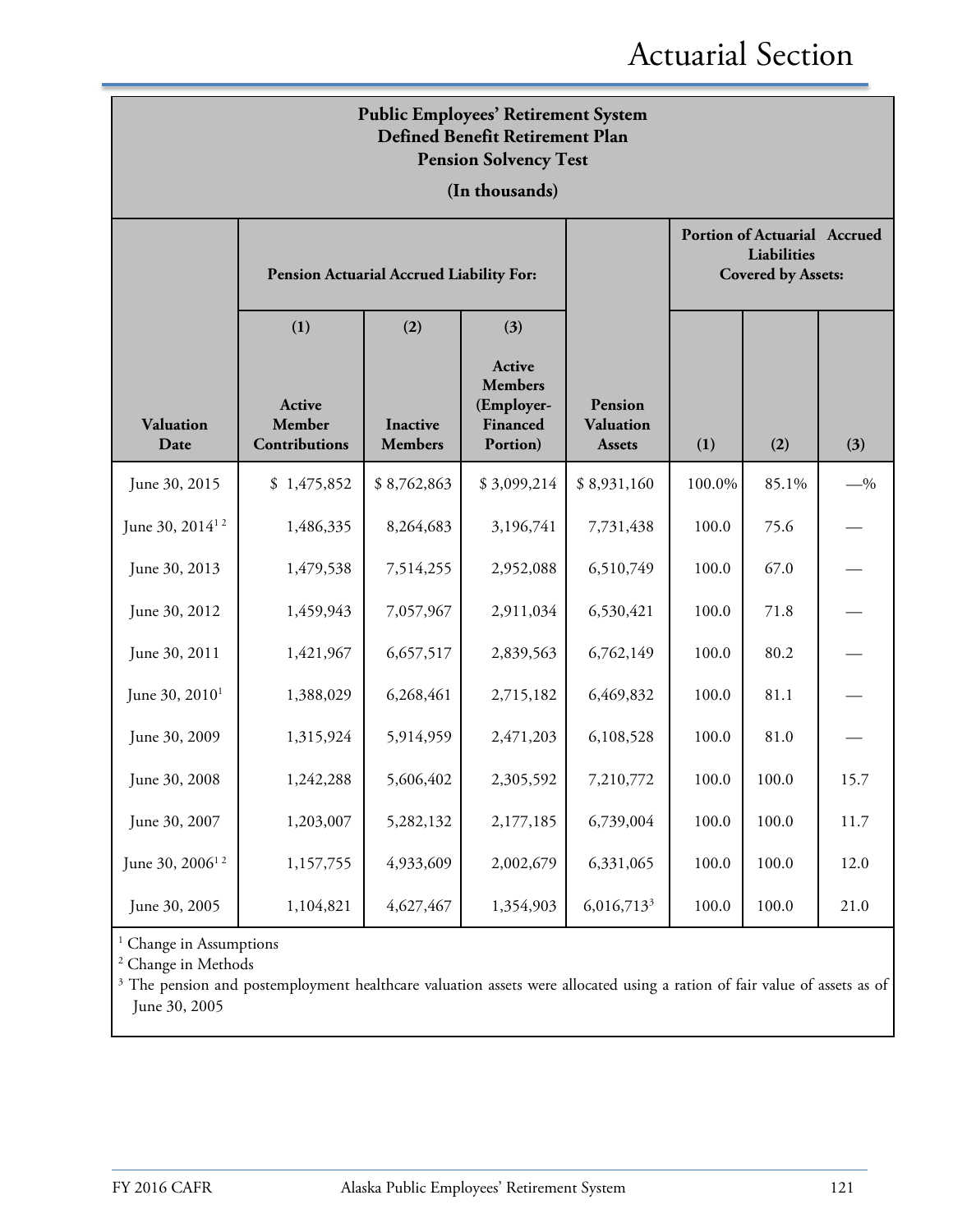| Public Employees' Retirement System<br>Defined Benefit Retirement Plan<br>Pension Solvency Test<br>(In thousands) | | | | | | | |
|---|---|---|---|---|---|---|---|
| | **Pension Actuarial Accrued Liability For:** | | | | **Portion of Actuarial Accrued Liabilities Covered by Assets:** | | |
| | **(1)** | **(2)** | **(3)** | | | | |
| **Valuation Date** | **Active Member Contributions** | **Inactive Members** | **Active Members (Employer-Financed Portion)** | **Pension Valuation Assets** | **(1)** | **(2)** | **(3)** |
| June 30, 2015 | $ 1,475,852 | $ 8,762,863 | $ 3,099,214 | $ 8,931,160 | 100.0% | 85.1% | —% |
| June 30, 2014[1 2] | 1,486,335 | 8,264,683 | 3,196,741 | 7,731,438 | 100.0 | 75.6 | — |
| June 30, 2013 | 1,479,538 | 7,514,255 | 2,952,088 | 6,510,749 | 100.0 | 67.0 | — |
| June 30, 2012 | 1,459,943 | 7,057,967 | 2,911,034 | 6,530,421 | 100.0 | 71.8 | — |
| June 30, 2011 | 1,421,967 | 6,657,517 | 2,839,563 | 6,762,149 | 100.0 | 80.2 | — |
| June 30, 2010[1] | 1,388,029 | 6,268,461 | 2,715,182 | 6,469,832 | 100.0 | 81.1 | — |
| June 30, 2009 | 1,315,924 | 5,914,959 | 2,471,203 | 6,108,528 | 100.0 | 81.0 | — |
| June 30, 2008 | 1,242,288 | 5,606,402 | 2,305,592 | 7,210,772 | 100.0 | 100.0 | 15.7 |
| June 30, 2007 | 1,203,007 | 5,282,132 | 2,177,185 | 6,739,004 | 100.0 | 100.0 | 11.7 |
| June 30, 2006[1 2] | 1,157,755 | 4,933,609 | 2,002,679 | 6,331,065 | 100.0 | 100.0 | 12.0 |
| June 30, 2005 | 1,104,821 | 4,627,467 | 1,354,903 | 6,016,713[3] | 100.0 | 100.0 | 21.0 |

[1] Change in Assumptions

[2] Change in Methods

[3] The pension and postemployment healthcare valuation assets were allocated using a ration of fair value of assets as of June 30, 2005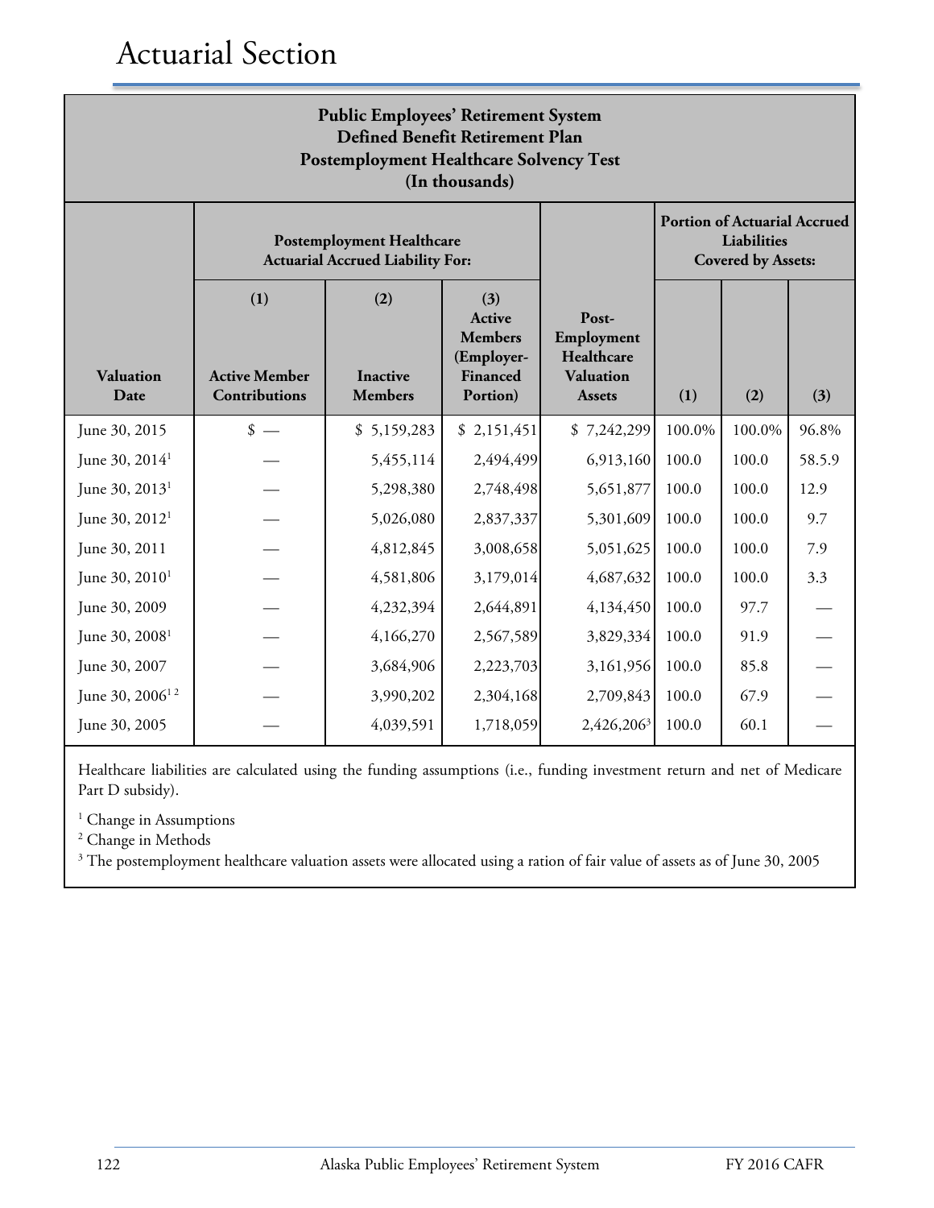# Actuarial Section

**Public Employees' Retirement System**
**Defined Benefit Retirement Plan**
**Postemployment Healthcare Solvency Test**
**(In thousands)**

| Valuation Date | Postemployment Healthcare Actuarial Accrued Liability For: (1) Active Member Contributions | (2) Inactive Members | (3) Active Members (Employer-Financed Portion) | Post-Employment Healthcare Valuation Assets | Portion of Actuarial Accrued Liabilities Covered by Assets: (1) | (2) | (3) |
|---|---|---|---|---|---|---|---|
| June 30, 2015 | $ — | $ 5,159,283 | $ 2,151,451 | $ 7,242,299 | 100.0% | 100.0% | 96.8% |
| June 30, 2014[1] | — | 5,455,114 | 2,494,499 | 6,913,160 | 100.0 | 100.0 | 58.5.9 |
| June 30, 2013[1] | — | 5,298,380 | 2,748,498 | 5,651,877 | 100.0 | 100.0 | 12.9 |
| June 30, 2012[1] | — | 5,026,080 | 2,837,337 | 5,301,609 | 100.0 | 100.0 | 9.7 |
| June 30, 2011 | — | 4,812,845 | 3,008,658 | 5,051,625 | 100.0 | 100.0 | 7.9 |
| June 30, 2010[1] | — | 4,581,806 | 3,179,014 | 4,687,632 | 100.0 | 100.0 | 3.3 |
| June 30, 2009 | — | 4,232,394 | 2,644,891 | 4,134,450 | 100.0 | 97.7 | — |
| June 30, 2008[1] | — | 4,166,270 | 2,567,589 | 3,829,334 | 100.0 | 91.9 | — |
| June 30, 2007 | — | 3,684,906 | 2,223,703 | 3,161,956 | 100.0 | 85.8 | — |
| June 30, 2006[1 2] | — | 3,990,202 | 2,304,168 | 2,709,843 | 100.0 | 67.9 | — |
| June 30, 2005 | — | 4,039,591 | 1,718,059 | 2,426,206[3] | 100.0 | 60.1 | — |

Healthcare liabilities are calculated using the funding assumptions (i.e., funding investment return and net of Medicare Part D subsidy).

[1] Change in Assumptions

[2] Change in Methods

[3] The postemployment healthcare valuation assets were allocated using a ration of fair value of assets as of June 30, 2005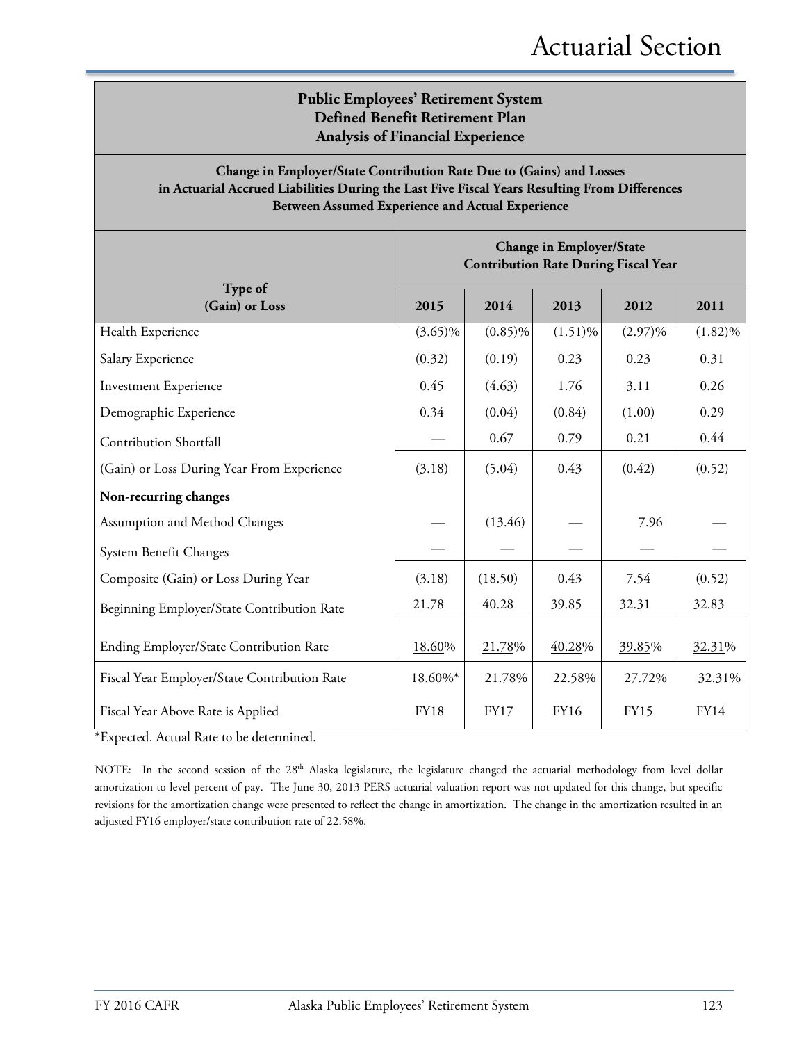## Public Employees' Retirement System
## Defined Benefit Retirement Plan
## Analysis of Financial Experience

**Change in Employer/State Contribution Rate Due to (Gains) and Losses in Actuarial Accrued Liabilities During the Last Five Fiscal Years Resulting From Differences Between Assumed Experience and Actual Experience**

| Type of (Gain) or Loss | Change in Employer/State Contribution Rate During Fiscal Year | | | | |
|---|---|---|---|---|---|
| | **2015** | **2014** | **2013** | **2012** | **2011** |
| Health Experience | (3.65)% | (0.85)% | (1.51)% | (2.97)% | (1.82)% |
| Salary Experience | (0.32) | (0.19) | 0.23 | 0.23 | 0.31 |
| Investment Experience | 0.45 | (4.63) | 1.76 | 3.11 | 0.26 |
| Demographic Experience | 0.34 | (0.04) | (0.84) | (1.00) | 0.29 |
| Contribution Shortfall | — | 0.67 | 0.79 | 0.21 | 0.44 |
| (Gain) or Loss During Year From Experience | (3.18) | (5.04) | 0.43 | (0.42) | (0.52) |
| **Non-recurring changes** | | | | | |
| Assumption and Method Changes | — | (13.46) | — | 7.96 | — |
| System Benefit Changes | — | — | — | — | — |
| Composite (Gain) or Loss During Year | (3.18) | (18.50) | 0.43 | 7.54 | (0.52) |
| Beginning Employer/State Contribution Rate | 21.78 | 40.28 | 39.85 | 32.31 | 32.83 |
| Ending Employer/State Contribution Rate | 18.60% | 21.78% | 40.28% | 39.85% | 32.31% |
| Fiscal Year Employer/State Contribution Rate | 18.60%* | 21.78% | 22.58% | 27.72% | 32.31% |
| Fiscal Year Above Rate is Applied | FY18 | FY17 | FY16 | FY15 | FY14 |

*Expected. Actual Rate to be determined.

NOTE: In the second session of the 28th Alaska legislature, the legislature changed the actuarial methodology from level dollar amortization to level percent of pay. The June 30, 2013 PERS actuarial valuation report was not updated for this change, but specific revisions for the amortization change were presented to reflect the change in amortization. The change in the amortization resulted in an adjusted FY16 employer/state contribution rate of 22.58%.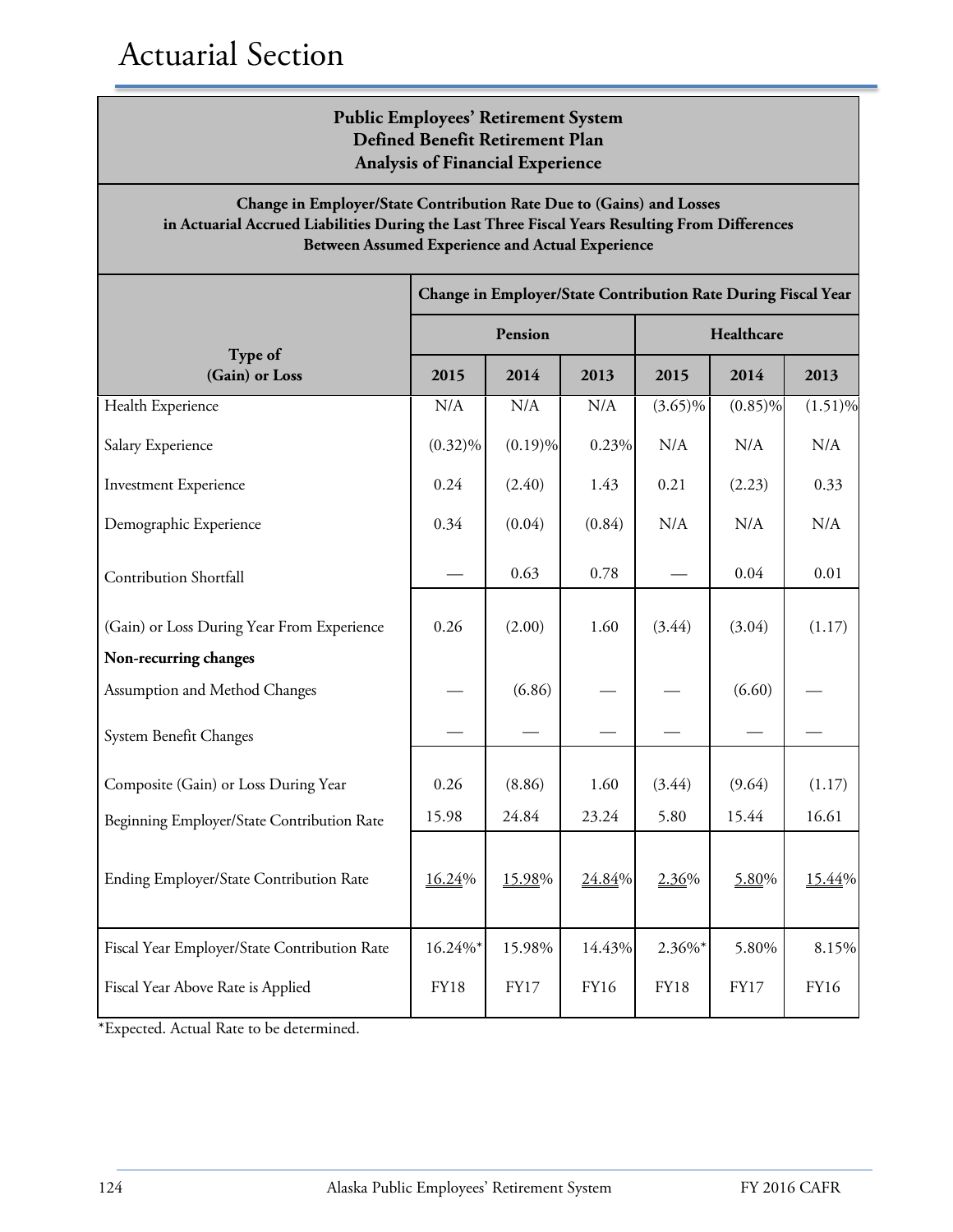# Actuarial Section

## Public Employees' Retirement System
## Defined Benefit Retirement Plan
## Analysis of Financial Experience

**Change in Employer/State Contribution Rate Due to (Gains) and Losses in Actuarial Accrued Liabilities During the Last Three Fiscal Years Resulting From Differences Between Assumed Experience and Actual Experience**

| Type of (Gain) or Loss | Change in Employer/State Contribution Rate During Fiscal Year | | | | | |
|---|---|---|---|---|---|---|
| | Pension | | | Healthcare | | |
| | 2015 | 2014 | 2013 | 2015 | 2014 | 2013 |
| Health Experience | N/A | N/A | N/A | (3.65)% | (0.85)% | (1.51)% |
| Salary Experience | (0.32)% | (0.19)% | 0.23% | N/A | N/A | N/A |
| Investment Experience | 0.24 | (2.40) | 1.43 | 0.21 | (2.23) | 0.33 |
| Demographic Experience | 0.34 | (0.04) | (0.84) | N/A | N/A | N/A |
| Contribution Shortfall | — | 0.63 | 0.78 | — | 0.04 | 0.01 |
| (Gain) or Loss During Year From Experience | 0.26 | (2.00) | 1.60 | (3.44) | (3.04) | (1.17) |
| **Non-recurring changes** | | | | | | |
| Assumption and Method Changes | — | (6.86) | — | — | (6.60) | — |
| System Benefit Changes | — | — | — | — | — | — |
| Composite (Gain) or Loss During Year | 0.26 | (8.86) | 1.60 | (3.44) | (9.64) | (1.17) |
| Beginning Employer/State Contribution Rate | 15.98 | 24.84 | 23.24 | 5.80 | 15.44 | 16.61 |
| Ending Employer/State Contribution Rate | 16.24% | 15.98% | 24.84% | 2.36% | 5.80% | 15.44% |
| Fiscal Year Employer/State Contribution Rate | 16.24%* | 15.98% | 14.43% | 2.36%* | 5.80% | 8.15% |
| Fiscal Year Above Rate is Applied | FY18 | FY17 | FY16 | FY18 | FY17 | FY16 |

*Expected. Actual Rate to be determined.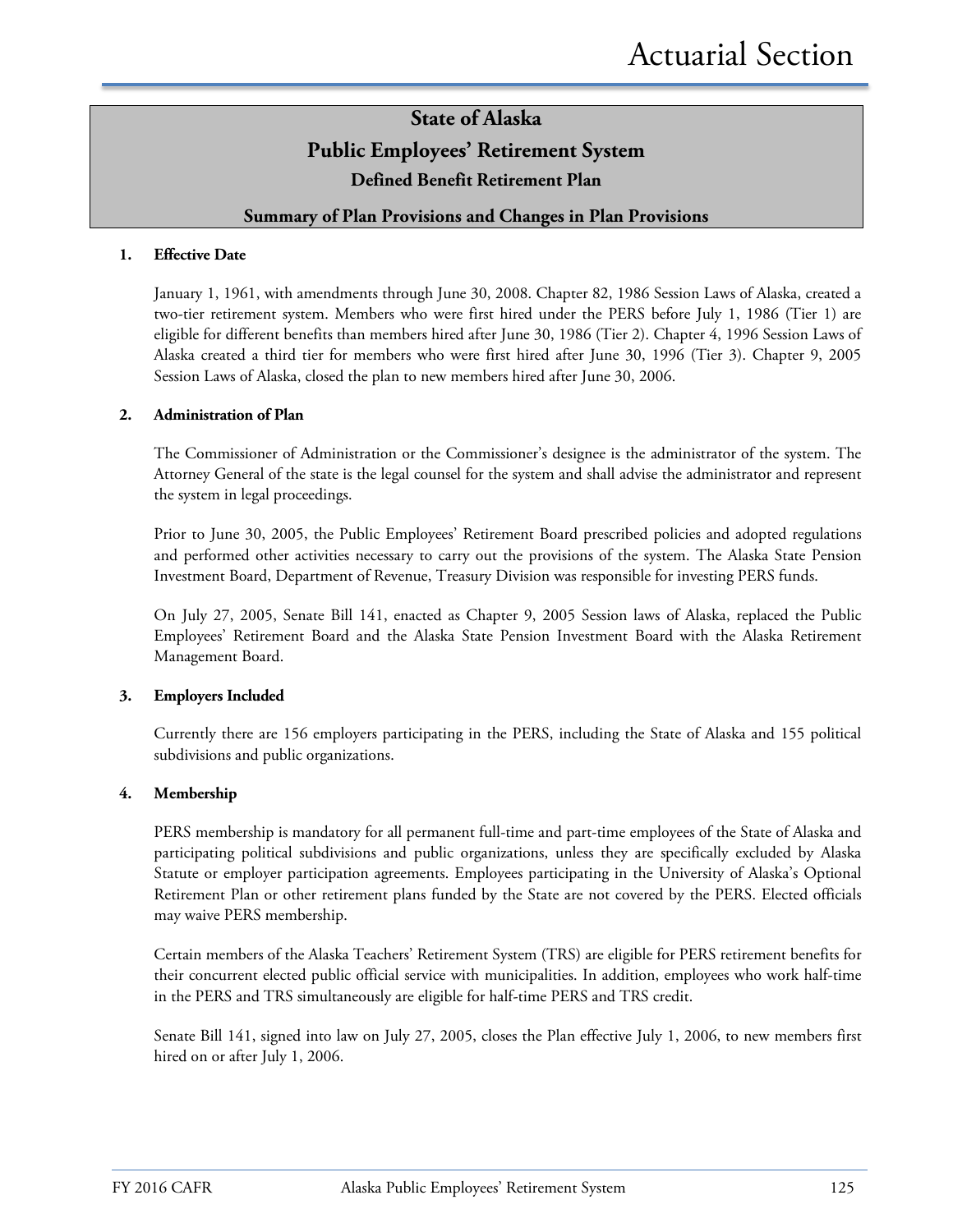# State of Alaska

# Public Employees' Retirement System

## Defined Benefit Retirement Plan

### Summary of Plan Provisions and Changes in Plan Provisions

**1. Effective Date**

January 1, 1961, with amendments through June 30, 2008. Chapter 82, 1986 Session Laws of Alaska, created a two-tier retirement system. Members who were first hired under the PERS before July 1, 1986 (Tier 1) are eligible for different benefits than members hired after June 30, 1986 (Tier 2). Chapter 4, 1996 Session Laws of Alaska created a third tier for members who were first hired after June 30, 1996 (Tier 3). Chapter 9, 2005 Session Laws of Alaska, closed the plan to new members hired after June 30, 2006.

**2. Administration of Plan**

The Commissioner of Administration or the Commissioner's designee is the administrator of the system. The Attorney General of the state is the legal counsel for the system and shall advise the administrator and represent the system in legal proceedings.

Prior to June 30, 2005, the Public Employees' Retirement Board prescribed policies and adopted regulations and performed other activities necessary to carry out the provisions of the system. The Alaska State Pension Investment Board, Department of Revenue, Treasury Division was responsible for investing PERS funds.

On July 27, 2005, Senate Bill 141, enacted as Chapter 9, 2005 Session laws of Alaska, replaced the Public Employees' Retirement Board and the Alaska State Pension Investment Board with the Alaska Retirement Management Board.

**3. Employers Included**

Currently there are 156 employers participating in the PERS, including the State of Alaska and 155 political subdivisions and public organizations.

**4. Membership**

PERS membership is mandatory for all permanent full-time and part-time employees of the State of Alaska and participating political subdivisions and public organizations, unless they are specifically excluded by Alaska Statute or employer participation agreements. Employees participating in the University of Alaska's Optional Retirement Plan or other retirement plans funded by the State are not covered by the PERS. Elected officials may waive PERS membership.

Certain members of the Alaska Teachers' Retirement System (TRS) are eligible for PERS retirement benefits for their concurrent elected public official service with municipalities. In addition, employees who work half-time in the PERS and TRS simultaneously are eligible for half-time PERS and TRS credit.

Senate Bill 141, signed into law on July 27, 2005, closes the Plan effective July 1, 2006, to new members first hired on or after July 1, 2006.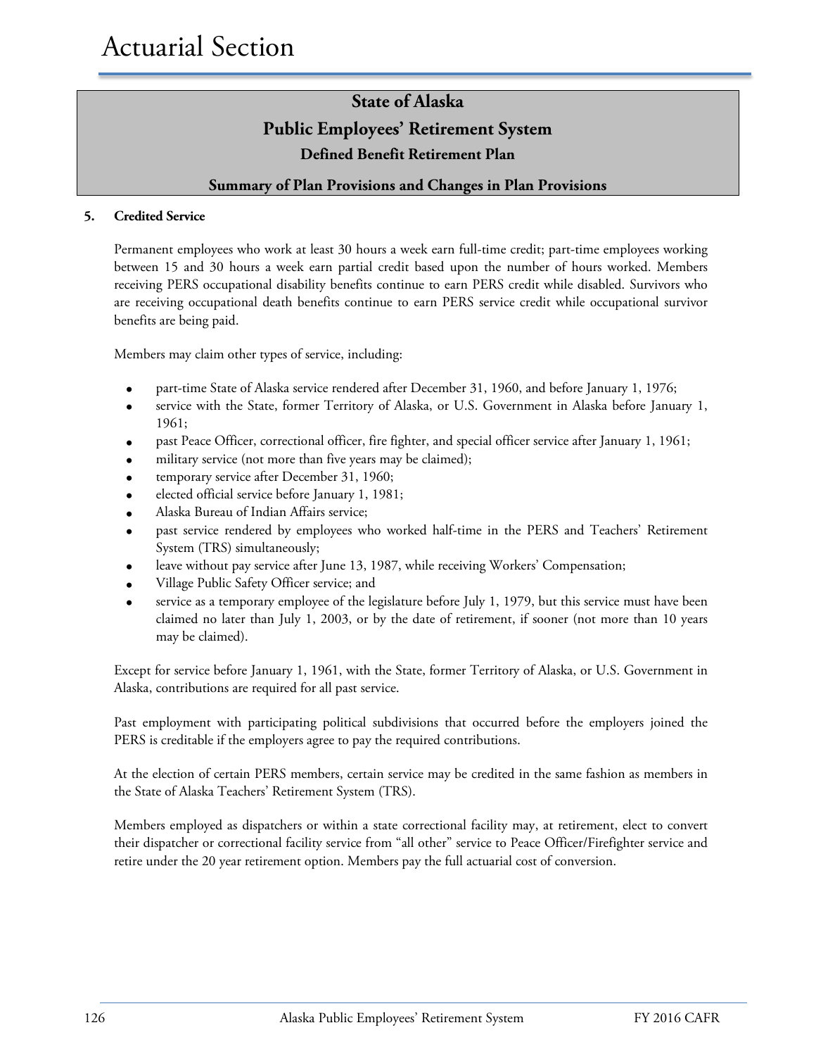## State of Alaska
## Public Employees' Retirement System
### Defined Benefit Retirement Plan
### Summary of Plan Provisions and Changes in Plan Provisions

**5. Credited Service**

Permanent employees who work at least 30 hours a week earn full-time credit; part-time employees working between 15 and 30 hours a week earn partial credit based upon the number of hours worked. Members receiving PERS occupational disability benefits continue to earn PERS credit while disabled. Survivors who are receiving occupational death benefits continue to earn PERS service credit while occupational survivor benefits are being paid.

Members may claim other types of service, including:

- part-time State of Alaska service rendered after December 31, 1960, and before January 1, 1976;
- service with the State, former Territory of Alaska, or U.S. Government in Alaska before January 1, 1961;
- past Peace Officer, correctional officer, fire fighter, and special officer service after January 1, 1961;
- military service (not more than five years may be claimed);
- temporary service after December 31, 1960;
- elected official service before January 1, 1981;
- Alaska Bureau of Indian Affairs service;
- past service rendered by employees who worked half-time in the PERS and Teachers' Retirement System (TRS) simultaneously;
- leave without pay service after June 13, 1987, while receiving Workers' Compensation;
- Village Public Safety Officer service; and
- service as a temporary employee of the legislature before July 1, 1979, but this service must have been claimed no later than July 1, 2003, or by the date of retirement, if sooner (not more than 10 years may be claimed).

Except for service before January 1, 1961, with the State, former Territory of Alaska, or U.S. Government in Alaska, contributions are required for all past service.

Past employment with participating political subdivisions that occurred before the employers joined the PERS is creditable if the employers agree to pay the required contributions.

At the election of certain PERS members, certain service may be credited in the same fashion as members in the State of Alaska Teachers' Retirement System (TRS).

Members employed as dispatchers or within a state correctional facility may, at retirement, elect to convert their dispatcher or correctional facility service from "all other" service to Peace Officer/Firefighter service and retire under the 20 year retirement option. Members pay the full actuarial cost of conversion.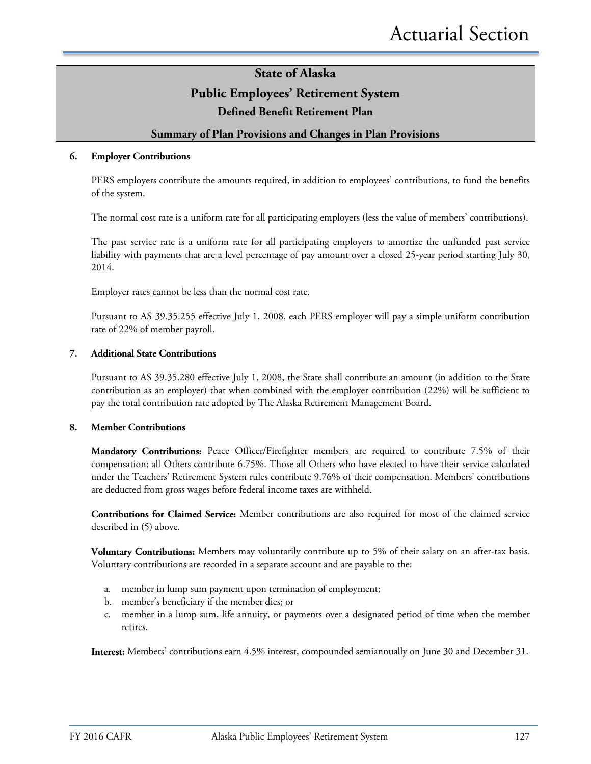# State of Alaska
## Public Employees' Retirement System
### Defined Benefit Retirement Plan
### Summary of Plan Provisions and Changes in Plan Provisions

**6. Employer Contributions**

PERS employers contribute the amounts required, in addition to employees' contributions, to fund the benefits of the system.

The normal cost rate is a uniform rate for all participating employers (less the value of members' contributions).

The past service rate is a uniform rate for all participating employers to amortize the unfunded past service liability with payments that are a level percentage of pay amount over a closed 25-year period starting July 30, 2014.

Employer rates cannot be less than the normal cost rate.

Pursuant to AS 39.35.255 effective July 1, 2008, each PERS employer will pay a simple uniform contribution rate of 22% of member payroll.

**7. Additional State Contributions**

Pursuant to AS 39.35.280 effective July 1, 2008, the State shall contribute an amount (in addition to the State contribution as an employer) that when combined with the employer contribution (22%) will be sufficient to pay the total contribution rate adopted by The Alaska Retirement Management Board.

**8. Member Contributions**

**Mandatory Contributions:** Peace Officer/Firefighter members are required to contribute 7.5% of their compensation; all Others contribute 6.75%. Those all Others who have elected to have their service calculated under the Teachers' Retirement System rules contribute 9.76% of their compensation. Members' contributions are deducted from gross wages before federal income taxes are withheld.

**Contributions for Claimed Service:** Member contributions are also required for most of the claimed service described in (5) above.

**Voluntary Contributions:** Members may voluntarily contribute up to 5% of their salary on an after-tax basis. Voluntary contributions are recorded in a separate account and are payable to the:

a. member in lump sum payment upon termination of employment;
b. member's beneficiary if the member dies; or
c. member in a lump sum, life annuity, or payments over a designated period of time when the member retires.

**Interest:** Members' contributions earn 4.5% interest, compounded semiannually on June 30 and December 31.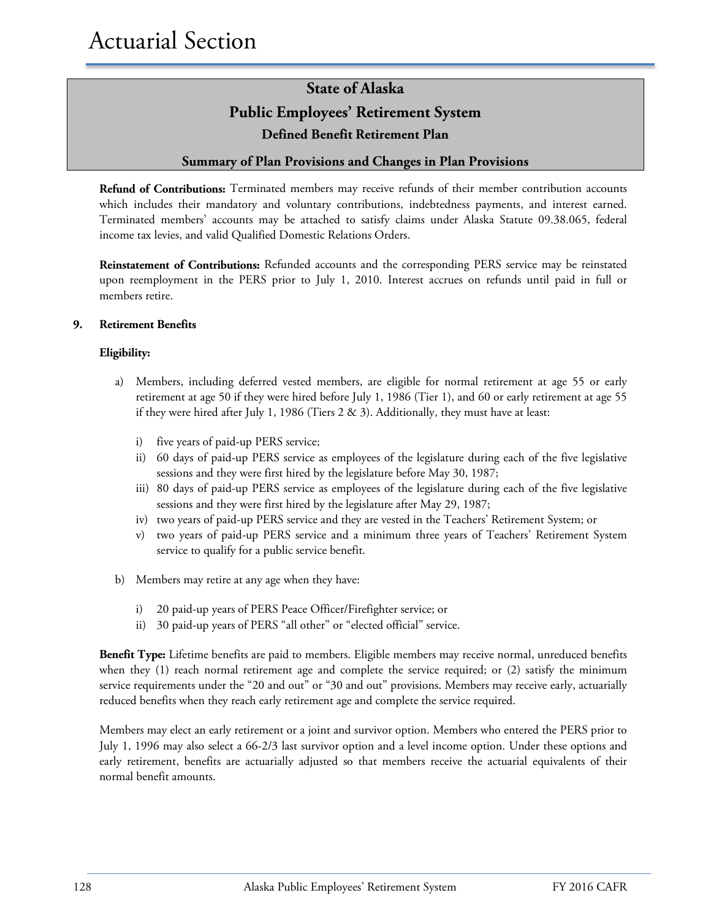# Actuarial Section

## State of Alaska
## Public Employees' Retirement System
### Defined Benefit Retirement Plan
### Summary of Plan Provisions and Changes in Plan Provisions

**Refund of Contributions:** Terminated members may receive refunds of their member contribution accounts which includes their mandatory and voluntary contributions, indebtedness payments, and interest earned. Terminated members' accounts may be attached to satisfy claims under Alaska Statute 09.38.065, federal income tax levies, and valid Qualified Domestic Relations Orders.

**Reinstatement of Contributions:** Refunded accounts and the corresponding PERS service may be reinstated upon reemployment in the PERS prior to July 1, 2010. Interest accrues on refunds until paid in full or members retire.

**9. Retirement Benefits**

**Eligibility:**

a) Members, including deferred vested members, are eligible for normal retirement at age 55 or early retirement at age 50 if they were hired before July 1, 1986 (Tier 1), and 60 or early retirement at age 55 if they were hired after July 1, 1986 (Tiers 2 & 3). Additionally, they must have at least:

   i) five years of paid-up PERS service;
   ii) 60 days of paid-up PERS service as employees of the legislature during each of the five legislative sessions and they were first hired by the legislature before May 30, 1987;
   iii) 80 days of paid-up PERS service as employees of the legislature during each of the five legislative sessions and they were first hired by the legislature after May 29, 1987;
   iv) two years of paid-up PERS service and they are vested in the Teachers' Retirement System; or
   v) two years of paid-up PERS service and a minimum three years of Teachers' Retirement System service to qualify for a public service benefit.

b) Members may retire at any age when they have:

   i) 20 paid-up years of PERS Peace Officer/Firefighter service; or
   ii) 30 paid-up years of PERS "all other" or "elected official" service.

**Benefit Type:** Lifetime benefits are paid to members. Eligible members may receive normal, unreduced benefits when they (1) reach normal retirement age and complete the service required; or (2) satisfy the minimum service requirements under the "20 and out" or "30 and out" provisions. Members may receive early, actuarially reduced benefits when they reach early retirement age and complete the service required.

Members may elect an early retirement or a joint and survivor option. Members who entered the PERS prior to July 1, 1996 may also select a 66-2/3 last survivor option and a level income option. Under these options and early retirement, benefits are actuarially adjusted so that members receive the actuarial equivalents of their normal benefit amounts.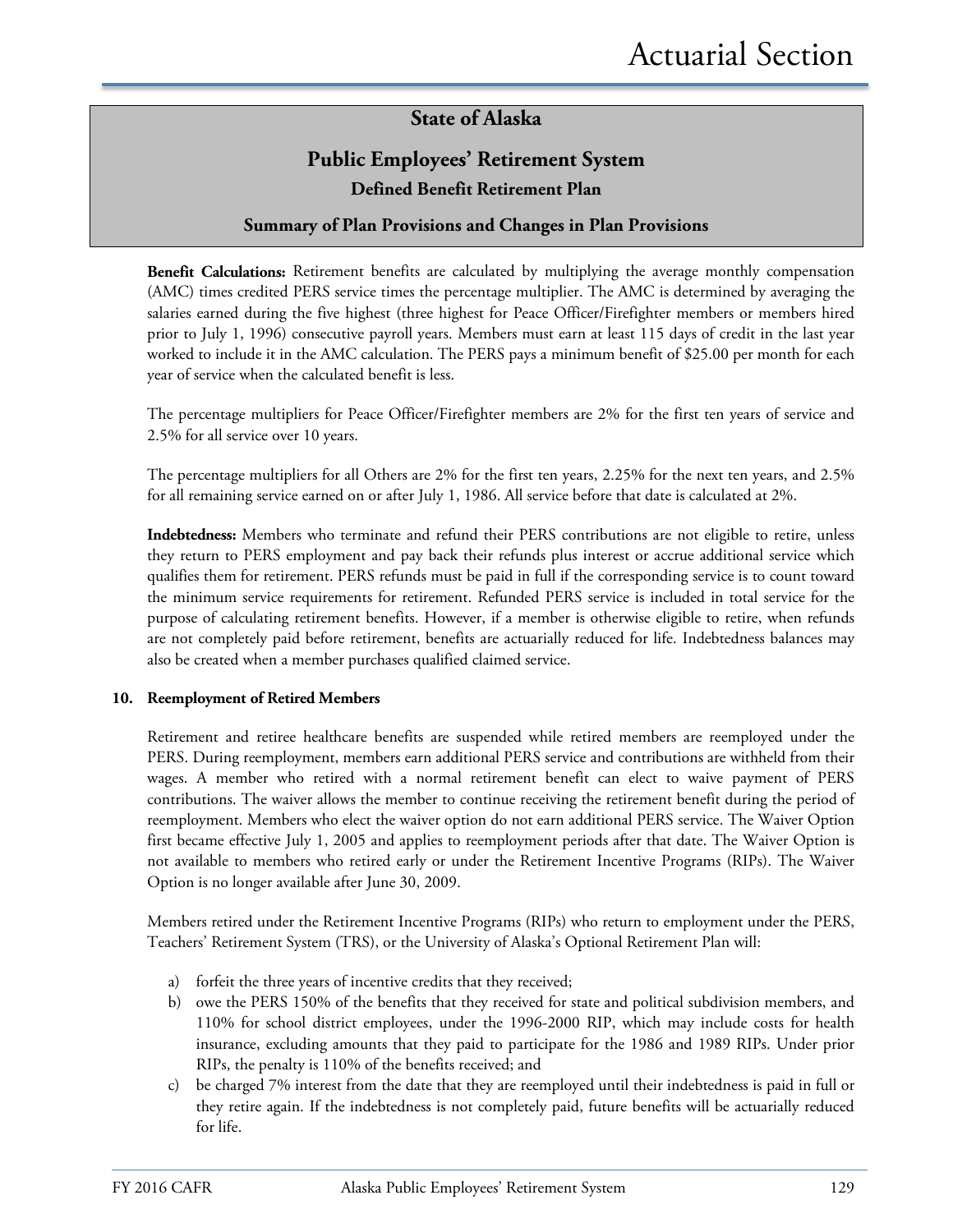## State of Alaska

## Public Employees' Retirement System

### Defined Benefit Retirement Plan

### Summary of Plan Provisions and Changes in Plan Provisions

**Benefit Calculations:** Retirement benefits are calculated by multiplying the average monthly compensation (AMC) times credited PERS service times the percentage multiplier. The AMC is determined by averaging the salaries earned during the five highest (three highest for Peace Officer/Firefighter members or members hired prior to July 1, 1996) consecutive payroll years. Members must earn at least 115 days of credit in the last year worked to include it in the AMC calculation. The PERS pays a minimum benefit of $25.00 per month for each year of service when the calculated benefit is less.

The percentage multipliers for Peace Officer/Firefighter members are 2% for the first ten years of service and 2.5% for all service over 10 years.

The percentage multipliers for all Others are 2% for the first ten years, 2.25% for the next ten years, and 2.5% for all remaining service earned on or after July 1, 1986. All service before that date is calculated at 2%.

**Indebtedness:** Members who terminate and refund their PERS contributions are not eligible to retire, unless they return to PERS employment and pay back their refunds plus interest or accrue additional service which qualifies them for retirement. PERS refunds must be paid in full if the corresponding service is to count toward the minimum service requirements for retirement. Refunded PERS service is included in total service for the purpose of calculating retirement benefits. However, if a member is otherwise eligible to retire, when refunds are not completely paid before retirement, benefits are actuarially reduced for life. Indebtedness balances may also be created when a member purchases qualified claimed service.

**10. Reemployment of Retired Members**

Retirement and retiree healthcare benefits are suspended while retired members are reemployed under the PERS. During reemployment, members earn additional PERS service and contributions are withheld from their wages. A member who retired with a normal retirement benefit can elect to waive payment of PERS contributions. The waiver allows the member to continue receiving the retirement benefit during the period of reemployment. Members who elect the waiver option do not earn additional PERS service. The Waiver Option first became effective July 1, 2005 and applies to reemployment periods after that date. The Waiver Option is not available to members who retired early or under the Retirement Incentive Programs (RIPs). The Waiver Option is no longer available after June 30, 2009.

Members retired under the Retirement Incentive Programs (RIPs) who return to employment under the PERS, Teachers' Retirement System (TRS), or the University of Alaska's Optional Retirement Plan will:

a) forfeit the three years of incentive credits that they received;
b) owe the PERS 150% of the benefits that they received for state and political subdivision members, and 110% for school district employees, under the 1996-2000 RIP, which may include costs for health insurance, excluding amounts that they paid to participate for the 1986 and 1989 RIPs. Under prior RIPs, the penalty is 110% of the benefits received; and
c) be charged 7% interest from the date that they are reemployed until their indebtedness is paid in full or they retire again. If the indebtedness is not completely paid, future benefits will be actuarially reduced for life.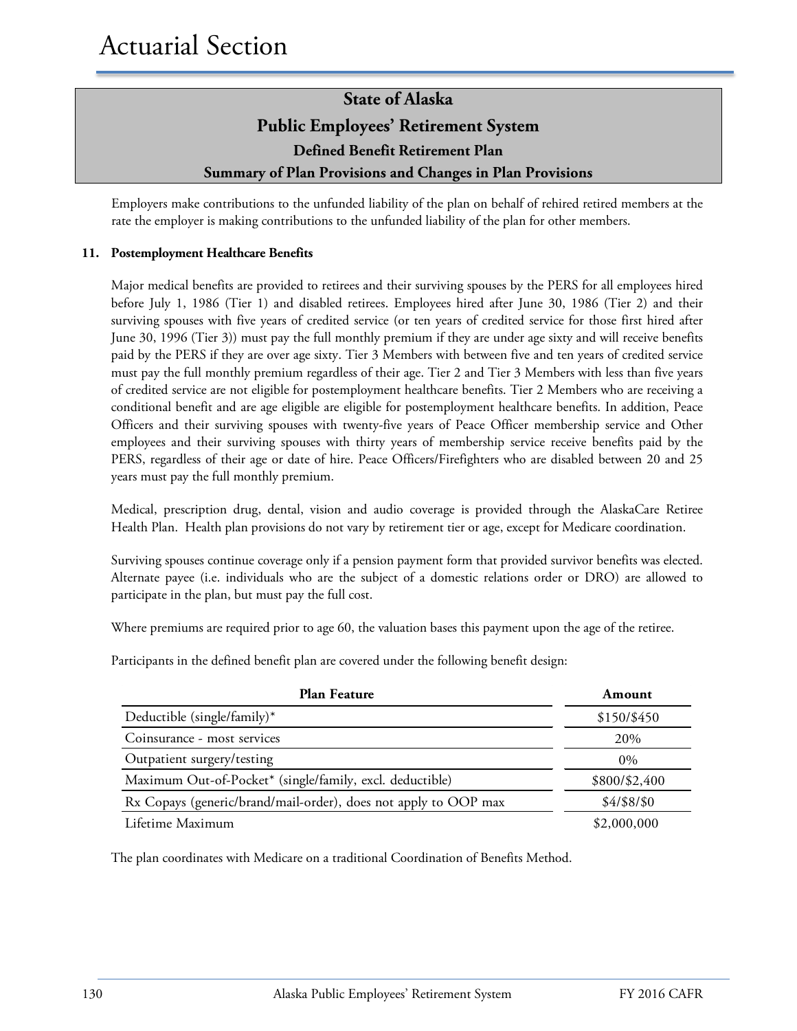## State of Alaska
## Public Employees' Retirement System
### Defined Benefit Retirement Plan
### Summary of Plan Provisions and Changes in Plan Provisions

Employers make contributions to the unfunded liability of the plan on behalf of rehired retired members at the rate the employer is making contributions to the unfunded liability of the plan for other members.

**11. Postemployment Healthcare Benefits**

Major medical benefits are provided to retirees and their surviving spouses by the PERS for all employees hired before July 1, 1986 (Tier 1) and disabled retirees. Employees hired after June 30, 1986 (Tier 2) and their surviving spouses with five years of credited service (or ten years of credited service for those first hired after June 30, 1996 (Tier 3)) must pay the full monthly premium if they are under age sixty and will receive benefits paid by the PERS if they are over age sixty. Tier 3 Members with between five and ten years of credited service must pay the full monthly premium regardless of their age. Tier 2 and Tier 3 Members with less than five years of credited service are not eligible for postemployment healthcare benefits. Tier 2 Members who are receiving a conditional benefit and are age eligible are eligible for postemployment healthcare benefits. In addition, Peace Officers and their surviving spouses with twenty-five years of Peace Officer membership service and Other employees and their surviving spouses with thirty years of membership service receive benefits paid by the PERS, regardless of their age or date of hire. Peace Officers/Firefighters who are disabled between 20 and 25 years must pay the full monthly premium.

Medical, prescription drug, dental, vision and audio coverage is provided through the AlaskaCare Retiree Health Plan. Health plan provisions do not vary by retirement tier or age, except for Medicare coordination.

Surviving spouses continue coverage only if a pension payment form that provided survivor benefits was elected. Alternate payee (i.e. individuals who are the subject of a domestic relations order or DRO) are allowed to participate in the plan, but must pay the full cost.

Where premiums are required prior to age 60, the valuation bases this payment upon the age of the retiree.

Participants in the defined benefit plan are covered under the following benefit design:

| Plan Feature | Amount |
|---|---|
| Deductible (single/family)* | $150/$450 |
| Coinsurance - most services | 20% |
| Outpatient surgery/testing | 0% |
| Maximum Out-of-Pocket* (single/family, excl. deductible) | $800/$2,400 |
| Rx Copays (generic/brand/mail-order), does not apply to OOP max | $4/$8/$0 |
| Lifetime Maximum | $2,000,000 |

The plan coordinates with Medicare on a traditional Coordination of Benefits Method.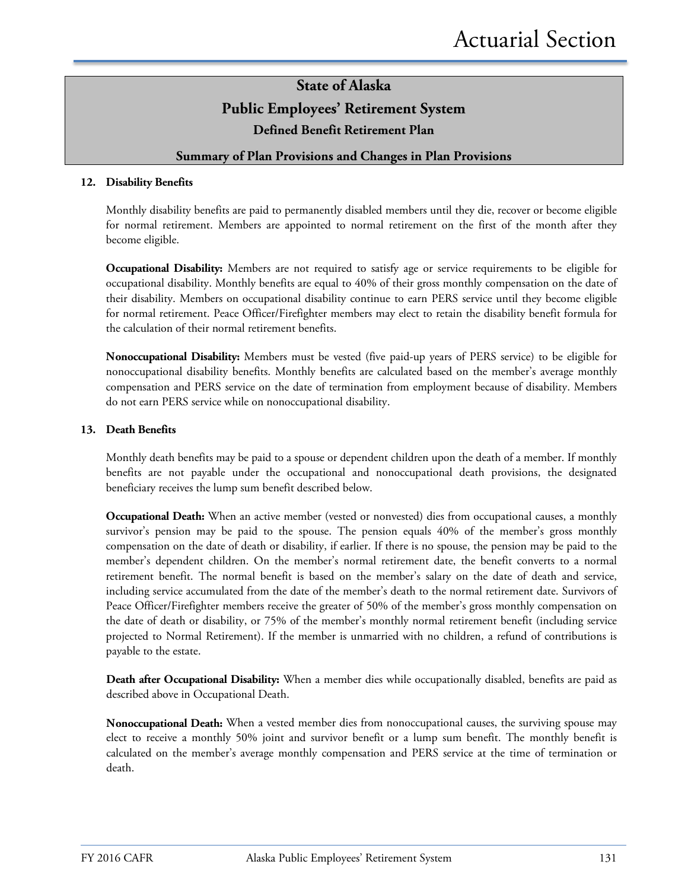## State of Alaska
## Public Employees' Retirement System
### Defined Benefit Retirement Plan
### Summary of Plan Provisions and Changes in Plan Provisions

**12. Disability Benefits**

Monthly disability benefits are paid to permanently disabled members until they die, recover or become eligible for normal retirement. Members are appointed to normal retirement on the first of the month after they become eligible.

**Occupational Disability:** Members are not required to satisfy age or service requirements to be eligible for occupational disability. Monthly benefits are equal to 40% of their gross monthly compensation on the date of their disability. Members on occupational disability continue to earn PERS service until they become eligible for normal retirement. Peace Officer/Firefighter members may elect to retain the disability benefit formula for the calculation of their normal retirement benefits.

**Nonoccupational Disability:** Members must be vested (five paid-up years of PERS service) to be eligible for nonoccupational disability benefits. Monthly benefits are calculated based on the member's average monthly compensation and PERS service on the date of termination from employment because of disability. Members do not earn PERS service while on nonoccupational disability.

**13. Death Benefits**

Monthly death benefits may be paid to a spouse or dependent children upon the death of a member. If monthly benefits are not payable under the occupational and nonoccupational death provisions, the designated beneficiary receives the lump sum benefit described below.

**Occupational Death:** When an active member (vested or nonvested) dies from occupational causes, a monthly survivor's pension may be paid to the spouse. The pension equals 40% of the member's gross monthly compensation on the date of death or disability, if earlier. If there is no spouse, the pension may be paid to the member's dependent children. On the member's normal retirement date, the benefit converts to a normal retirement benefit. The normal benefit is based on the member's salary on the date of death and service, including service accumulated from the date of the member's death to the normal retirement date. Survivors of Peace Officer/Firefighter members receive the greater of 50% of the member's gross monthly compensation on the date of death or disability, or 75% of the member's monthly normal retirement benefit (including service projected to Normal Retirement). If the member is unmarried with no children, a refund of contributions is payable to the estate.

**Death after Occupational Disability:** When a member dies while occupationally disabled, benefits are paid as described above in Occupational Death.

**Nonoccupational Death:** When a vested member dies from nonoccupational causes, the surviving spouse may elect to receive a monthly 50% joint and survivor benefit or a lump sum benefit. The monthly benefit is calculated on the member's average monthly compensation and PERS service at the time of termination or death.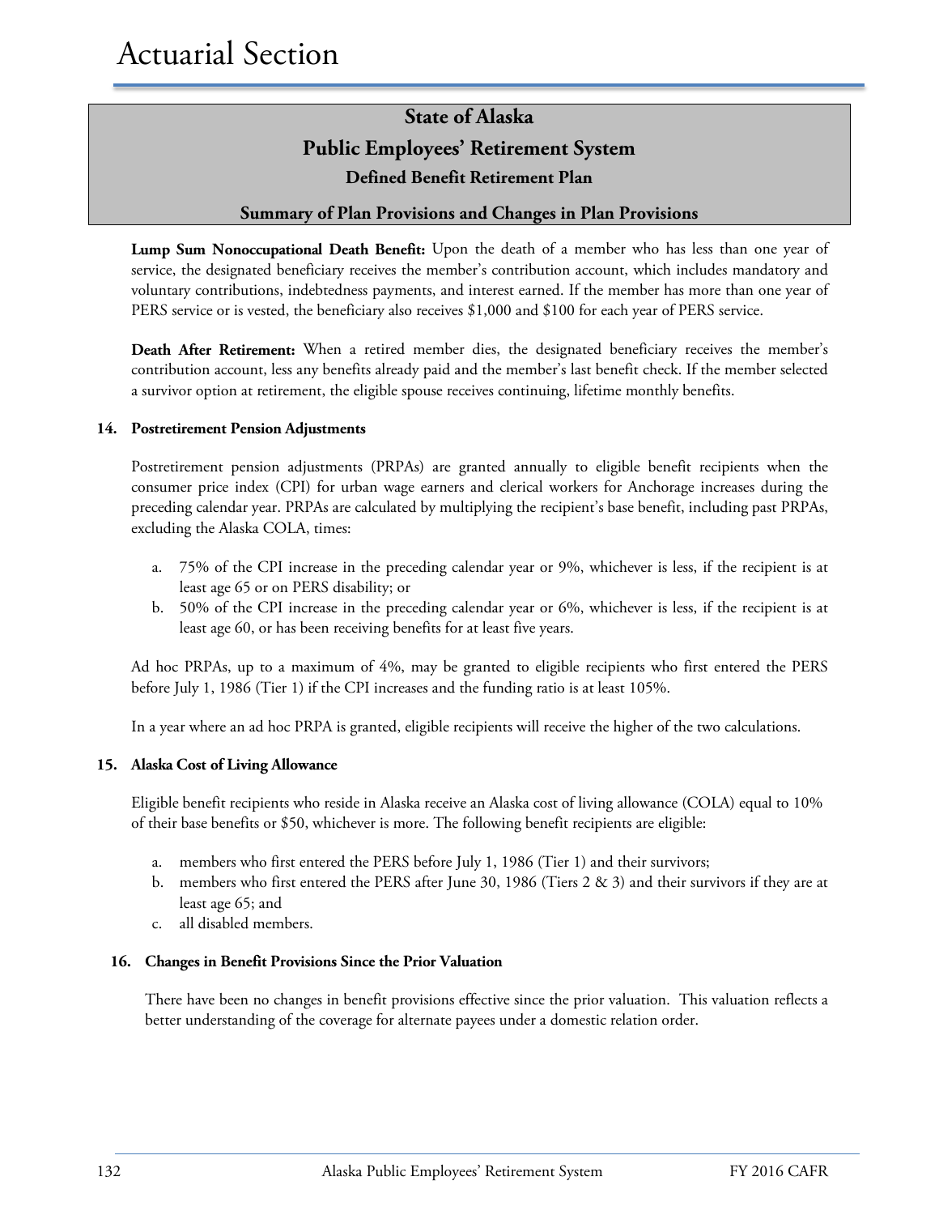## State of Alaska
## Public Employees' Retirement System
### Defined Benefit Retirement Plan
### Summary of Plan Provisions and Changes in Plan Provisions

**Lump Sum Nonoccupational Death Benefit:** Upon the death of a member who has less than one year of service, the designated beneficiary receives the member's contribution account, which includes mandatory and voluntary contributions, indebtedness payments, and interest earned. If the member has more than one year of PERS service or is vested, the beneficiary also receives $1,000 and $100 for each year of PERS service.

**Death After Retirement:** When a retired member dies, the designated beneficiary receives the member's contribution account, less any benefits already paid and the member's last benefit check. If the member selected a survivor option at retirement, the eligible spouse receives continuing, lifetime monthly benefits.

**14. Postretirement Pension Adjustments**

Postretirement pension adjustments (PRPAs) are granted annually to eligible benefit recipients when the consumer price index (CPI) for urban wage earners and clerical workers for Anchorage increases during the preceding calendar year. PRPAs are calculated by multiplying the recipient's base benefit, including past PRPAs, excluding the Alaska COLA, times:

a. 75% of the CPI increase in the preceding calendar year or 9%, whichever is less, if the recipient is at least age 65 or on PERS disability; or
b. 50% of the CPI increase in the preceding calendar year or 6%, whichever is less, if the recipient is at least age 60, or has been receiving benefits for at least five years.

Ad hoc PRPAs, up to a maximum of 4%, may be granted to eligible recipients who first entered the PERS before July 1, 1986 (Tier 1) if the CPI increases and the funding ratio is at least 105%.

In a year where an ad hoc PRPA is granted, eligible recipients will receive the higher of the two calculations.

**15. Alaska Cost of Living Allowance**

Eligible benefit recipients who reside in Alaska receive an Alaska cost of living allowance (COLA) equal to 10% of their base benefits or $50, whichever is more. The following benefit recipients are eligible:

a. members who first entered the PERS before July 1, 1986 (Tier 1) and their survivors;
b. members who first entered the PERS after June 30, 1986 (Tiers 2 & 3) and their survivors if they are at least age 65; and
c. all disabled members.

**16. Changes in Benefit Provisions Since the Prior Valuation**

There have been no changes in benefit provisions effective since the prior valuation. This valuation reflects a better understanding of the coverage for alternate payees under a domestic relation order.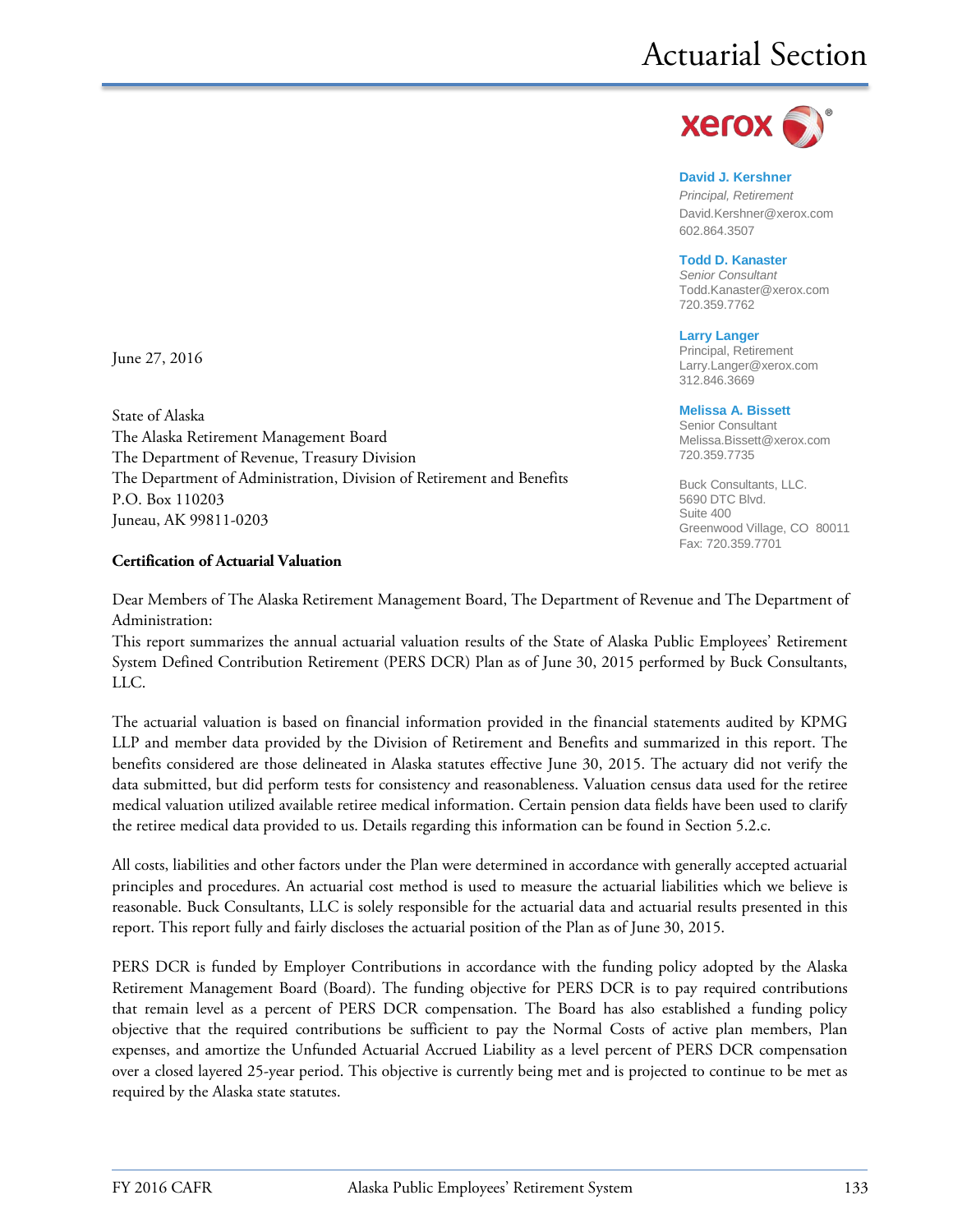# Actuarial Section

**David J. Kershner**
*Principal, Retirement*
David.Kershner@xerox.com
602.864.3507

**Todd D. Kanaster**
*Senior Consultant*
Todd.Kanaster@xerox.com
720.359.7762

**Larry Langer**
Principal, Retirement
Larry.Langer@xerox.com
312.846.3669

**Melissa A. Bissett**
Senior Consultant
Melissa.Bissett@xerox.com
720.359.7735

Buck Consultants, LLC.
5690 DTC Blvd.
Suite 400
Greenwood Village, CO 80011
Fax: 720.359.7701

June 27, 2016

State of Alaska
The Alaska Retirement Management Board
The Department of Revenue, Treasury Division
The Department of Administration, Division of Retirement and Benefits
P.O. Box 110203
Juneau, AK 99811-0203

**Certification of Actuarial Valuation**

Dear Members of The Alaska Retirement Management Board, The Department of Revenue and The Department of Administration:

This report summarizes the annual actuarial valuation results of the State of Alaska Public Employees' Retirement System Defined Contribution Retirement (PERS DCR) Plan as of June 30, 2015 performed by Buck Consultants, LLC.

The actuarial valuation is based on financial information provided in the financial statements audited by KPMG LLP and member data provided by the Division of Retirement and Benefits and summarized in this report. The benefits considered are those delineated in Alaska statutes effective June 30, 2015. The actuary did not verify the data submitted, but did perform tests for consistency and reasonableness. Valuation census data used for the retiree medical valuation utilized available retiree medical information. Certain pension data fields have been used to clarify the retiree medical data provided to us. Details regarding this information can be found in Section 5.2.c.

All costs, liabilities and other factors under the Plan were determined in accordance with generally accepted actuarial principles and procedures. An actuarial cost method is used to measure the actuarial liabilities which we believe is reasonable. Buck Consultants, LLC is solely responsible for the actuarial data and actuarial results presented in this report. This report fully and fairly discloses the actuarial position of the Plan as of June 30, 2015.

PERS DCR is funded by Employer Contributions in accordance with the funding policy adopted by the Alaska Retirement Management Board (Board). The funding objective for PERS DCR is to pay required contributions that remain level as a percent of PERS DCR compensation. The Board has also established a funding policy objective that the required contributions be sufficient to pay the Normal Costs of active plan members, Plan expenses, and amortize the Unfunded Actuarial Accrued Liability as a level percent of PERS DCR compensation over a closed layered 25-year period. This objective is currently being met and is projected to continue to be met as required by the Alaska state statutes.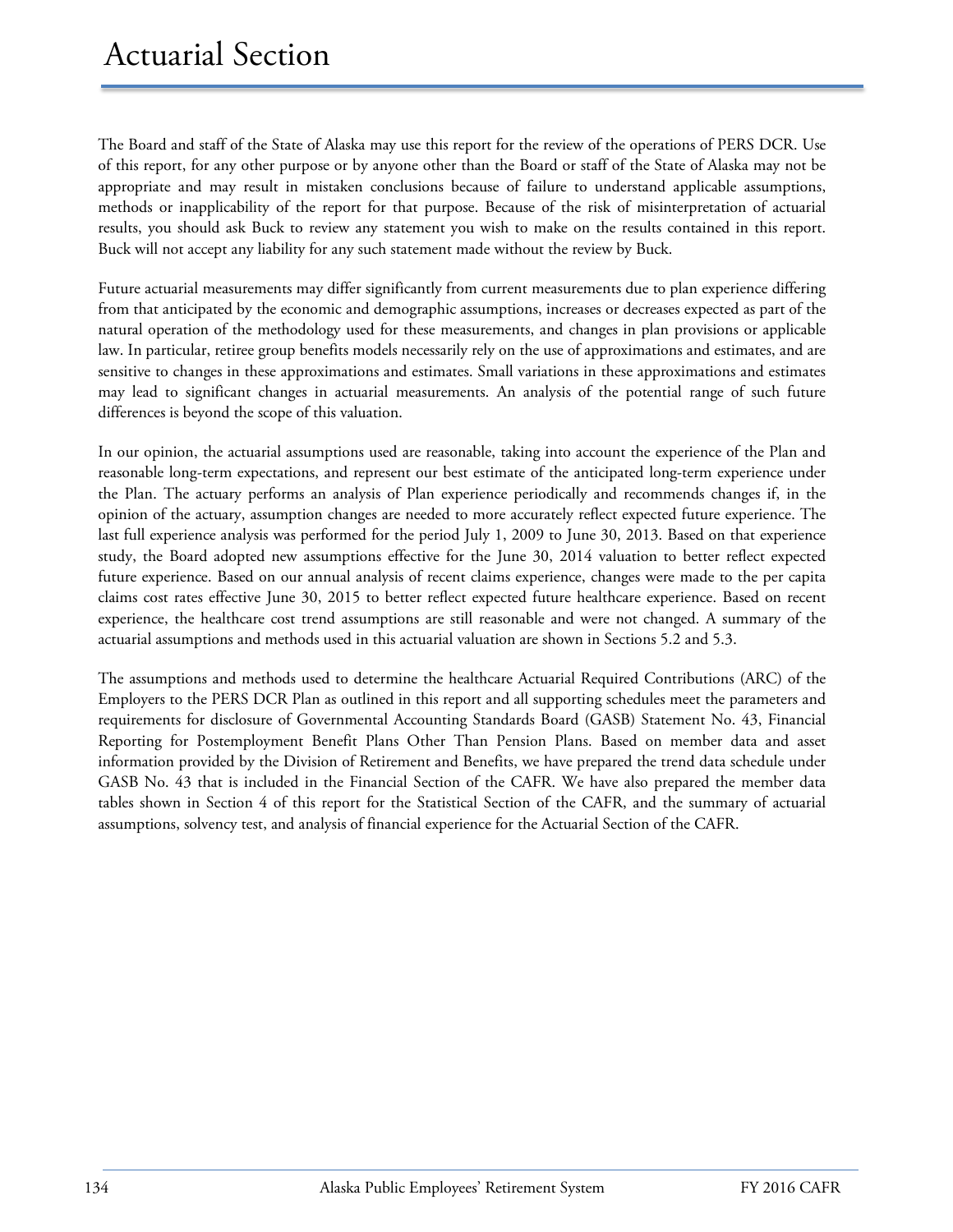The Board and staff of the State of Alaska may use this report for the review of the operations of PERS DCR. Use of this report, for any other purpose or by anyone other than the Board or staff of the State of Alaska may not be appropriate and may result in mistaken conclusions because of failure to understand applicable assumptions, methods or inapplicability of the report for that purpose. Because of the risk of misinterpretation of actuarial results, you should ask Buck to review any statement you wish to make on the results contained in this report. Buck will not accept any liability for any such statement made without the review by Buck.

Future actuarial measurements may differ significantly from current measurements due to plan experience differing from that anticipated by the economic and demographic assumptions, increases or decreases expected as part of the natural operation of the methodology used for these measurements, and changes in plan provisions or applicable law. In particular, retiree group benefits models necessarily rely on the use of approximations and estimates, and are sensitive to changes in these approximations and estimates. Small variations in these approximations and estimates may lead to significant changes in actuarial measurements. An analysis of the potential range of such future differences is beyond the scope of this valuation.

In our opinion, the actuarial assumptions used are reasonable, taking into account the experience of the Plan and reasonable long-term expectations, and represent our best estimate of the anticipated long-term experience under the Plan. The actuary performs an analysis of Plan experience periodically and recommends changes if, in the opinion of the actuary, assumption changes are needed to more accurately reflect expected future experience. The last full experience analysis was performed for the period July 1, 2009 to June 30, 2013. Based on that experience study, the Board adopted new assumptions effective for the June 30, 2014 valuation to better reflect expected future experience. Based on our annual analysis of recent claims experience, changes were made to the per capita claims cost rates effective June 30, 2015 to better reflect expected future healthcare experience. Based on recent experience, the healthcare cost trend assumptions are still reasonable and were not changed. A summary of the actuarial assumptions and methods used in this actuarial valuation are shown in Sections 5.2 and 5.3.

The assumptions and methods used to determine the healthcare Actuarial Required Contributions (ARC) of the Employers to the PERS DCR Plan as outlined in this report and all supporting schedules meet the parameters and requirements for disclosure of Governmental Accounting Standards Board (GASB) Statement No. 43, Financial Reporting for Postemployment Benefit Plans Other Than Pension Plans. Based on member data and asset information provided by the Division of Retirement and Benefits, we have prepared the trend data schedule under GASB No. 43 that is included in the Financial Section of the CAFR. We have also prepared the member data tables shown in Section 4 of this report for the Statistical Section of the CAFR, and the summary of actuarial assumptions, solvency test, and analysis of financial experience for the Actuarial Section of the CAFR.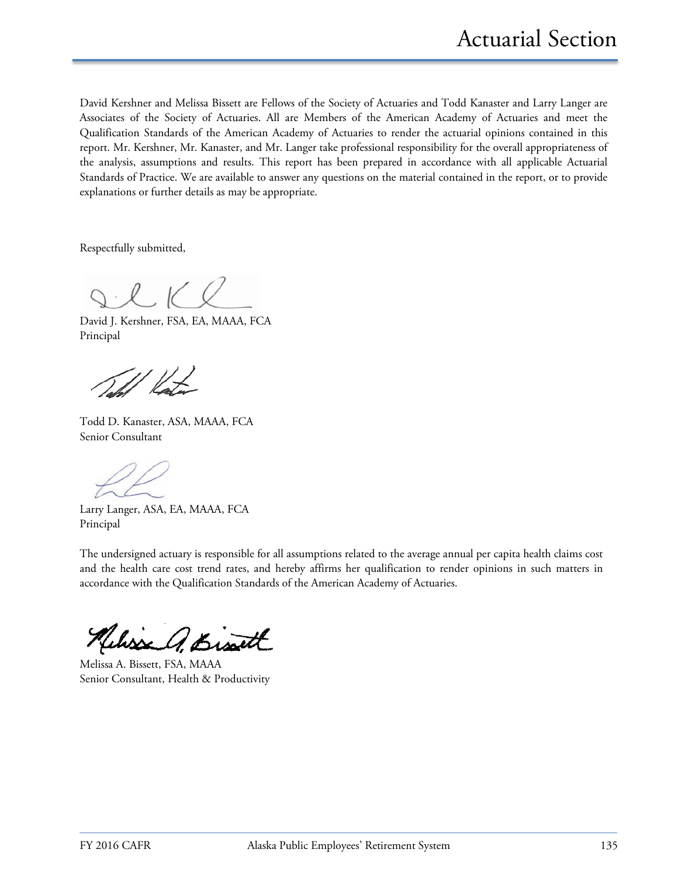David Kershner and Melissa Bissett are Fellows of the Society of Actuaries and Todd Kanaster and Larry Langer are Associates of the Society of Actuaries. All are Members of the American Academy of Actuaries and meet the Qualification Standards of the American Academy of Actuaries to render the actuarial opinions contained in this report. Mr. Kershner, Mr. Kanaster, and Mr. Langer take professional responsibility for the overall appropriateness of the analysis, assumptions and results. This report has been prepared in accordance with all applicable Actuarial Standards of Practice. We are available to answer any questions on the material contained in the report, or to provide explanations or further details as may be appropriate.

Respectfully submitted,

David J. Kershner, FSA, EA, MAAA, FCA
Principal

Todd D. Kanaster, ASA, MAAA, FCA
Senior Consultant

Larry Langer, ASA, EA, MAAA, FCA
Principal

The undersigned actuary is responsible for all assumptions related to the average annual per capita health claims cost and the health care cost trend rates, and hereby affirms her qualification to render opinions in such matters in accordance with the Qualification Standards of the American Academy of Actuaries.

Melissa A. Bissett, FSA, MAAA
Senior Consultant, Health & Productivity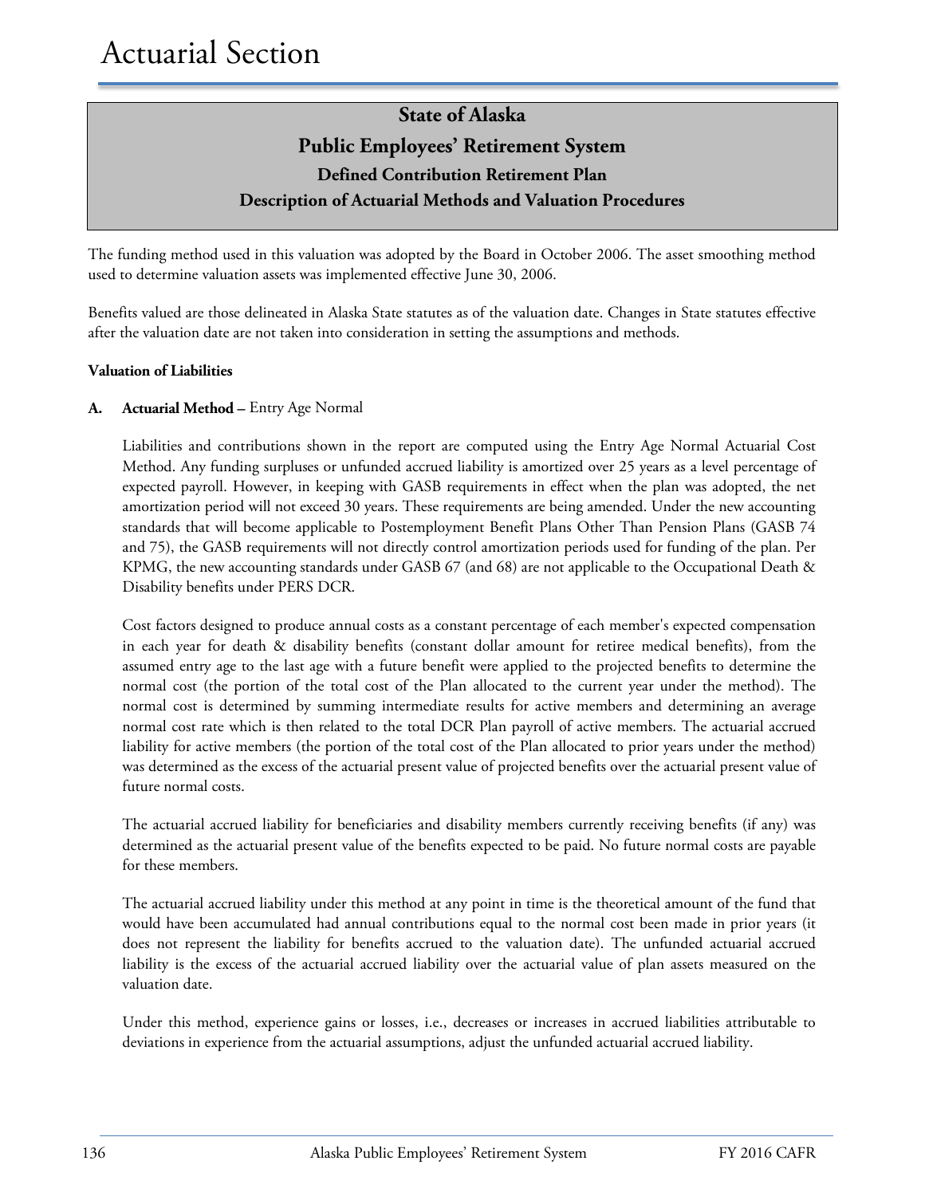# Actuarial Section

## State of Alaska
## Public Employees' Retirement System
### Defined Contribution Retirement Plan
### Description of Actuarial Methods and Valuation Procedures

The funding method used in this valuation was adopted by the Board in October 2006. The asset smoothing method used to determine valuation assets was implemented effective June 30, 2006.

Benefits valued are those delineated in Alaska State statutes as of the valuation date. Changes in State statutes effective after the valuation date are not taken into consideration in setting the assumptions and methods.

**Valuation of Liabilities**

**A. Actuarial Method –** Entry Age Normal

Liabilities and contributions shown in the report are computed using the Entry Age Normal Actuarial Cost Method. Any funding surpluses or unfunded accrued liability is amortized over 25 years as a level percentage of expected payroll. However, in keeping with GASB requirements in effect when the plan was adopted, the net amortization period will not exceed 30 years. These requirements are being amended. Under the new accounting standards that will become applicable to Postemployment Benefit Plans Other Than Pension Plans (GASB 74 and 75), the GASB requirements will not directly control amortization periods used for funding of the plan. Per KPMG, the new accounting standards under GASB 67 (and 68) are not applicable to the Occupational Death & Disability benefits under PERS DCR.

Cost factors designed to produce annual costs as a constant percentage of each member's expected compensation in each year for death & disability benefits (constant dollar amount for retiree medical benefits), from the assumed entry age to the last age with a future benefit were applied to the projected benefits to determine the normal cost (the portion of the total cost of the Plan allocated to the current year under the method). The normal cost is determined by summing intermediate results for active members and determining an average normal cost rate which is then related to the total DCR Plan payroll of active members. The actuarial accrued liability for active members (the portion of the total cost of the Plan allocated to prior years under the method) was determined as the excess of the actuarial present value of projected benefits over the actuarial present value of future normal costs.

The actuarial accrued liability for beneficiaries and disability members currently receiving benefits (if any) was determined as the actuarial present value of the benefits expected to be paid. No future normal costs are payable for these members.

The actuarial accrued liability under this method at any point in time is the theoretical amount of the fund that would have been accumulated had annual contributions equal to the normal cost been made in prior years (it does not represent the liability for benefits accrued to the valuation date). The unfunded actuarial accrued liability is the excess of the actuarial accrued liability over the actuarial value of plan assets measured on the valuation date.

Under this method, experience gains or losses, i.e., decreases or increases in accrued liabilities attributable to deviations in experience from the actuarial assumptions, adjust the unfunded actuarial accrued liability.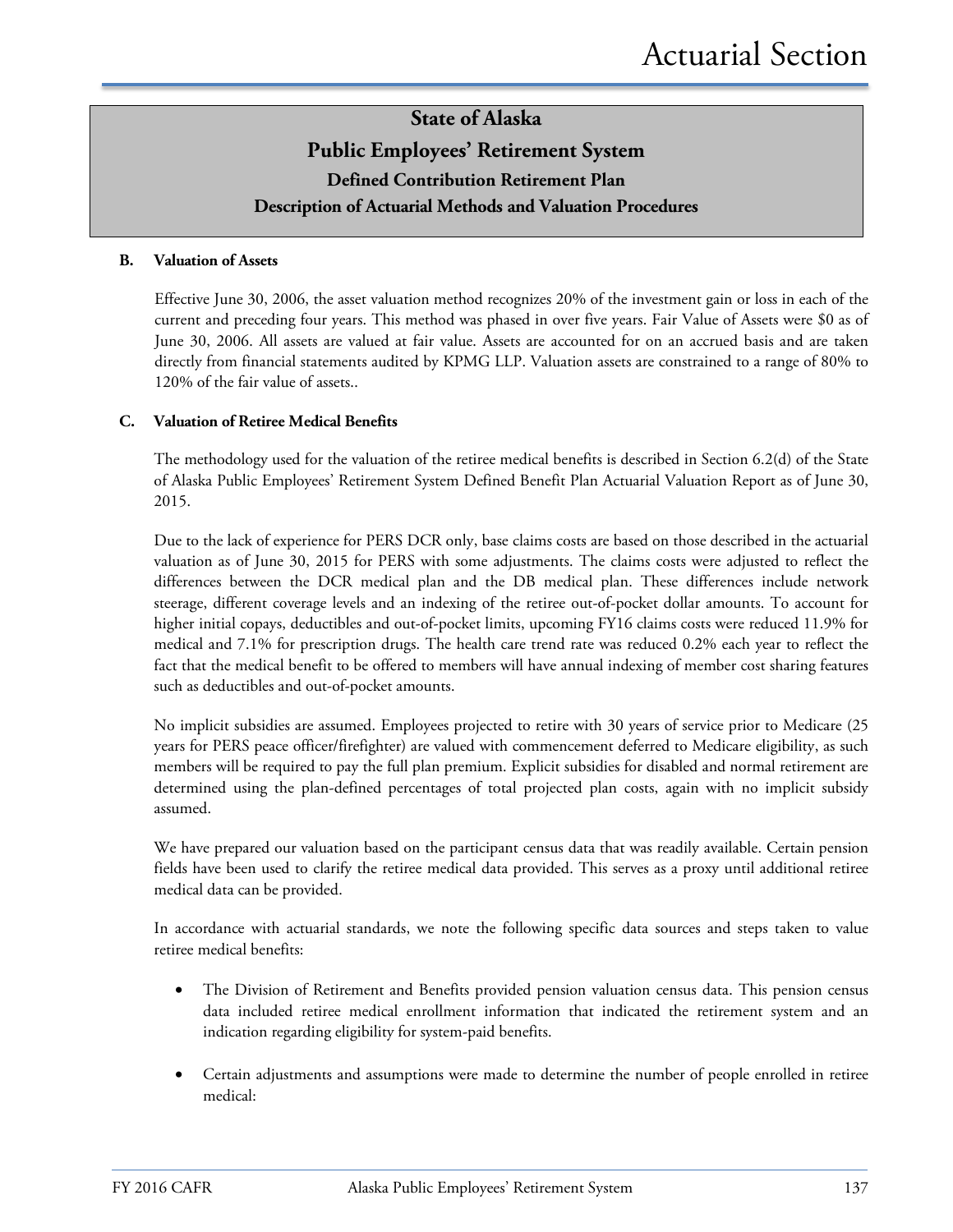# State of Alaska
## Public Employees' Retirement System
### Defined Contribution Retirement Plan
### Description of Actuarial Methods and Valuation Procedures

**B. Valuation of Assets**

Effective June 30, 2006, the asset valuation method recognizes 20% of the investment gain or loss in each of the current and preceding four years. This method was phased in over five years. Fair Value of Assets were $0 as of June 30, 2006. All assets are valued at fair value. Assets are accounted for on an accrued basis and are taken directly from financial statements audited by KPMG LLP. Valuation assets are constrained to a range of 80% to 120% of the fair value of assets..

**C. Valuation of Retiree Medical Benefits**

The methodology used for the valuation of the retiree medical benefits is described in Section 6.2(d) of the State of Alaska Public Employees' Retirement System Defined Benefit Plan Actuarial Valuation Report as of June 30, 2015.

Due to the lack of experience for PERS DCR only, base claims costs are based on those described in the actuarial valuation as of June 30, 2015 for PERS with some adjustments. The claims costs were adjusted to reflect the differences between the DCR medical plan and the DB medical plan. These differences include network steerage, different coverage levels and an indexing of the retiree out-of-pocket dollar amounts. To account for higher initial copays, deductibles and out-of-pocket limits, upcoming FY16 claims costs were reduced 11.9% for medical and 7.1% for prescription drugs. The health care trend rate was reduced 0.2% each year to reflect the fact that the medical benefit to be offered to members will have annual indexing of member cost sharing features such as deductibles and out-of-pocket amounts.

No implicit subsidies are assumed. Employees projected to retire with 30 years of service prior to Medicare (25 years for PERS peace officer/firefighter) are valued with commencement deferred to Medicare eligibility, as such members will be required to pay the full plan premium. Explicit subsidies for disabled and normal retirement are determined using the plan-defined percentages of total projected plan costs, again with no implicit subsidy assumed.

We have prepared our valuation based on the participant census data that was readily available. Certain pension fields have been used to clarify the retiree medical data provided. This serves as a proxy until additional retiree medical data can be provided.

In accordance with actuarial standards, we note the following specific data sources and steps taken to value retiree medical benefits:

- The Division of Retirement and Benefits provided pension valuation census data. This pension census data included retiree medical enrollment information that indicated the retirement system and an indication regarding eligibility for system-paid benefits.

- Certain adjustments and assumptions were made to determine the number of people enrolled in retiree medical: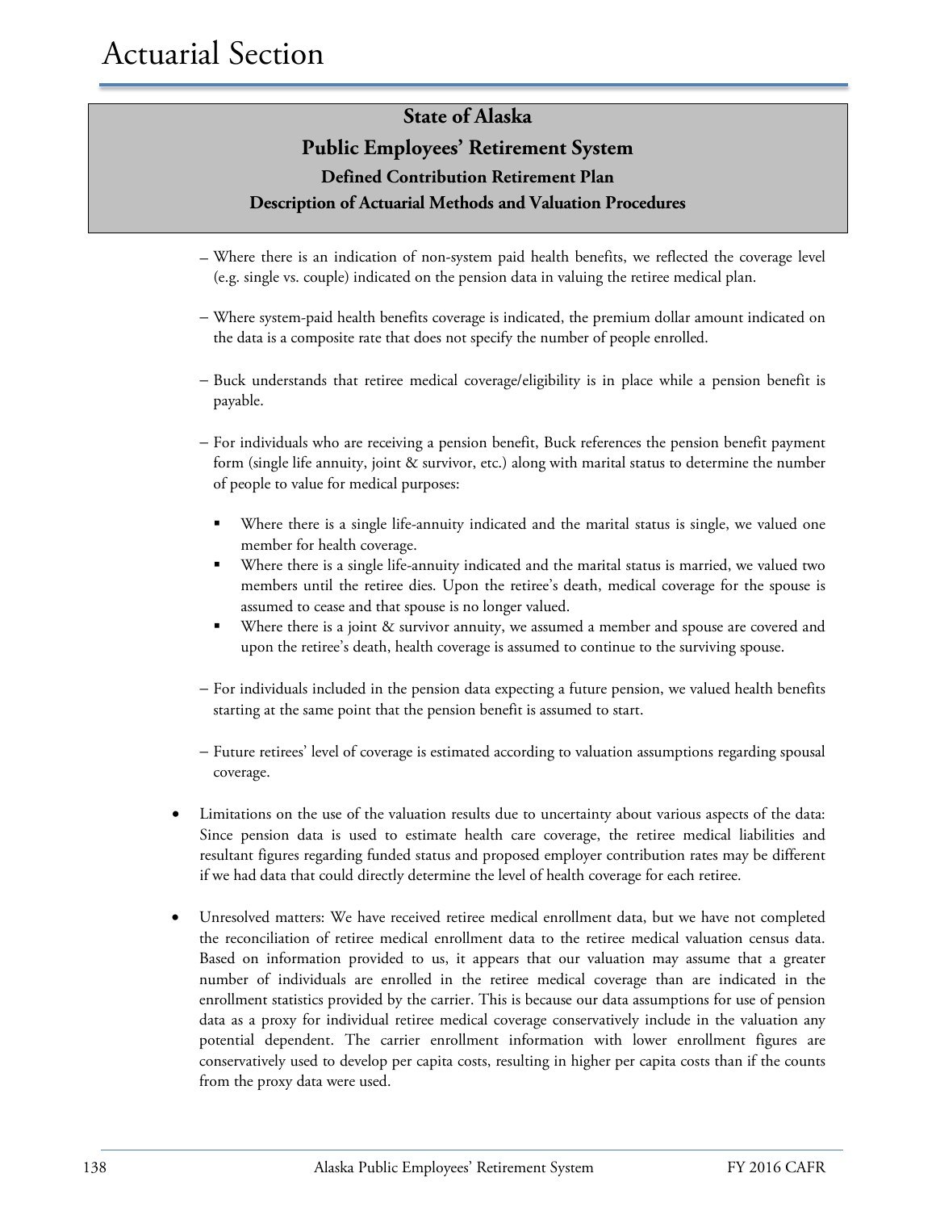## State of Alaska
## Public Employees' Retirement System
### Defined Contribution Retirement Plan
### Description of Actuarial Methods and Valuation Procedures

- Where there is an indication of non-system paid health benefits, we reflected the coverage level (e.g. single vs. couple) indicated on the pension data in valuing the retiree medical plan.
- Where system-paid health benefits coverage is indicated, the premium dollar amount indicated on the data is a composite rate that does not specify the number of people enrolled.
- Buck understands that retiree medical coverage/eligibility is in place while a pension benefit is payable.
- For individuals who are receiving a pension benefit, Buck references the pension benefit payment form (single life annuity, joint & survivor, etc.) along with marital status to determine the number of people to value for medical purposes:
  - Where there is a single life-annuity indicated and the marital status is single, we valued one member for health coverage.
  - Where there is a single life-annuity indicated and the marital status is married, we valued two members until the retiree dies. Upon the retiree's death, medical coverage for the spouse is assumed to cease and that spouse is no longer valued.
  - Where there is a joint & survivor annuity, we assumed a member and spouse are covered and upon the retiree's death, health coverage is assumed to continue to the surviving spouse.
- For individuals included in the pension data expecting a future pension, we valued health benefits starting at the same point that the pension benefit is assumed to start.
- Future retirees' level of coverage is estimated according to valuation assumptions regarding spousal coverage.

- Limitations on the use of the valuation results due to uncertainty about various aspects of the data: Since pension data is used to estimate health care coverage, the retiree medical liabilities and resultant figures regarding funded status and proposed employer contribution rates may be different if we had data that could directly determine the level of health coverage for each retiree.

- Unresolved matters: We have received retiree medical enrollment data, but we have not completed the reconciliation of retiree medical enrollment data to the retiree medical valuation census data. Based on information provided to us, it appears that our valuation may assume that a greater number of individuals are enrolled in the retiree medical coverage than are indicated in the enrollment statistics provided by the carrier. This is because our data assumptions for use of pension data as a proxy for individual retiree medical coverage conservatively include in the valuation any potential dependent. The carrier enrollment information with lower enrollment figures are conservatively used to develop per capita costs, resulting in higher per capita costs than if the counts from the proxy data were used.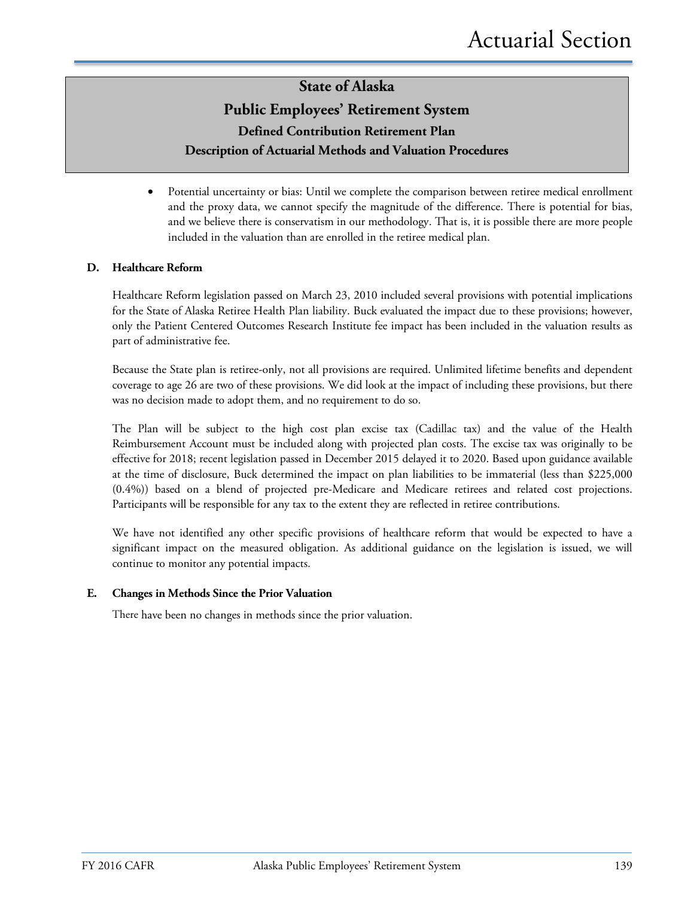## State of Alaska
## Public Employees' Retirement System
### Defined Contribution Retirement Plan
### Description of Actuarial Methods and Valuation Procedures

- Potential uncertainty or bias: Until we complete the comparison between retiree medical enrollment and the proxy data, we cannot specify the magnitude of the difference. There is potential for bias, and we believe there is conservatism in our methodology. That is, it is possible there are more people included in the valuation than are enrolled in the retiree medical plan.

**D. Healthcare Reform**

Healthcare Reform legislation passed on March 23, 2010 included several provisions with potential implications for the State of Alaska Retiree Health Plan liability. Buck evaluated the impact due to these provisions; however, only the Patient Centered Outcomes Research Institute fee impact has been included in the valuation results as part of administrative fee.

Because the State plan is retiree-only, not all provisions are required. Unlimited lifetime benefits and dependent coverage to age 26 are two of these provisions. We did look at the impact of including these provisions, but there was no decision made to adopt them, and no requirement to do so.

The Plan will be subject to the high cost plan excise tax (Cadillac tax) and the value of the Health Reimbursement Account must be included along with projected plan costs. The excise tax was originally to be effective for 2018; recent legislation passed in December 2015 delayed it to 2020. Based upon guidance available at the time of disclosure, Buck determined the impact on plan liabilities to be immaterial (less than $225,000 (0.4%)) based on a blend of projected pre-Medicare and Medicare retirees and related cost projections. Participants will be responsible for any tax to the extent they are reflected in retiree contributions.

We have not identified any other specific provisions of healthcare reform that would be expected to have a significant impact on the measured obligation. As additional guidance on the legislation is issued, we will continue to monitor any potential impacts.

**E. Changes in Methods Since the Prior Valuation**

There have been no changes in methods since the prior valuation.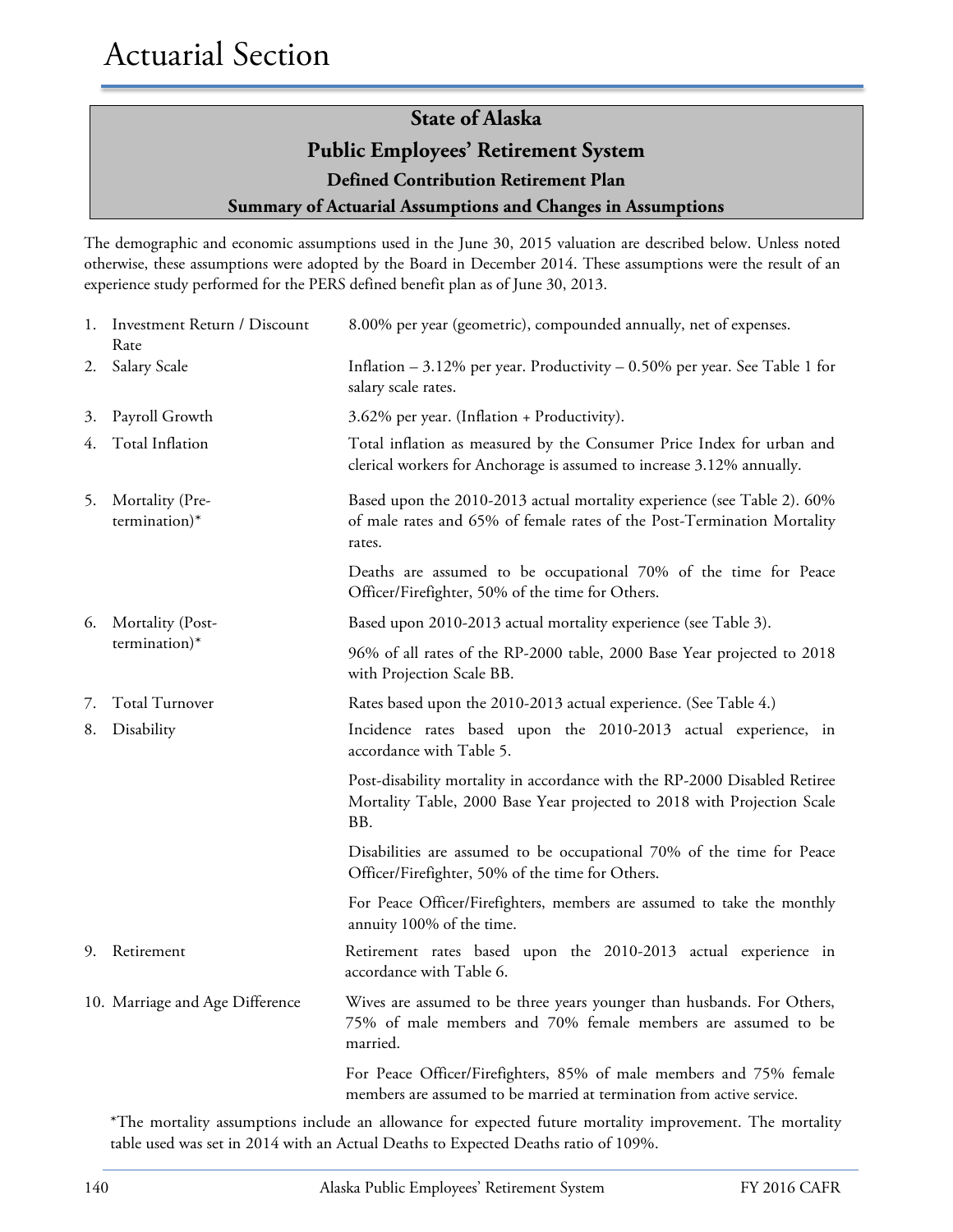## State of Alaska

## Public Employees' Retirement System

### Defined Contribution Retirement Plan

### Summary of Actuarial Assumptions and Changes in Assumptions

The demographic and economic assumptions used in the June 30, 2015 valuation are described below. Unless noted otherwise, these assumptions were adopted by the Board in December 2014. These assumptions were the result of an experience study performed for the PERS defined benefit plan as of June 30, 2013.

| | | |
|---|---|---|
| 1. | Investment Return / Discount Rate | 8.00% per year (geometric), compounded annually, net of expenses. |
| 2. | Salary Scale | Inflation – 3.12% per year. Productivity – 0.50% per year. See Table 1 for salary scale rates. |
| 3. | Payroll Growth | 3.62% per year. (Inflation + Productivity). |
| 4. | Total Inflation | Total inflation as measured by the Consumer Price Index for urban and clerical workers for Anchorage is assumed to increase 3.12% annually. |
| 5. | Mortality (Pre-termination)* | Based upon the 2010-2013 actual mortality experience (see Table 2). 60% of male rates and 65% of female rates of the Post-Termination Mortality rates.<br><br>Deaths are assumed to be occupational 70% of the time for Peace Officer/Firefighter, 50% of the time for Others. |
| 6. | Mortality (Post-termination)* | Based upon 2010-2013 actual mortality experience (see Table 3).<br><br>96% of all rates of the RP-2000 table, 2000 Base Year projected to 2018 with Projection Scale BB. |
| 7. | Total Turnover | Rates based upon the 2010-2013 actual experience. (See Table 4.) |
| 8. | Disability | Incidence rates based upon the 2010-2013 actual experience, in accordance with Table 5.<br><br>Post-disability mortality in accordance with the RP-2000 Disabled Retiree Mortality Table, 2000 Base Year projected to 2018 with Projection Scale BB.<br><br>Disabilities are assumed to be occupational 70% of the time for Peace Officer/Firefighter, 50% of the time for Others.<br><br>For Peace Officer/Firefighters, members are assumed to take the monthly annuity 100% of the time. |
| 9. | Retirement | Retirement rates based upon the 2010-2013 actual experience in accordance with Table 6. |
| 10. | Marriage and Age Difference | Wives are assumed to be three years younger than husbands. For Others, 75% of male members and 70% female members are assumed to be married.<br><br>For Peace Officer/Firefighters, 85% of male members and 75% female members are assumed to be married at termination from active service. |

*The mortality assumptions include an allowance for expected future mortality improvement. The mortality table used was set in 2014 with an Actual Deaths to Expected Deaths ratio of 109%.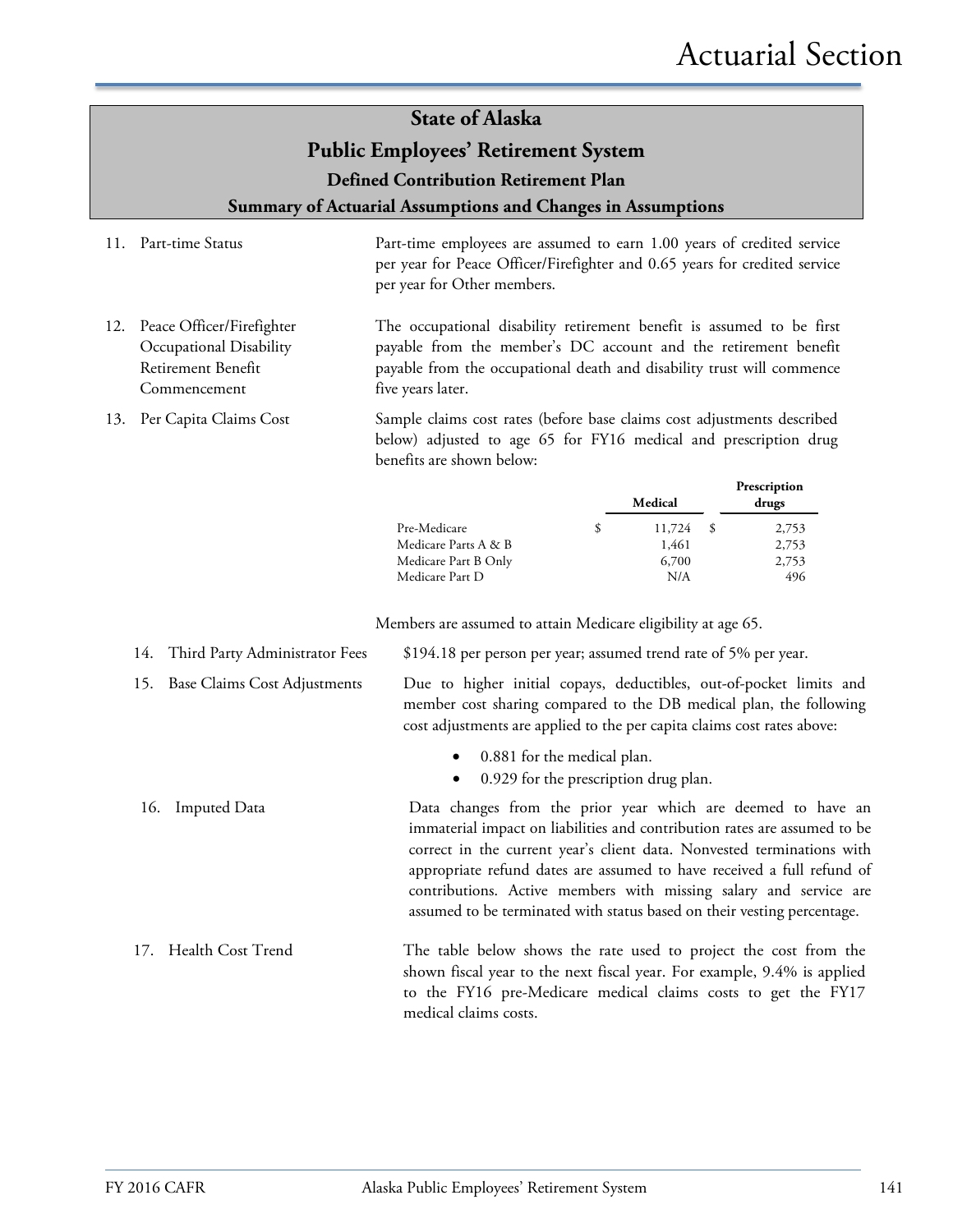# State of Alaska

## Public Employees' Retirement System

### Defined Contribution Retirement Plan

### Summary of Actuarial Assumptions and Changes in Assumptions

11. Part-time Status

    Part-time employees are assumed to earn 1.00 years of credited service per year for Peace Officer/Firefighter and 0.65 years for credited service per year for Other members.

12. Peace Officer/Firefighter Occupational Disability Retirement Benefit Commencement

    The occupational disability retirement benefit is assumed to be first payable from the member's DC account and the retirement benefit payable from the occupational death and disability trust will commence five years later.

13. Per Capita Claims Cost

    Sample claims cost rates (before base claims cost adjustments described below) adjusted to age 65 for FY16 medical and prescription drug benefits are shown below:

| | Medical | Prescription drugs |
|---|---|---|
| Pre-Medicare | $ 11,724 | $ 2,753 |
| Medicare Parts A & B | 1,461 | 2,753 |
| Medicare Part B Only | 6,700 | 2,753 |
| Medicare Part D | N/A | 496 |

Members are assumed to attain Medicare eligibility at age 65.

14. Third Party Administrator Fees

    $194.18 per person per year; assumed trend rate of 5% per year.

15. Base Claims Cost Adjustments

    Due to higher initial copays, deductibles, out-of-pocket limits and member cost sharing compared to the DB medical plan, the following cost adjustments are applied to the per capita claims cost rates above:

    - 0.881 for the medical plan.
    - 0.929 for the prescription drug plan.

16. Imputed Data

    Data changes from the prior year which are deemed to have an immaterial impact on liabilities and contribution rates are assumed to be correct in the current year's client data. Nonvested terminations with appropriate refund dates are assumed to have received a full refund of contributions. Active members with missing salary and service are assumed to be terminated with status based on their vesting percentage.

17. Health Cost Trend

    The table below shows the rate used to project the cost from the shown fiscal year to the next fiscal year. For example, 9.4% is applied to the FY16 pre-Medicare medical claims costs to get the FY17 medical claims costs.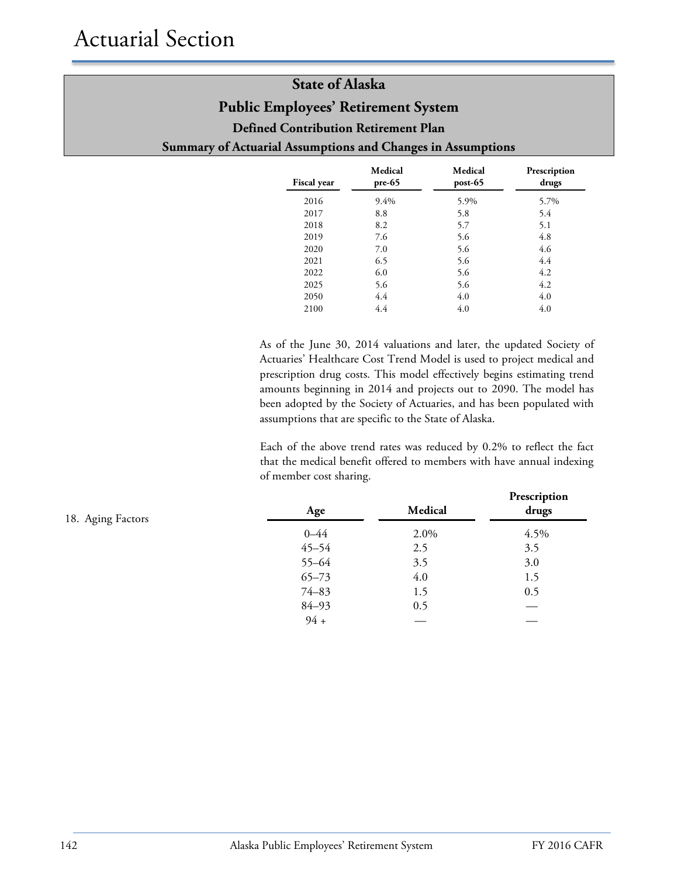## State of Alaska
## Public Employees' Retirement System
### Defined Contribution Retirement Plan
### Summary of Actuarial Assumptions and Changes in Assumptions

| Fiscal year | Medical pre-65 | Medical post-65 | Prescription drugs |
|---|---|---|---|
| 2016 | 9.4% | 5.9% | 5.7% |
| 2017 | 8.8 | 5.8 | 5.4 |
| 2018 | 8.2 | 5.7 | 5.1 |
| 2019 | 7.6 | 5.6 | 4.8 |
| 2020 | 7.0 | 5.6 | 4.6 |
| 2021 | 6.5 | 5.6 | 4.4 |
| 2022 | 6.0 | 5.6 | 4.2 |
| 2025 | 5.6 | 5.6 | 4.2 |
| 2050 | 4.4 | 4.0 | 4.0 |
| 2100 | 4.4 | 4.0 | 4.0 |

As of the June 30, 2014 valuations and later, the updated Society of Actuaries' Healthcare Cost Trend Model is used to project medical and prescription drug costs. This model effectively begins estimating trend amounts beginning in 2014 and projects out to 2090. The model has been adopted by the Society of Actuaries, and has been populated with assumptions that are specific to the State of Alaska.

Each of the above trend rates was reduced by 0.2% to reflect the fact that the medical benefit offered to members with have annual indexing of member cost sharing.

18. Aging Factors

| Age | Medical | Prescription drugs |
|---|---|---|
| 0–44 | 2.0% | 4.5% |
| 45–54 | 2.5 | 3.5 |
| 55–64 | 3.5 | 3.0 |
| 65–73 | 4.0 | 1.5 |
| 74–83 | 1.5 | 0.5 |
| 84–93 | 0.5 | — |
| 94 + | — | — |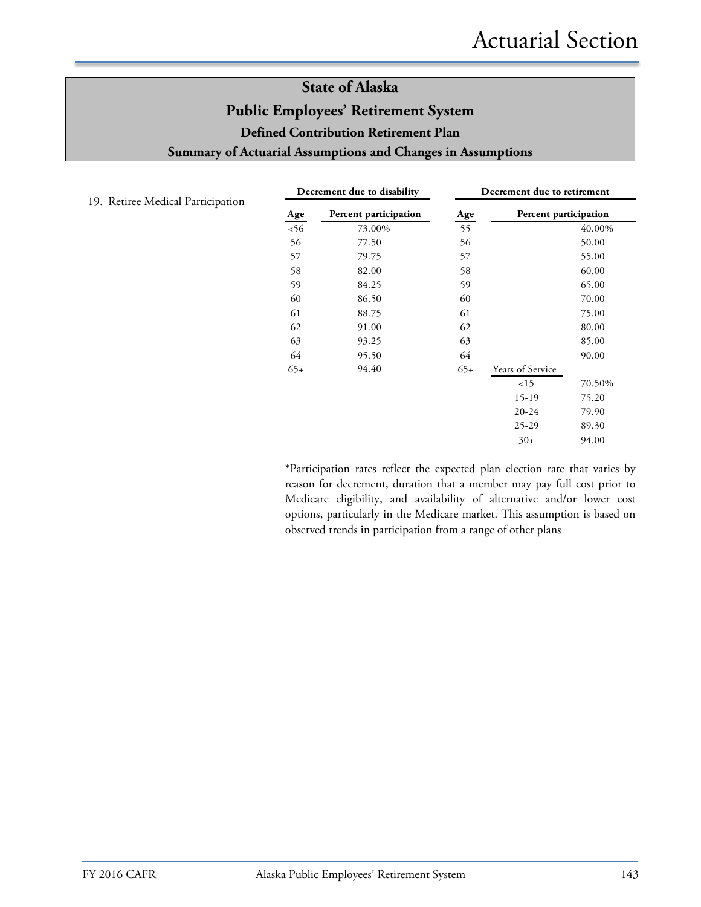# State of Alaska
## Public Employees' Retirement System
### Defined Contribution Retirement Plan
### Summary of Actuarial Assumptions and Changes in Assumptions

19. Retiree Medical Participation

| Decrement due to disability | | Decrement due to retirement | | |
|---|---|---|---|---|
| **Age** | **Percent participation** | **Age** | **Percent participation** | |
| <56 | 73.00% | 55 | | 40.00% |
| 56 | 77.50 | 56 | | 50.00 |
| 57 | 79.75 | 57 | | 55.00 |
| 58 | 82.00 | 58 | | 60.00 |
| 59 | 84.25 | 59 | | 65.00 |
| 60 | 86.50 | 60 | | 70.00 |
| 61 | 88.75 | 61 | | 75.00 |
| 62 | 91.00 | 62 | | 80.00 |
| 63 | 93.25 | 63 | | 85.00 |
| 64 | 95.50 | 64 | | 90.00 |
| 65+ | 94.40 | 65+ | Years of Service | |
| | | | <15 | 70.50% |
| | | | 15-19 | 75.20 |
| | | | 20-24 | 79.90 |
| | | | 25-29 | 89.30 |
| | | | 30+ | 94.00 |

*Participation rates reflect the expected plan election rate that varies by reason for decrement, duration that a member may pay full cost prior to Medicare eligibility, and availability of alternative and/or lower cost options, particularly in the Medicare market. This assumption is based on observed trends in participation from a range of other plans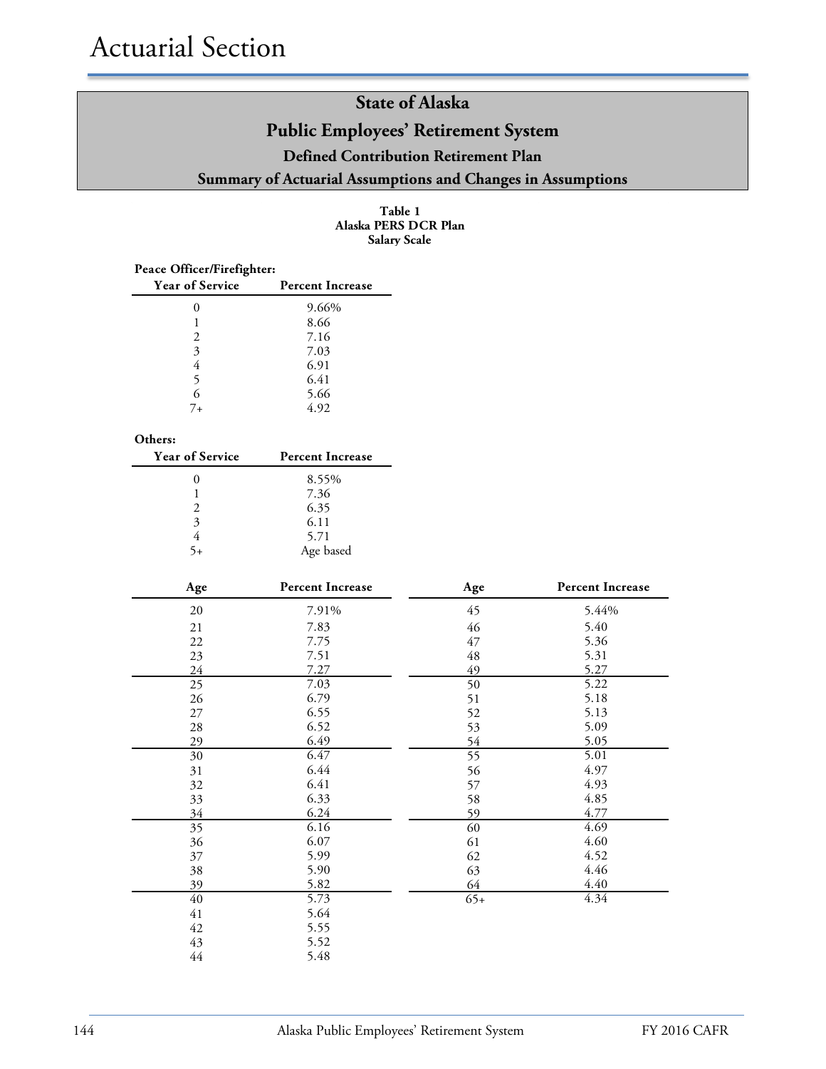# Actuarial Section

## State of Alaska
## Public Employees' Retirement System
### Defined Contribution Retirement Plan
### Summary of Actuarial Assumptions and Changes in Assumptions

**Table 1**
**Alaska PERS DCR Plan**
**Salary Scale**

**Peace Officer/Firefighter:**

| Year of Service | Percent Increase |
|---|---|
| 0 | 9.66% |
| 1 | 8.66 |
| 2 | 7.16 |
| 3 | 7.03 |
| 4 | 6.91 |
| 5 | 6.41 |
| 6 | 5.66 |
| 7+ | 4.92 |

**Others:**

| Year of Service | Percent Increase |
|---|---|
| 0 | 8.55% |
| 1 | 7.36 |
| 2 | 6.35 |
| 3 | 6.11 |
| 4 | 5.71 |
| 5+ | Age based |

| Age | Percent Increase | Age | Percent Increase |
|---|---|---|---|
| 20 | 7.91% | 45 | 5.44% |
| 21 | 7.83 | 46 | 5.40 |
| 22 | 7.75 | 47 | 5.36 |
| 23 | 7.51 | 48 | 5.31 |
| 24 | 7.27 | 49 | 5.27 |
| 25 | 7.03 | 50 | 5.22 |
| 26 | 6.79 | 51 | 5.18 |
| 27 | 6.55 | 52 | 5.13 |
| 28 | 6.52 | 53 | 5.09 |
| 29 | 6.49 | 54 | 5.05 |
| 30 | 6.47 | 55 | 5.01 |
| 31 | 6.44 | 56 | 4.97 |
| 32 | 6.41 | 57 | 4.93 |
| 33 | 6.33 | 58 | 4.85 |
| 34 | 6.24 | 59 | 4.77 |
| 35 | 6.16 | 60 | 4.69 |
| 36 | 6.07 | 61 | 4.60 |
| 37 | 5.99 | 62 | 4.52 |
| 38 | 5.90 | 63 | 4.46 |
| 39 | 5.82 | 64 | 4.40 |
| 40 | 5.73 | 65+ | 4.34 |
| 41 | 5.64 | | |
| 42 | 5.55 | | |
| 43 | 5.52 | | |
| 44 | 5.48 | | |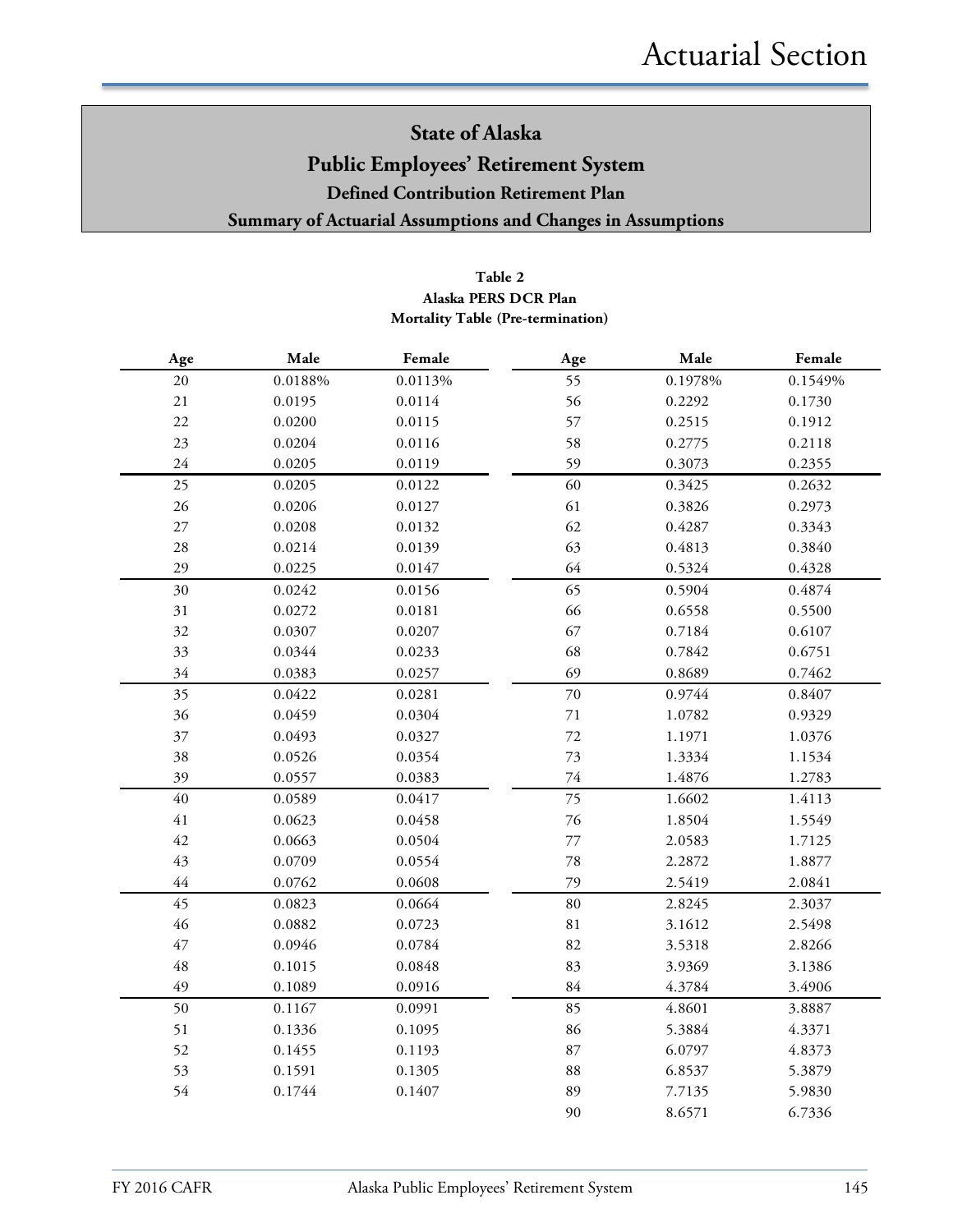# State of Alaska
## Public Employees' Retirement System
### Defined Contribution Retirement Plan
### Summary of Actuarial Assumptions and Changes in Assumptions

**Table 2**
**Alaska PERS DCR Plan**
**Mortality Table (Pre-termination)**

| Age | Male | Female | Age | Male | Female |
|---|---|---|---|---|---|
| 20 | 0.0188% | 0.0113% | 55 | 0.1978% | 0.1549% |
| 21 | 0.0195 | 0.0114 | 56 | 0.2292 | 0.1730 |
| 22 | 0.0200 | 0.0115 | 57 | 0.2515 | 0.1912 |
| 23 | 0.0204 | 0.0116 | 58 | 0.2775 | 0.2118 |
| 24 | 0.0205 | 0.0119 | 59 | 0.3073 | 0.2355 |
| 25 | 0.0205 | 0.0122 | 60 | 0.3425 | 0.2632 |
| 26 | 0.0206 | 0.0127 | 61 | 0.3826 | 0.2973 |
| 27 | 0.0208 | 0.0132 | 62 | 0.4287 | 0.3343 |
| 28 | 0.0214 | 0.0139 | 63 | 0.4813 | 0.3840 |
| 29 | 0.0225 | 0.0147 | 64 | 0.5324 | 0.4328 |
| 30 | 0.0242 | 0.0156 | 65 | 0.5904 | 0.4874 |
| 31 | 0.0272 | 0.0181 | 66 | 0.6558 | 0.5500 |
| 32 | 0.0307 | 0.0207 | 67 | 0.7184 | 0.6107 |
| 33 | 0.0344 | 0.0233 | 68 | 0.7842 | 0.6751 |
| 34 | 0.0383 | 0.0257 | 69 | 0.8689 | 0.7462 |
| 35 | 0.0422 | 0.0281 | 70 | 0.9744 | 0.8407 |
| 36 | 0.0459 | 0.0304 | 71 | 1.0782 | 0.9329 |
| 37 | 0.0493 | 0.0327 | 72 | 1.1971 | 1.0376 |
| 38 | 0.0526 | 0.0354 | 73 | 1.3334 | 1.1534 |
| 39 | 0.0557 | 0.0383 | 74 | 1.4876 | 1.2783 |
| 40 | 0.0589 | 0.0417 | 75 | 1.6602 | 1.4113 |
| 41 | 0.0623 | 0.0458 | 76 | 1.8504 | 1.5549 |
| 42 | 0.0663 | 0.0504 | 77 | 2.0583 | 1.7125 |
| 43 | 0.0709 | 0.0554 | 78 | 2.2872 | 1.8877 |
| 44 | 0.0762 | 0.0608 | 79 | 2.5419 | 2.0841 |
| 45 | 0.0823 | 0.0664 | 80 | 2.8245 | 2.3037 |
| 46 | 0.0882 | 0.0723 | 81 | 3.1612 | 2.5498 |
| 47 | 0.0946 | 0.0784 | 82 | 3.5318 | 2.8266 |
| 48 | 0.1015 | 0.0848 | 83 | 3.9369 | 3.1386 |
| 49 | 0.1089 | 0.0916 | 84 | 4.3784 | 3.4906 |
| 50 | 0.1167 | 0.0991 | 85 | 4.8601 | 3.8887 |
| 51 | 0.1336 | 0.1095 | 86 | 5.3884 | 4.3371 |
| 52 | 0.1455 | 0.1193 | 87 | 6.0797 | 4.8373 |
| 53 | 0.1591 | 0.1305 | 88 | 6.8537 | 5.3879 |
| 54 | 0.1744 | 0.1407 | 89 | 7.7135 | 5.9830 |
| | | | 90 | 8.6571 | 6.7336 |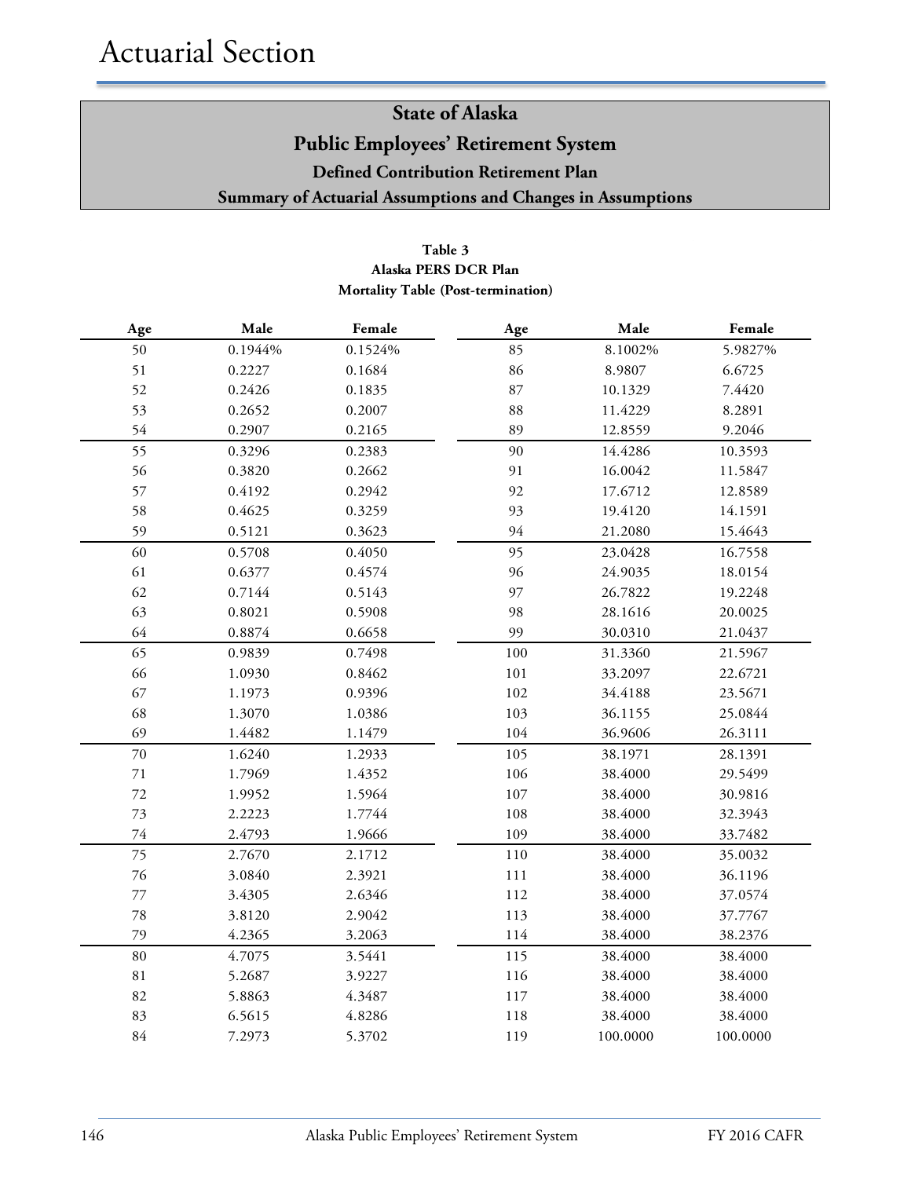# Actuarial Section

## State of Alaska
## Public Employees' Retirement System
### Defined Contribution Retirement Plan
### Summary of Actuarial Assumptions and Changes in Assumptions

**Table 3**
**Alaska PERS DCR Plan**
**Mortality Table (Post-termination)**

| Age | Male | Female | Age | Male | Female |
|---|---|---|---|---|---|
| 50 | 0.1944% | 0.1524% | 85 | 8.1002% | 5.9827% |
| 51 | 0.2227 | 0.1684 | 86 | 8.9807 | 6.6725 |
| 52 | 0.2426 | 0.1835 | 87 | 10.1329 | 7.4420 |
| 53 | 0.2652 | 0.2007 | 88 | 11.4229 | 8.2891 |
| 54 | 0.2907 | 0.2165 | 89 | 12.8559 | 9.2046 |
| 55 | 0.3296 | 0.2383 | 90 | 14.4286 | 10.3593 |
| 56 | 0.3820 | 0.2662 | 91 | 16.0042 | 11.5847 |
| 57 | 0.4192 | 0.2942 | 92 | 17.6712 | 12.8589 |
| 58 | 0.4625 | 0.3259 | 93 | 19.4120 | 14.1591 |
| 59 | 0.5121 | 0.3623 | 94 | 21.2080 | 15.4643 |
| 60 | 0.5708 | 0.4050 | 95 | 23.0428 | 16.7558 |
| 61 | 0.6377 | 0.4574 | 96 | 24.9035 | 18.0154 |
| 62 | 0.7144 | 0.5143 | 97 | 26.7822 | 19.2248 |
| 63 | 0.8021 | 0.5908 | 98 | 28.1616 | 20.0025 |
| 64 | 0.8874 | 0.6658 | 99 | 30.0310 | 21.0437 |
| 65 | 0.9839 | 0.7498 | 100 | 31.3360 | 21.5967 |
| 66 | 1.0930 | 0.8462 | 101 | 33.2097 | 22.6721 |
| 67 | 1.1973 | 0.9396 | 102 | 34.4188 | 23.5671 |
| 68 | 1.3070 | 1.0386 | 103 | 36.1155 | 25.0844 |
| 69 | 1.4482 | 1.1479 | 104 | 36.9606 | 26.3111 |
| 70 | 1.6240 | 1.2933 | 105 | 38.1971 | 28.1391 |
| 71 | 1.7969 | 1.4352 | 106 | 38.4000 | 29.5499 |
| 72 | 1.9952 | 1.5964 | 107 | 38.4000 | 30.9816 |
| 73 | 2.2223 | 1.7744 | 108 | 38.4000 | 32.3943 |
| 74 | 2.4793 | 1.9666 | 109 | 38.4000 | 33.7482 |
| 75 | 2.7670 | 2.1712 | 110 | 38.4000 | 35.0032 |
| 76 | 3.0840 | 2.3921 | 111 | 38.4000 | 36.1196 |
| 77 | 3.4305 | 2.6346 | 112 | 38.4000 | 37.0574 |
| 78 | 3.8120 | 2.9042 | 113 | 38.4000 | 37.7767 |
| 79 | 4.2365 | 3.2063 | 114 | 38.4000 | 38.2376 |
| 80 | 4.7075 | 3.5441 | 115 | 38.4000 | 38.4000 |
| 81 | 5.2687 | 3.9227 | 116 | 38.4000 | 38.4000 |
| 82 | 5.8863 | 4.3487 | 117 | 38.4000 | 38.4000 |
| 83 | 6.5615 | 4.8286 | 118 | 38.4000 | 38.4000 |
| 84 | 7.2973 | 5.3702 | 119 | 100.0000 | 100.0000 |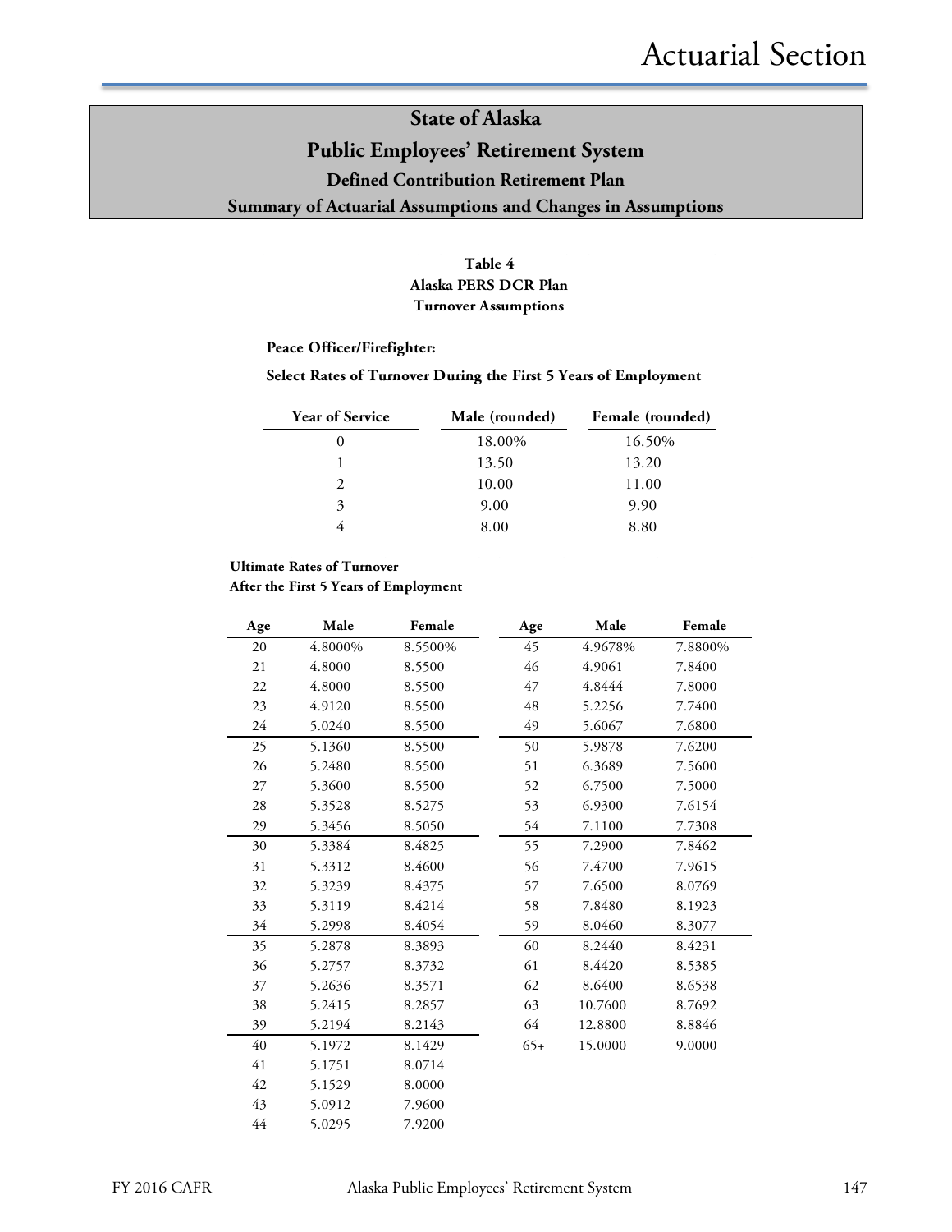# State of Alaska
## Public Employees' Retirement System
### Defined Contribution Retirement Plan
### Summary of Actuarial Assumptions and Changes in Assumptions

**Table 4**
**Alaska PERS DCR Plan**
**Turnover Assumptions**

**Peace Officer/Firefighter:**

**Select Rates of Turnover During the First 5 Years of Employment**

| Year of Service | Male (rounded) | Female (rounded) |
|---|---|---|
| 0 | 18.00% | 16.50% |
| 1 | 13.50 | 13.20 |
| 2 | 10.00 | 11.00 |
| 3 | 9.00 | 9.90 |
| 4 | 8.00 | 8.80 |

**Ultimate Rates of Turnover**
**After the First 5 Years of Employment**

| Age | Male | Female | Age | Male | Female |
|---|---|---|---|---|---|
| 20 | 4.8000% | 8.5500% | 45 | 4.9678% | 7.8800% |
| 21 | 4.8000 | 8.5500 | 46 | 4.9061 | 7.8400 |
| 22 | 4.8000 | 8.5500 | 47 | 4.8444 | 7.8000 |
| 23 | 4.9120 | 8.5500 | 48 | 5.2256 | 7.7400 |
| 24 | 5.0240 | 8.5500 | 49 | 5.6067 | 7.6800 |
| 25 | 5.1360 | 8.5500 | 50 | 5.9878 | 7.6200 |
| 26 | 5.2480 | 8.5500 | 51 | 6.3689 | 7.5600 |
| 27 | 5.3600 | 8.5500 | 52 | 6.7500 | 7.5000 |
| 28 | 5.3528 | 8.5275 | 53 | 6.9300 | 7.6154 |
| 29 | 5.3456 | 8.5050 | 54 | 7.1100 | 7.7308 |
| 30 | 5.3384 | 8.4825 | 55 | 7.2900 | 7.8462 |
| 31 | 5.3312 | 8.4600 | 56 | 7.4700 | 7.9615 |
| 32 | 5.3239 | 8.4375 | 57 | 7.6500 | 8.0769 |
| 33 | 5.3119 | 8.4214 | 58 | 7.8480 | 8.1923 |
| 34 | 5.2998 | 8.4054 | 59 | 8.0460 | 8.3077 |
| 35 | 5.2878 | 8.3893 | 60 | 8.2440 | 8.4231 |
| 36 | 5.2757 | 8.3732 | 61 | 8.4420 | 8.5385 |
| 37 | 5.2636 | 8.3571 | 62 | 8.6400 | 8.6538 |
| 38 | 5.2415 | 8.2857 | 63 | 10.7600 | 8.7692 |
| 39 | 5.2194 | 8.2143 | 64 | 12.8800 | 8.8846 |
| 40 | 5.1972 | 8.1429 | 65+ | 15.0000 | 9.0000 |
| 41 | 5.1751 | 8.0714 | | | |
| 42 | 5.1529 | 8.0000 | | | |
| 43 | 5.0912 | 7.9600 | | | |
| 44 | 5.0295 | 7.9200 | | | |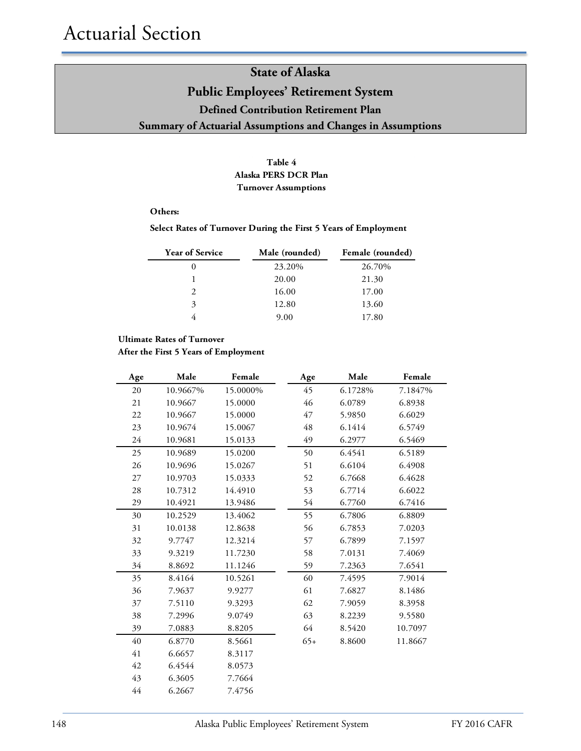# Actuarial Section

## State of Alaska
## Public Employees' Retirement System
### Defined Contribution Retirement Plan
### Summary of Actuarial Assumptions and Changes in Assumptions

**Table 4**
**Alaska PERS DCR Plan**
**Turnover Assumptions**

**Others:**

**Select Rates of Turnover During the First 5 Years of Employment**

| Year of Service | Male (rounded) | Female (rounded) |
|---|---|---|
| 0 | 23.20% | 26.70% |
| 1 | 20.00 | 21.30 |
| 2 | 16.00 | 17.00 |
| 3 | 12.80 | 13.60 |
| 4 | 9.00 | 17.80 |

**Ultimate Rates of Turnover**
**After the First 5 Years of Employment**

| Age | Male | Female |
|---|---|---|
| 20 | 10.9667% | 15.0000% |
| 21 | 10.9667 | 15.0000 |
| 22 | 10.9667 | 15.0000 |
| 23 | 10.9674 | 15.0067 |
| 24 | 10.9681 | 15.0133 |
| 25 | 10.9689 | 15.0200 |
| 26 | 10.9696 | 15.0267 |
| 27 | 10.9703 | 15.0333 |
| 28 | 10.7312 | 14.4910 |
| 29 | 10.4921 | 13.9486 |
| 30 | 10.2529 | 13.4062 |
| 31 | 10.0138 | 12.8638 |
| 32 | 9.7747 | 12.3214 |
| 33 | 9.3219 | 11.7230 |
| 34 | 8.8692 | 11.1246 |
| 35 | 8.4164 | 10.5261 |
| 36 | 7.9637 | 9.9277 |
| 37 | 7.5110 | 9.3293 |
| 38 | 7.2996 | 9.0749 |
| 39 | 7.0883 | 8.8205 |
| 40 | 6.8770 | 8.5661 |
| 41 | 6.6657 | 8.3117 |
| 42 | 6.4544 | 8.0573 |
| 43 | 6.3605 | 7.7664 |
| 44 | 6.2667 | 7.4756 |
| 45 | 6.1728% | 7.1847% |
| 46 | 6.0789 | 6.8938 |
| 47 | 5.9850 | 6.6029 |
| 48 | 6.1414 | 6.5749 |
| 49 | 6.2977 | 6.5469 |
| 50 | 6.4541 | 6.5189 |
| 51 | 6.6104 | 6.4908 |
| 52 | 6.7668 | 6.4628 |
| 53 | 6.7714 | 6.6022 |
| 54 | 6.7760 | 6.7416 |
| 55 | 6.7806 | 6.8809 |
| 56 | 6.7853 | 7.0203 |
| 57 | 6.7899 | 7.1597 |
| 58 | 7.0131 | 7.4069 |
| 59 | 7.2363 | 7.6541 |
| 60 | 7.4595 | 7.9014 |
| 61 | 7.6827 | 8.1486 |
| 62 | 7.9059 | 8.3958 |
| 63 | 8.2239 | 9.5580 |
| 64 | 8.5420 | 10.7097 |
| 65+ | 8.8600 | 11.8667 |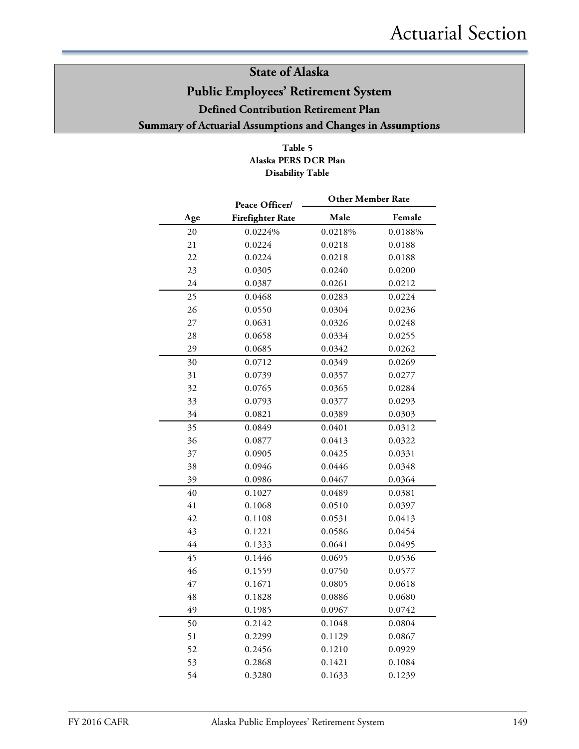# State of Alaska

## Public Employees' Retirement System

### Defined Contribution Retirement Plan

### Summary of Actuarial Assumptions and Changes in Assumptions

**Table 5**
**Alaska PERS DCR Plan**
**Disability Table**

| Age | Peace Officer/ Firefighter Rate | Other Member Rate | |
|---|---|---|---|
| | | Male | Female |
| 20 | 0.0224% | 0.0218% | 0.0188% |
| 21 | 0.0224 | 0.0218 | 0.0188 |
| 22 | 0.0224 | 0.0218 | 0.0188 |
| 23 | 0.0305 | 0.0240 | 0.0200 |
| 24 | 0.0387 | 0.0261 | 0.0212 |
| 25 | 0.0468 | 0.0283 | 0.0224 |
| 26 | 0.0550 | 0.0304 | 0.0236 |
| 27 | 0.0631 | 0.0326 | 0.0248 |
| 28 | 0.0658 | 0.0334 | 0.0255 |
| 29 | 0.0685 | 0.0342 | 0.0262 |
| 30 | 0.0712 | 0.0349 | 0.0269 |
| 31 | 0.0739 | 0.0357 | 0.0277 |
| 32 | 0.0765 | 0.0365 | 0.0284 |
| 33 | 0.0793 | 0.0377 | 0.0293 |
| 34 | 0.0821 | 0.0389 | 0.0303 |
| 35 | 0.0849 | 0.0401 | 0.0312 |
| 36 | 0.0877 | 0.0413 | 0.0322 |
| 37 | 0.0905 | 0.0425 | 0.0331 |
| 38 | 0.0946 | 0.0446 | 0.0348 |
| 39 | 0.0986 | 0.0467 | 0.0364 |
| 40 | 0.1027 | 0.0489 | 0.0381 |
| 41 | 0.1068 | 0.0510 | 0.0397 |
| 42 | 0.1108 | 0.0531 | 0.0413 |
| 43 | 0.1221 | 0.0586 | 0.0454 |
| 44 | 0.1333 | 0.0641 | 0.0495 |
| 45 | 0.1446 | 0.0695 | 0.0536 |
| 46 | 0.1559 | 0.0750 | 0.0577 |
| 47 | 0.1671 | 0.0805 | 0.0618 |
| 48 | 0.1828 | 0.0886 | 0.0680 |
| 49 | 0.1985 | 0.0967 | 0.0742 |
| 50 | 0.2142 | 0.1048 | 0.0804 |
| 51 | 0.2299 | 0.1129 | 0.0867 |
| 52 | 0.2456 | 0.1210 | 0.0929 |
| 53 | 0.2868 | 0.1421 | 0.1084 |
| 54 | 0.3280 | 0.1633 | 0.1239 |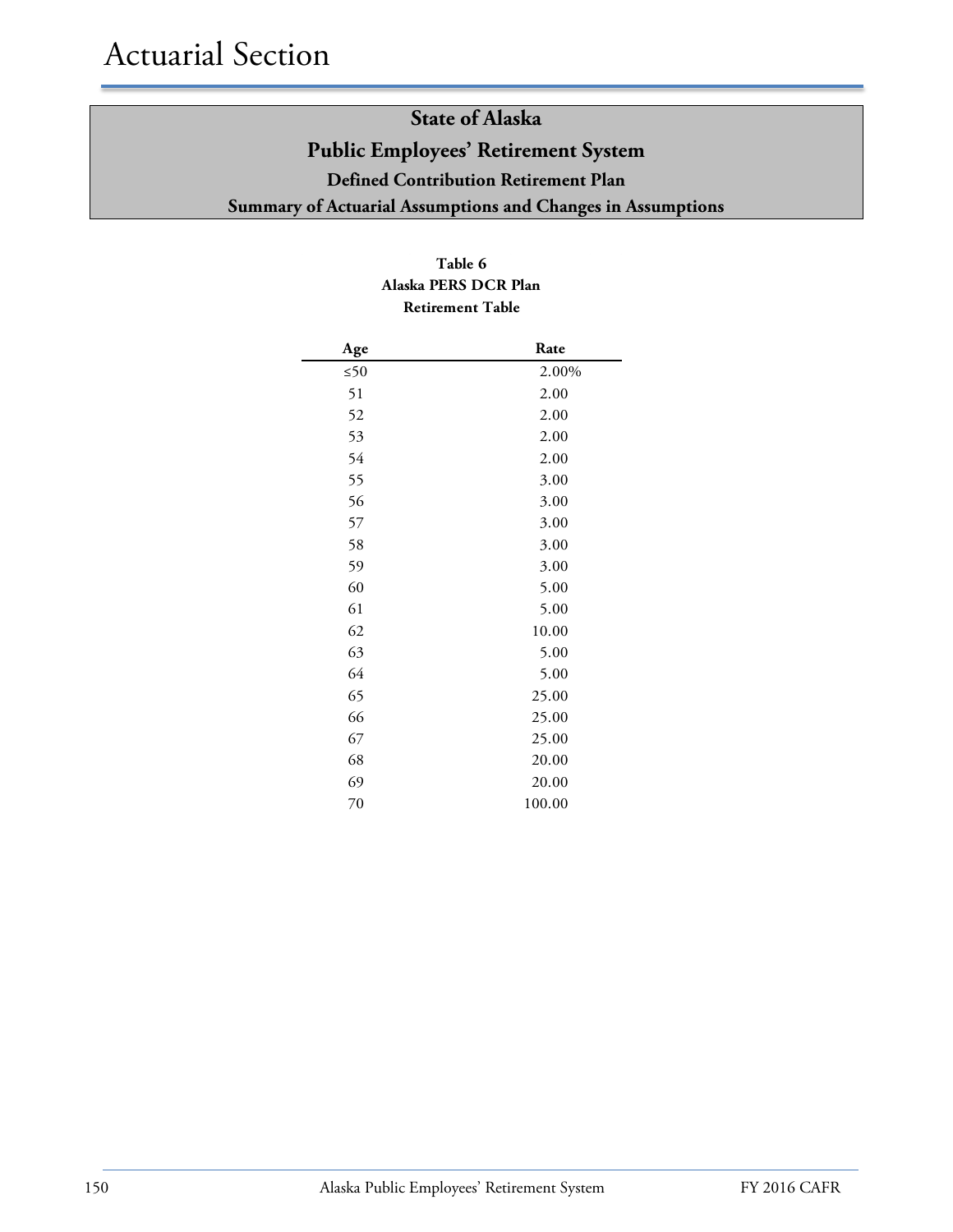# Actuarial Section

## State of Alaska
## Public Employees' Retirement System
### Defined Contribution Retirement Plan
### Summary of Actuarial Assumptions and Changes in Assumptions

**Table 6**
**Alaska PERS DCR Plan**
**Retirement Table**

| Age | Rate |
|---|---|
| ≤50 | 2.00% |
| 51 | 2.00 |
| 52 | 2.00 |
| 53 | 2.00 |
| 54 | 2.00 |
| 55 | 3.00 |
| 56 | 3.00 |
| 57 | 3.00 |
| 58 | 3.00 |
| 59 | 3.00 |
| 60 | 5.00 |
| 61 | 5.00 |
| 62 | 10.00 |
| 63 | 5.00 |
| 64 | 5.00 |
| 65 | 25.00 |
| 66 | 25.00 |
| 67 | 25.00 |
| 68 | 20.00 |
| 69 | 20.00 |
| 70 | 100.00 |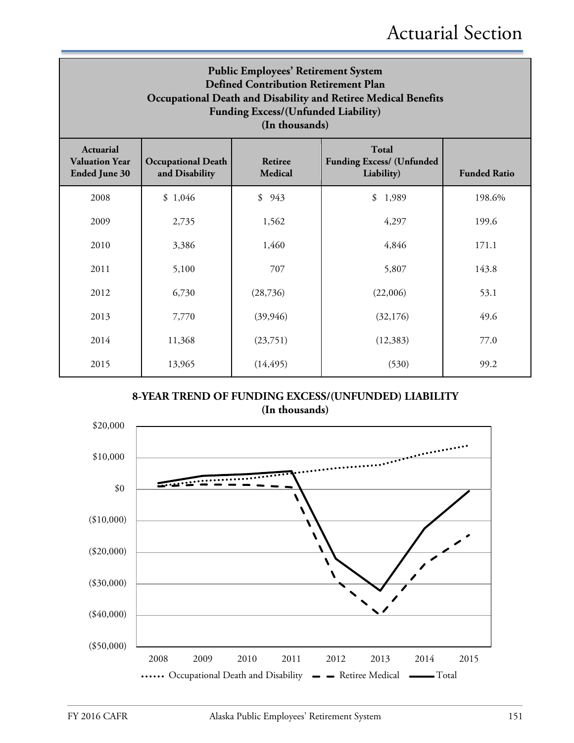**Public Employees' Retirement System**
**Defined Contribution Retirement Plan**
**Occupational Death and Disability and Retiree Medical Benefits**
**Funding Excess/(Unfunded Liability)**
**(In thousands)**

| Actuarial Valuation Year Ended June 30 | Occupational Death and Disability | Retiree Medical | Total Funding Excess/ (Unfunded Liability) | Funded Ratio |
|---|---|---|---|---|
| 2008 | $ 1,046 | $ 943 | $ 1,989 | 198.6% |
| 2009 | 2,735 | 1,562 | 4,297 | 199.6 |
| 2010 | 3,386 | 1,460 | 4,846 | 171.1 |
| 2011 | 5,100 | 707 | 5,807 | 143.8 |
| 2012 | 6,730 | (28,736) | (22,006) | 53.1 |
| 2013 | 7,770 | (39,946) | (32,176) | 49.6 |
| 2014 | 11,368 | (23,751) | (12,383) | 77.0 |
| 2015 | 13,965 | (14,495) | (530) | 99.2 |

**8-YEAR TREND OF FUNDING EXCESS/(UNFUNDED) LIABILITY**
**(In thousands)**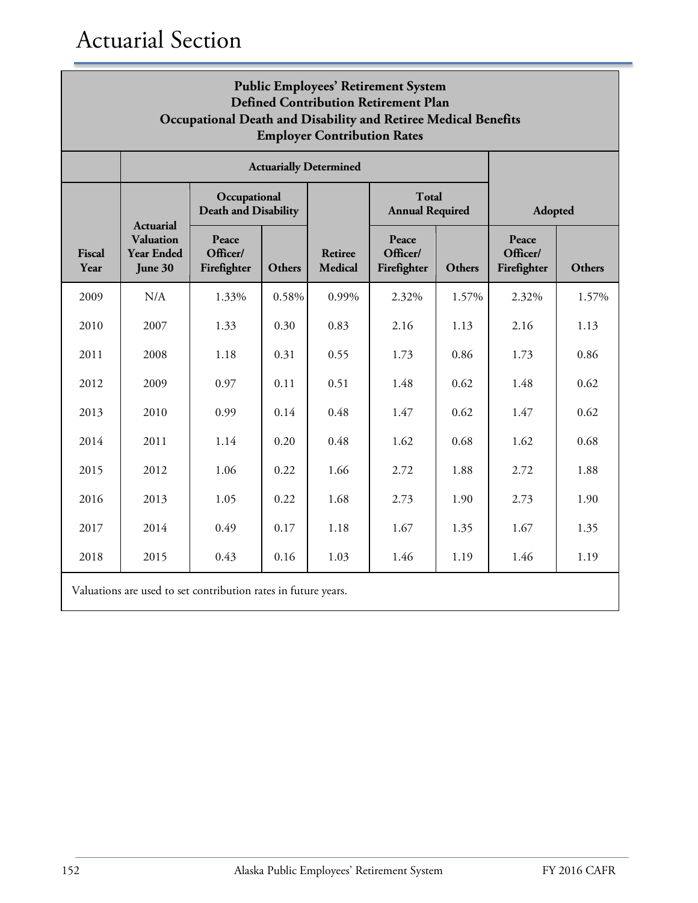# Actuarial Section

**Public Employees' Retirement System**
**Defined Contribution Retirement Plan**
**Occupational Death and Disability and Retiree Medical Benefits**
**Employer Contribution Rates**

| | Actuarially Determined | | | | | | Adopted | |
|---|---|---|---|---|---|---|---|---|
| | | Occupational Death and Disability | | | Total Annual Required | | | |
| Fiscal Year | Actuarial Valuation Year Ended June 30 | Peace Officer/ Firefighter | Others | Retiree Medical | Peace Officer/ Firefighter | Others | Peace Officer/ Firefighter | Others |
| 2009 | N/A | 1.33% | 0.58% | 0.99% | 2.32% | 1.57% | 2.32% | 1.57% |
| 2010 | 2007 | 1.33 | 0.30 | 0.83 | 2.16 | 1.13 | 2.16 | 1.13 |
| 2011 | 2008 | 1.18 | 0.31 | 0.55 | 1.73 | 0.86 | 1.73 | 0.86 |
| 2012 | 2009 | 0.97 | 0.11 | 0.51 | 1.48 | 0.62 | 1.48 | 0.62 |
| 2013 | 2010 | 0.99 | 0.14 | 0.48 | 1.47 | 0.62 | 1.47 | 0.62 |
| 2014 | 2011 | 1.14 | 0.20 | 0.48 | 1.62 | 0.68 | 1.62 | 0.68 |
| 2015 | 2012 | 1.06 | 0.22 | 1.66 | 2.72 | 1.88 | 2.72 | 1.88 |
| 2016 | 2013 | 1.05 | 0.22 | 1.68 | 2.73 | 1.90 | 2.73 | 1.90 |
| 2017 | 2014 | 0.49 | 0.17 | 1.18 | 1.67 | 1.35 | 1.67 | 1.35 |
| 2018 | 2015 | 0.43 | 0.16 | 1.03 | 1.46 | 1.19 | 1.46 | 1.19 |

Valuations are used to set contribution rates in future years.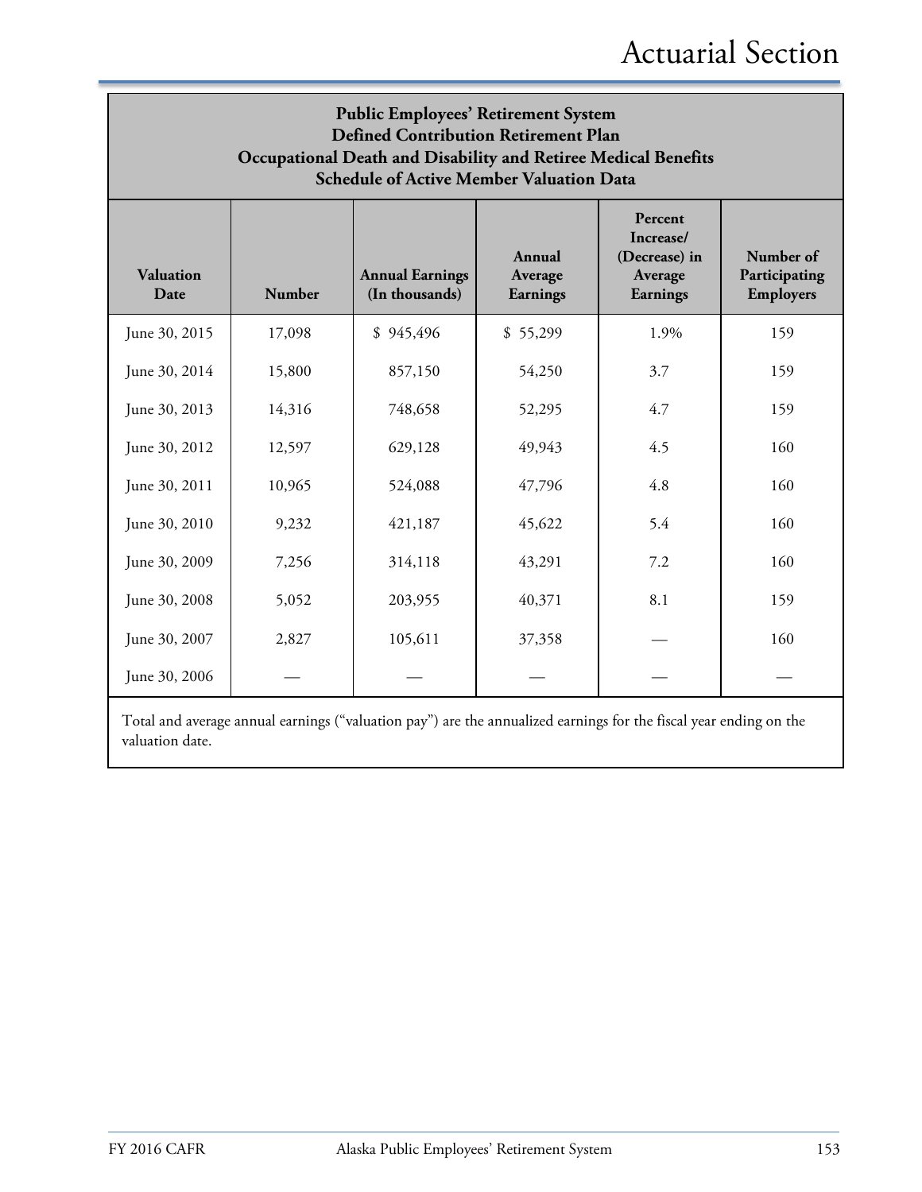| **Public Employees' Retirement System<br>Defined Contribution Retirement Plan<br>Occupational Death and Disability and Retiree Medical Benefits<br>Schedule of Active Member Valuation Data** | | | | | |
|---|---|---|---|---|---|
| **Valuation Date** | **Number** | **Annual Earnings (In thousands)** | **Annual Average Earnings** | **Percent Increase/ (Decrease) in Average Earnings** | **Number of Participating Employers** |
| June 30, 2015 | 17,098 | $ 945,496 | $ 55,299 | 1.9% | 159 |
| June 30, 2014 | 15,800 | 857,150 | 54,250 | 3.7 | 159 |
| June 30, 2013 | 14,316 | 748,658 | 52,295 | 4.7 | 159 |
| June 30, 2012 | 12,597 | 629,128 | 49,943 | 4.5 | 160 |
| June 30, 2011 | 10,965 | 524,088 | 47,796 | 4.8 | 160 |
| June 30, 2010 | 9,232 | 421,187 | 45,622 | 5.4 | 160 |
| June 30, 2009 | 7,256 | 314,118 | 43,291 | 7.2 | 160 |
| June 30, 2008 | 5,052 | 203,955 | 40,371 | 8.1 | 159 |
| June 30, 2007 | 2,827 | 105,611 | 37,358 | — | 160 |
| June 30, 2006 | — | — | — | — | — |

Total and average annual earnings ("valuation pay") are the annualized earnings for the fiscal year ending on the valuation date.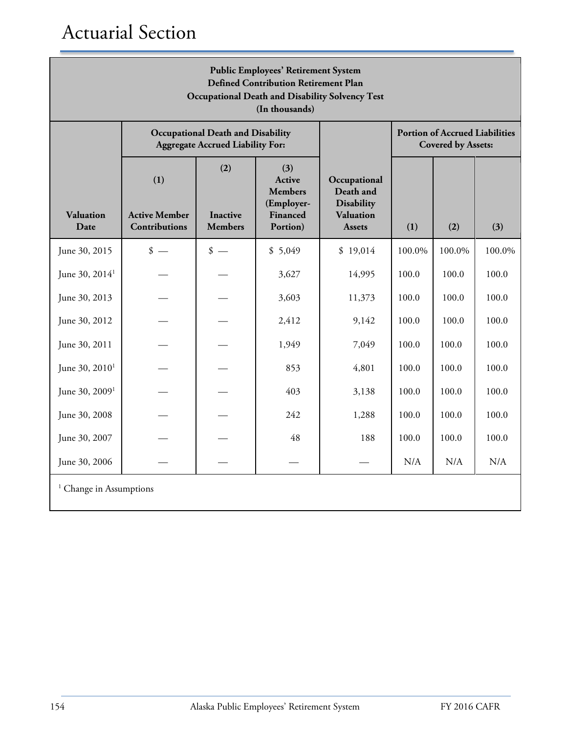# Actuarial Section

| Public Employees' Retirement System<br>Defined Contribution Retirement Plan<br>Occupational Death and Disability Solvency Test<br>(In thousands) | | | | | | | |
|---|---|---|---|---|---|---|---|
| | **Occupational Death and Disability Aggregate Accrued Liability For:** | | | | **Portion of Accrued Liabilities Covered by Assets:** | | |
| **Valuation Date** | **(1) Active Member Contributions** | **(2) Inactive Members** | **(3) Active Members (Employer-Financed Portion)** | **Occupational Death and Disability Valuation Assets** | **(1)** | **(2)** | **(3)** |
| June 30, 2015 | $ — | $ — | $ 5,049 | $ 19,014 | 100.0% | 100.0% | 100.0% |
| June 30, 2014[1] | — | — | 3,627 | 14,995 | 100.0 | 100.0 | 100.0 |
| June 30, 2013 | — | — | 3,603 | 11,373 | 100.0 | 100.0 | 100.0 |
| June 30, 2012 | — | — | 2,412 | 9,142 | 100.0 | 100.0 | 100.0 |
| June 30, 2011 | — | — | 1,949 | 7,049 | 100.0 | 100.0 | 100.0 |
| June 30, 2010[1] | — | — | 853 | 4,801 | 100.0 | 100.0 | 100.0 |
| June 30, 2009[1] | — | — | 403 | 3,138 | 100.0 | 100.0 | 100.0 |
| June 30, 2008 | — | — | 242 | 1,288 | 100.0 | 100.0 | 100.0 |
| June 30, 2007 | — | — | 48 | 188 | 100.0 | 100.0 | 100.0 |
| June 30, 2006 | — | — | — | — | N/A | N/A | N/A |

[1] Change in Assumptions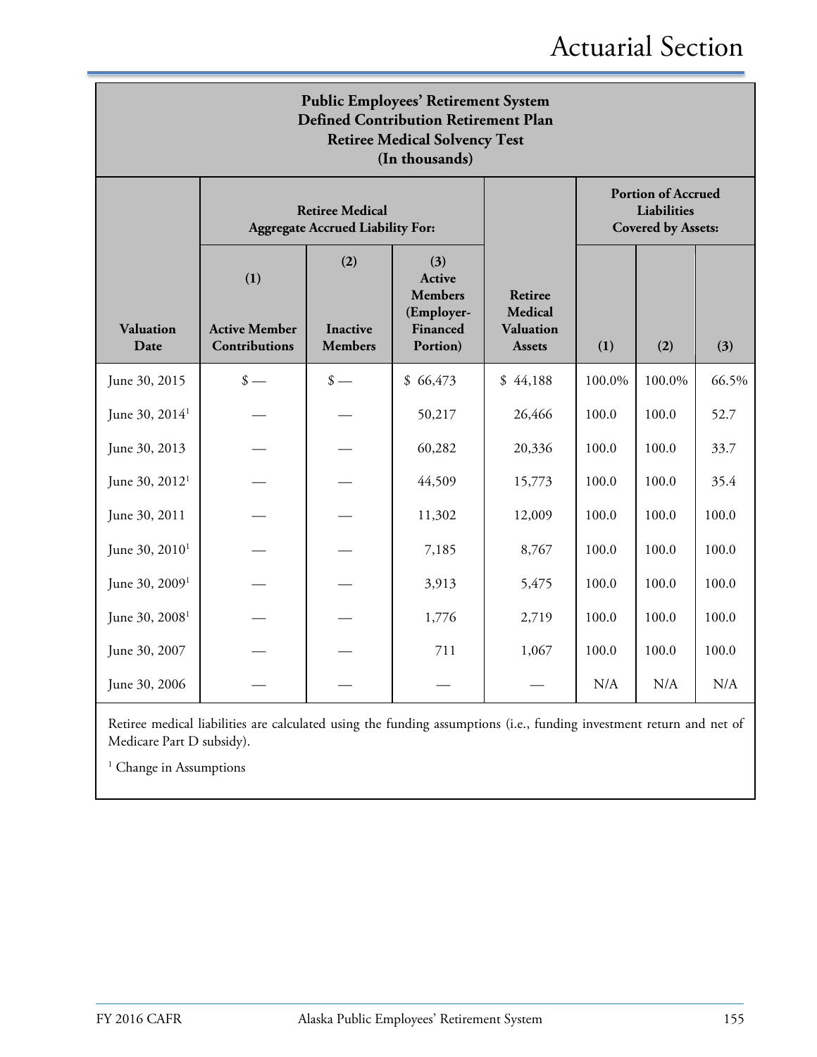**Public Employees' Retirement System**
**Defined Contribution Retirement Plan**
**Retiree Medical Solvency Test**
**(In thousands)**

| Valuation Date | Retiree Medical Aggregate Accrued Liability For: | | | Retiree Medical Valuation Assets | Portion of Accrued Liabilities Covered by Assets: | | |
|---|---|---|---|---|---|---|---|
| | (1) Active Member Contributions | (2) Inactive Members | (3) Active Members (Employer-Financed Portion) | | (1) | (2) | (3) |
| June 30, 2015 | $ — | $ — | $ 66,473 | $ 44,188 | 100.0% | 100.0% | 66.5% |
| June 30, 2014[1] | — | — | 50,217 | 26,466 | 100.0 | 100.0 | 52.7 |
| June 30, 2013 | — | — | 60,282 | 20,336 | 100.0 | 100.0 | 33.7 |
| June 30, 2012[1] | — | — | 44,509 | 15,773 | 100.0 | 100.0 | 35.4 |
| June 30, 2011 | — | — | 11,302 | 12,009 | 100.0 | 100.0 | 100.0 |
| June 30, 2010[1] | — | — | 7,185 | 8,767 | 100.0 | 100.0 | 100.0 |
| June 30, 2009[1] | — | — | 3,913 | 5,475 | 100.0 | 100.0 | 100.0 |
| June 30, 2008[1] | — | — | 1,776 | 2,719 | 100.0 | 100.0 | 100.0 |
| June 30, 2007 | — | — | 711 | 1,067 | 100.0 | 100.0 | 100.0 |
| June 30, 2006 | — | — | — | — | N/A | N/A | N/A |

Retiree medical liabilities are calculated using the funding assumptions (i.e., funding investment return and net of Medicare Part D subsidy).

[1] Change in Assumptions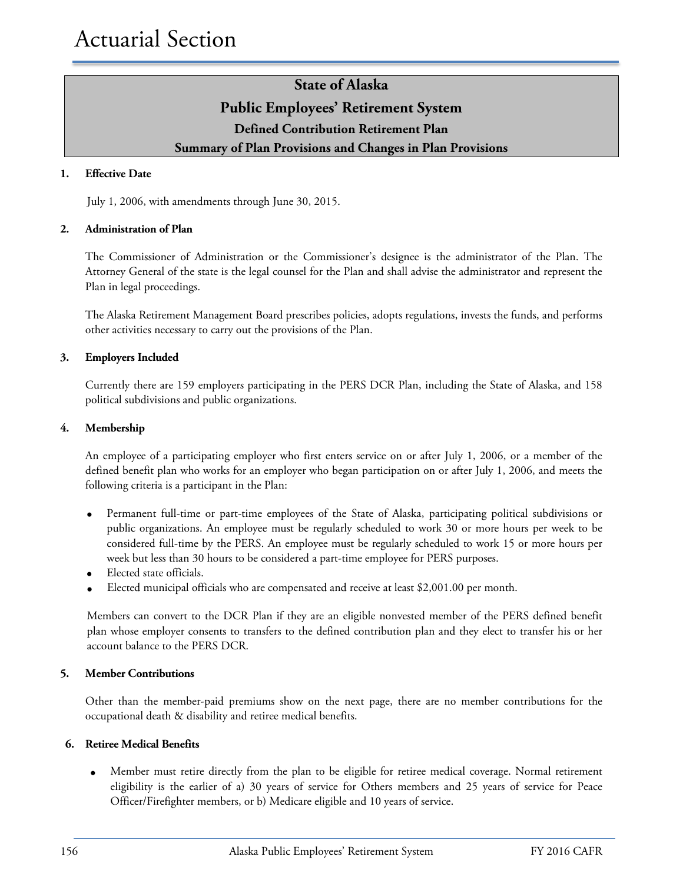# State of Alaska
## Public Employees' Retirement System
### Defined Contribution Retirement Plan
### Summary of Plan Provisions and Changes in Plan Provisions

**1. Effective Date**

July 1, 2006, with amendments through June 30, 2015.

**2. Administration of Plan**

The Commissioner of Administration or the Commissioner's designee is the administrator of the Plan. The Attorney General of the state is the legal counsel for the Plan and shall advise the administrator and represent the Plan in legal proceedings.

The Alaska Retirement Management Board prescribes policies, adopts regulations, invests the funds, and performs other activities necessary to carry out the provisions of the Plan.

**3. Employers Included**

Currently there are 159 employers participating in the PERS DCR Plan, including the State of Alaska, and 158 political subdivisions and public organizations.

**4. Membership**

An employee of a participating employer who first enters service on or after July 1, 2006, or a member of the defined benefit plan who works for an employer who began participation on or after July 1, 2006, and meets the following criteria is a participant in the Plan:

- Permanent full-time or part-time employees of the State of Alaska, participating political subdivisions or public organizations. An employee must be regularly scheduled to work 30 or more hours per week to be considered full-time by the PERS. An employee must be regularly scheduled to work 15 or more hours per week but less than 30 hours to be considered a part-time employee for PERS purposes.
- Elected state officials.
- Elected municipal officials who are compensated and receive at least $2,001.00 per month.

Members can convert to the DCR Plan if they are an eligible nonvested member of the PERS defined benefit plan whose employer consents to transfers to the defined contribution plan and they elect to transfer his or her account balance to the PERS DCR.

**5. Member Contributions**

Other than the member-paid premiums show on the next page, there are no member contributions for the occupational death & disability and retiree medical benefits.

**6. Retiree Medical Benefits**

- Member must retire directly from the plan to be eligible for retiree medical coverage. Normal retirement eligibility is the earlier of a) 30 years of service for Others members and 25 years of service for Peace Officer/Firefighter members, or b) Medicare eligible and 10 years of service.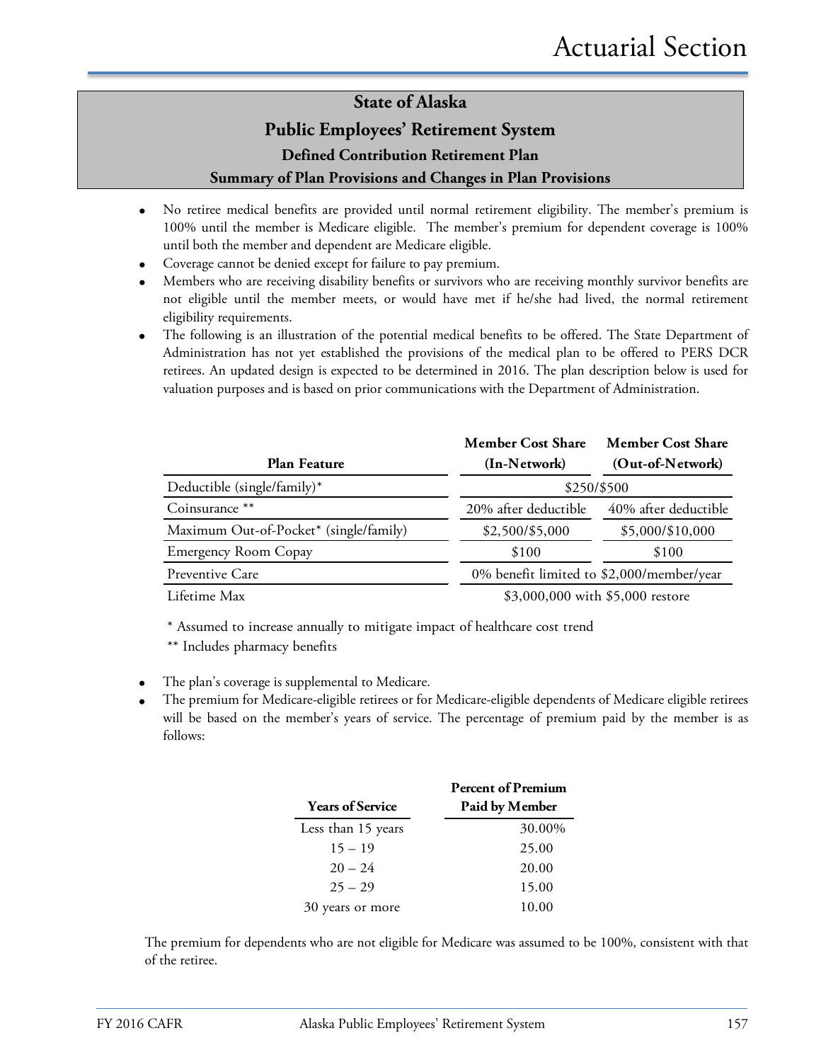## State of Alaska

## Public Employees' Retirement System

### Defined Contribution Retirement Plan

### Summary of Plan Provisions and Changes in Plan Provisions

- No retiree medical benefits are provided until normal retirement eligibility. The member's premium is 100% until the member is Medicare eligible. The member's premium for dependent coverage is 100% until both the member and dependent are Medicare eligible.
- Coverage cannot be denied except for failure to pay premium.
- Members who are receiving disability benefits or survivors who are receiving monthly survivor benefits are not eligible until the member meets, or would have met if he/she had lived, the normal retirement eligibility requirements.
- The following is an illustration of the potential medical benefits to be offered. The State Department of Administration has not yet established the provisions of the medical plan to be offered to PERS DCR retirees. An updated design is expected to be determined in 2016. The plan description below is used for valuation purposes and is based on prior communications with the Department of Administration.

| Plan Feature | Member Cost Share (In-Network) | Member Cost Share (Out-of-Network) |
|---|---|---|
| Deductible (single/family)* | $250/$500 | |
| Coinsurance ** | 20% after deductible | 40% after deductible |
| Maximum Out-of-Pocket* (single/family) | $2,500/$5,000 | $5,000/$10,000 |
| Emergency Room Copay | $100 | $100 |
| Preventive Care | 0% benefit limited to $2,000/member/year | |
| Lifetime Max | $3,000,000 with $5,000 restore | |

\* Assumed to increase annually to mitigate impact of healthcare cost trend

** Includes pharmacy benefits

- The plan's coverage is supplemental to Medicare.
- The premium for Medicare-eligible retirees or for Medicare-eligible dependents of Medicare eligible retirees will be based on the member's years of service. The percentage of premium paid by the member is as follows:

| Years of Service | Percent of Premium Paid by Member |
|---|---|
| Less than 15 years | 30.00% |
| 15 – 19 | 25.00 |
| 20 – 24 | 20.00 |
| 25 – 29 | 15.00 |
| 30 years or more | 10.00 |

The premium for dependents who are not eligible for Medicare was assumed to be 100%, consistent with that of the retiree.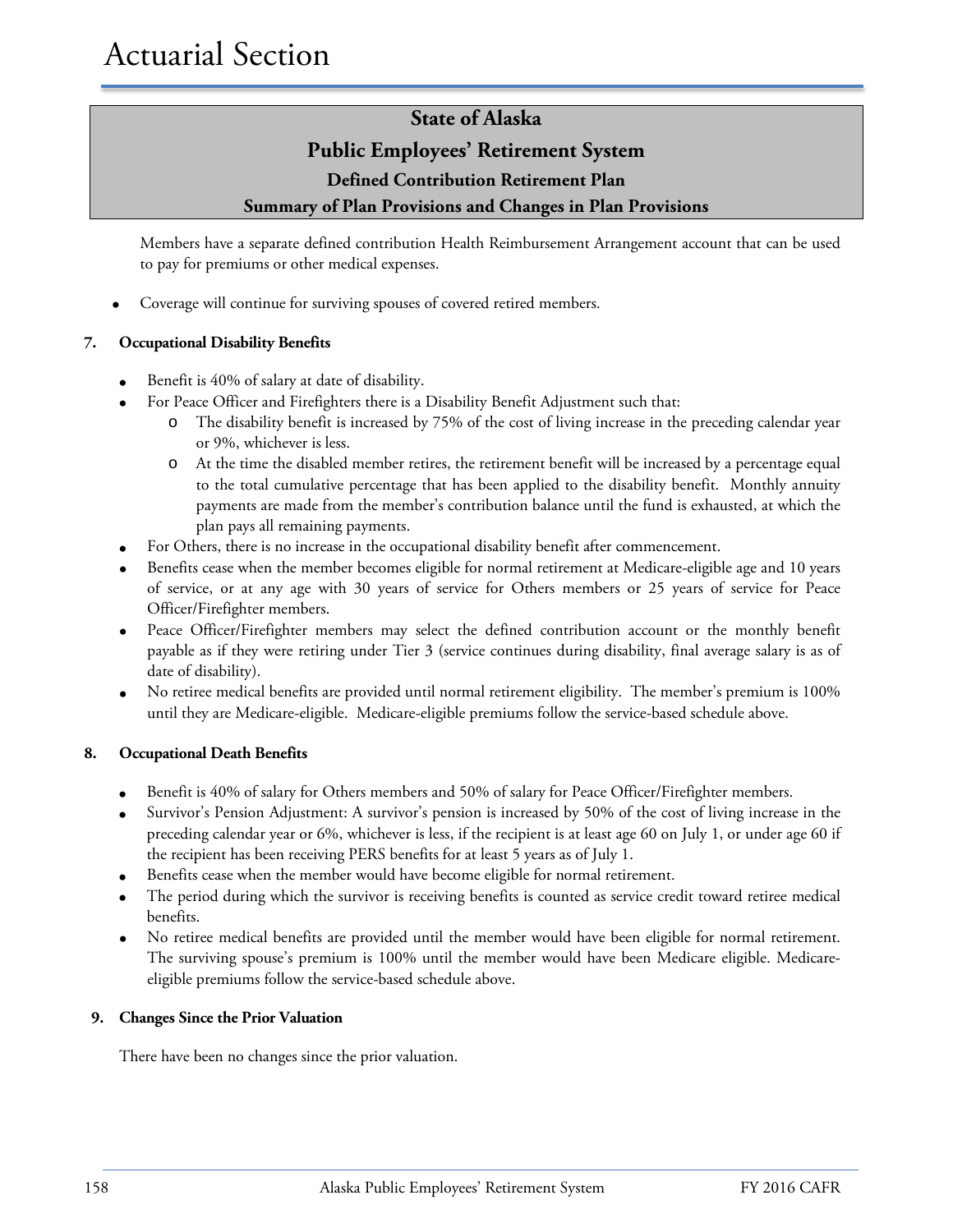# Actuarial Section

## State of Alaska
## Public Employees' Retirement System
### Defined Contribution Retirement Plan
### Summary of Plan Provisions and Changes in Plan Provisions

Members have a separate defined contribution Health Reimbursement Arrangement account that can be used to pay for premiums or other medical expenses.

- Coverage will continue for surviving spouses of covered retired members.

**7. Occupational Disability Benefits**

- Benefit is 40% of salary at date of disability.
- For Peace Officer and Firefighters there is a Disability Benefit Adjustment such that:
  - The disability benefit is increased by 75% of the cost of living increase in the preceding calendar year or 9%, whichever is less.
  - At the time the disabled member retires, the retirement benefit will be increased by a percentage equal to the total cumulative percentage that has been applied to the disability benefit. Monthly annuity payments are made from the member's contribution balance until the fund is exhausted, at which the plan pays all remaining payments.
- For Others, there is no increase in the occupational disability benefit after commencement.
- Benefits cease when the member becomes eligible for normal retirement at Medicare-eligible age and 10 years of service, or at any age with 30 years of service for Others members or 25 years of service for Peace Officer/Firefighter members.
- Peace Officer/Firefighter members may select the defined contribution account or the monthly benefit payable as if they were retiring under Tier 3 (service continues during disability, final average salary is as of date of disability).
- No retiree medical benefits are provided until normal retirement eligibility. The member's premium is 100% until they are Medicare-eligible. Medicare-eligible premiums follow the service-based schedule above.

**8. Occupational Death Benefits**

- Benefit is 40% of salary for Others members and 50% of salary for Peace Officer/Firefighter members.
- Survivor's Pension Adjustment: A survivor's pension is increased by 50% of the cost of living increase in the preceding calendar year or 6%, whichever is less, if the recipient is at least age 60 on July 1, or under age 60 if the recipient has been receiving PERS benefits for at least 5 years as of July 1.
- Benefits cease when the member would have become eligible for normal retirement.
- The period during which the survivor is receiving benefits is counted as service credit toward retiree medical benefits.
- No retiree medical benefits are provided until the member would have been eligible for normal retirement. The surviving spouse's premium is 100% until the member would have been Medicare eligible. Medicare-eligible premiums follow the service-based schedule above.

**9. Changes Since the Prior Valuation**

There have been no changes since the prior valuation.